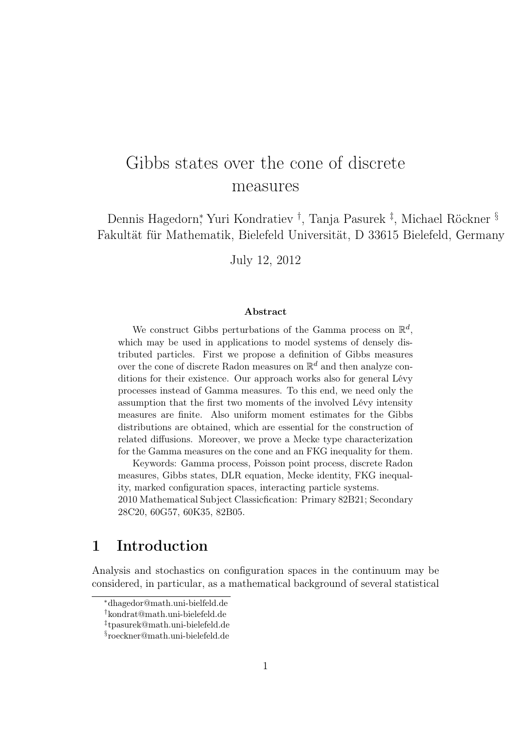# Gibbs states over the cone of discrete measures

Dennis Hagedorn[*], Yuri Kondratiev [†], Tanja Pasurek [‡], Michael Röckner [§]
Fakultät für Mathematik, Bielefeld Universität, D 33615 Bielefeld, Germany

July 12, 2012

### Abstract

We construct Gibbs perturbations of the Gamma process on $\mathbb{R}^d$, which may be used in applications to model systems of densely distributed particles. First we propose a definition of Gibbs measures over the cone of discrete Radon measures on $\mathbb{R}^d$ and then analyze conditions for their existence. Our approach works also for general Lévy processes instead of Gamma measures. To this end, we need only the assumption that the first two moments of the involved Lévy intensity measures are finite. Also uniform moment estimates for the Gibbs distributions are obtained, which are essential for the construction of related diffusions. Moreover, we prove a Mecke type characterization for the Gamma measures on the cone and an FKG inequality for them.

Keywords: Gamma process, Poisson point process, discrete Radon measures, Gibbs states, DLR equation, Mecke identity, FKG inequality, marked configuration spaces, interacting particle systems.

2010 Mathematical Subject Classicfication: Primary 82B21; Secondary 28C20, 60G57, 60K35, 82B05.

## 1 Introduction

Analysis and stochastics on configuration spaces in the continuum may be considered, in particular, as a mathematical background of several statistical

[*] dhagedor@math.uni-bielfeld.de

[†] kondrat@math.uni-bielefeld.de

[‡] tpasurek@math.uni-bielefeld.de

[§] roeckner@math.uni-bielefeld.de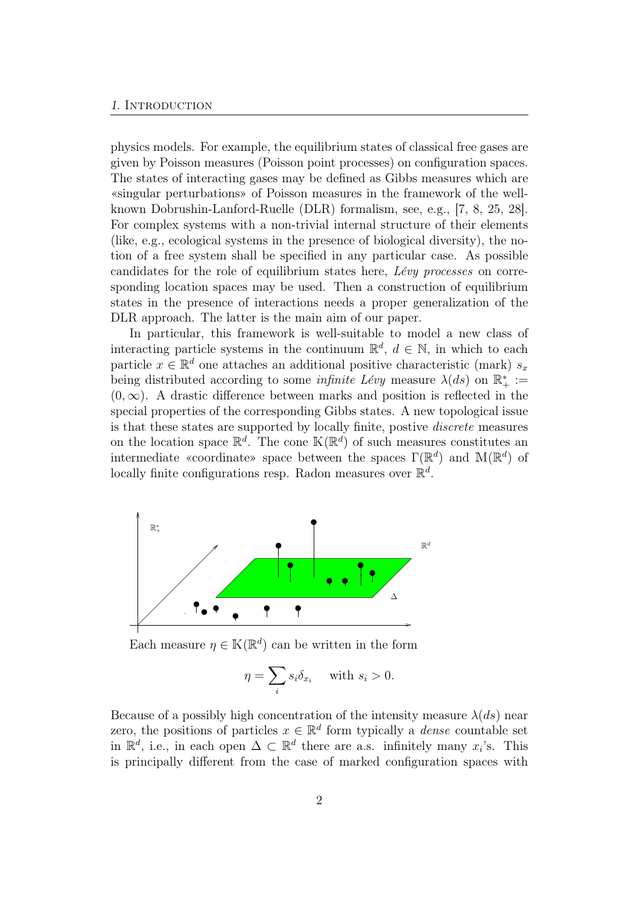physics models. For example, the equilibrium states of classical free gases are given by Poisson measures (Poisson point processes) on configuration spaces. The states of interacting gases may be defined as Gibbs measures which are «singular perturbations» of Poisson measures in the framework of the well-known Dobrushin-Lanford-Ruelle (DLR) formalism, see, e.g., [7, 8, 25, 28]. For complex systems with a non-trivial internal structure of their elements (like, e.g., ecological systems in the presence of biological diversity), the notion of a free system shall be specified in any particular case. As possible candidates for the role of equilibrium states here, *Lévy processes* on corresponding location spaces may be used. Then a construction of equilibrium states in the presence of interactions needs a proper generalization of the DLR approach. The latter is the main aim of our paper.

In particular, this framework is well-suitable to model a new class of interacting particle systems in the continuum $\mathbb{R}^d$, $d \in \mathbb{N}$, in which to each particle $x \in \mathbb{R}^d$ one attaches an additional positive characteristic (mark) $s_x$ being distributed according to some *infinite Lévy* measure $\lambda(ds)$ on $\mathbb{R}_+^* := (0, \infty)$. A drastic difference between marks and position is reflected in the special properties of the corresponding Gibbs states. A new topological issue is that these states are supported by locally finite, postive *discrete* measures on the location space $\mathbb{R}^d$. The cone $\mathbb{K}(\mathbb{R}^d)$ of such measures constitutes an intermediate «coordinate» space between the spaces $\Gamma(\mathbb{R}^d)$ and $\mathbb{M}(\mathbb{R}^d)$ of locally finite configurations resp. Radon measures over $\mathbb{R}^d$.

Each measure $\eta \in \mathbb{K}(\mathbb{R}^d)$ can be written in the form

$$\eta = \sum_i s_i \delta_{x_i} \quad \text{with } s_i > 0.$$

Because of a possibly high concentration of the intensity measure $\lambda(ds)$ near zero, the positions of particles $x \in \mathbb{R}^d$ form typically a *dense* countable set in $\mathbb{R}^d$, i.e., in each open $\Delta \subset \mathbb{R}^d$ there are a.s. infinitely many $x_i$'s. This is principally different from the case of marked configuration spaces with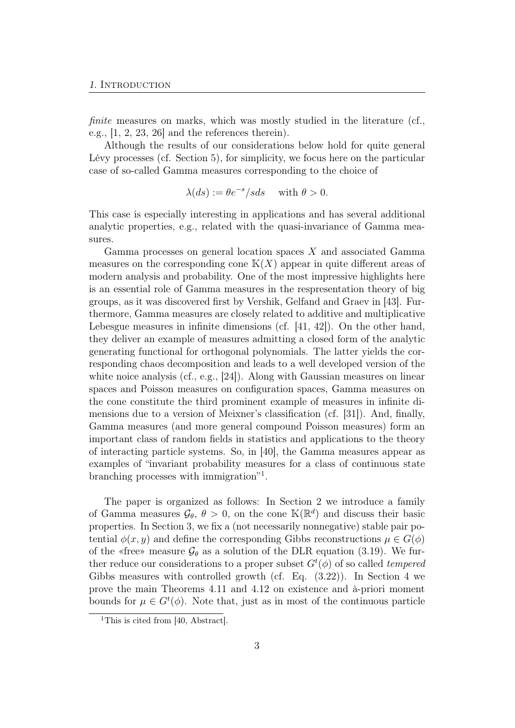*finite* measures on marks, which was mostly studied in the literature (cf., e.g., [1, 2, 23, 26] and the references therein).

Although the results of our considerations below hold for quite general Lévy processes (cf. Section 5), for simplicity, we focus here on the particular case of so-called Gamma measures corresponding to the choice of

$$\lambda(ds) := \theta e^{-s}/s ds \quad \text{with } \theta > 0.$$

This case is especially interesting in applications and has several additional analytic properties, e.g., related with the quasi-invariance of Gamma measures.

Gamma processes on general location spaces $X$ and associated Gamma measures on the corresponding cone $\mathbb{K}(X)$ appear in quite different areas of modern analysis and probability. One of the most impressive highlights here is an essential role of Gamma measures in the respresentation theory of big groups, as it was discovered first by Vershik, Gelfand and Graev in [43]. Furthermore, Gamma measures are closely related to additive and multiplicative Lebesgue measures in infinite dimensions (cf. [41, 42]). On the other hand, they deliver an example of measures admitting a closed form of the analytic generating functional for orthogonal polynomials. The latter yields the corresponding chaos decomposition and leads to a well developed version of the white noice analysis (cf., e.g., [24]). Along with Gaussian measures on linear spaces and Poisson measures on configuration spaces, Gamma measures on the cone constitute the third prominent example of measures in infinite dimensions due to a version of Meixner's classification (cf. [31]). And, finally, Gamma measures (and more general compound Poisson measures) form an important class of random fields in statistics and applications to the theory of interacting particle systems. So, in [40], the Gamma measures appear as examples of "invariant probability measures for a class of continuous state branching processes with immigration"[1].

The paper is organized as follows: In Section 2 we introduce a family of Gamma measures $\mathcal{G}_\theta$, $\theta > 0$, on the cone $\mathbb{K}(\mathbb{R}^d)$ and discuss their basic properties. In Section 3, we fix a (not necessarily nonnegative) stable pair potential $\phi(x, y)$ and define the corresponding Gibbs reconstructions $\mu \in G(\phi)$ of the «free» measure $\mathcal{G}_\theta$ as a solution of the DLR equation (3.19). We further reduce our considerations to a proper subset $G^t(\phi)$ of so called *tempered* Gibbs measures with controlled growth (cf. Eq. (3.22)). In Section 4 we prove the main Theorems 4.11 and 4.12 on existence and à-priori moment bounds for $\mu \in G^t(\phi)$. Note that, just as in most of the continuous particle

[1] This is cited from [40, Abstract].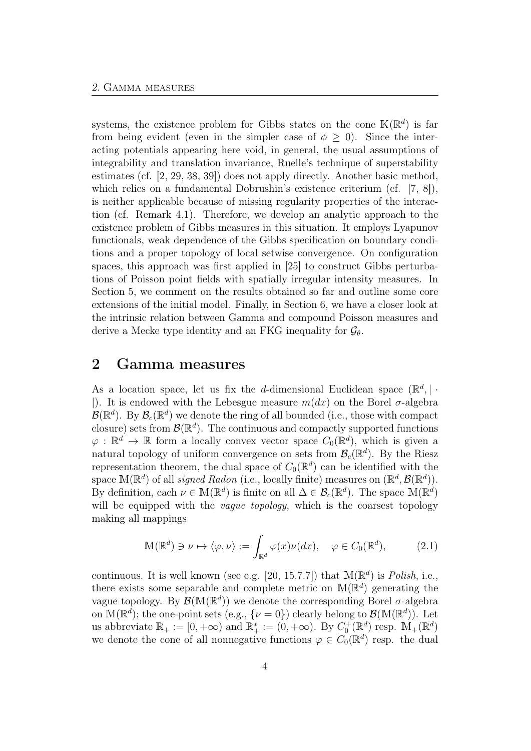systems, the existence problem for Gibbs states on the cone $\mathbb{K}(\mathbb{R}^d)$ is far from being evident (even in the simpler case of $\phi \geq 0$). Since the interacting potentials appearing here void, in general, the usual assumptions of integrability and translation invariance, Ruelle's technique of superstability estimates (cf. [2, 29, 38, 39]) does not apply directly. Another basic method, which relies on a fundamental Dobrushin's existence criterium (cf. [7, 8]), is neither applicable because of missing regularity properties of the interaction (cf. Remark 4.1). Therefore, we develop an analytic approach to the existence problem of Gibbs measures in this situation. It employs Lyapunov functionals, weak dependence of the Gibbs specification on boundary conditions and a proper topology of local setwise convergence. On configuration spaces, this approach was first applied in [25] to construct Gibbs perturbations of Poisson point fields with spatially irregular intensity measures. In Section 5, we comment on the results obtained so far and outline some core extensions of the initial model. Finally, in Section 6, we have a closer look at the intrinsic relation between Gamma and compound Poisson measures and derive a Mecke type identity and an FKG inequality for $\mathcal{G}_\theta$.

## 2 Gamma measures

As a location space, let us fix the $d$-dimensional Euclidean space $(\mathbb{R}^d, |\cdot|)$. It is endowed with the Lebesgue measure $m(dx)$ on the Borel $\sigma$-algebra $\mathcal{B}(\mathbb{R}^d)$. By $\mathcal{B}_c(\mathbb{R}^d)$ we denote the ring of all bounded (i.e., those with compact closure) sets from $\mathcal{B}(\mathbb{R}^d)$. The continuous and compactly supported functions $\varphi : \mathbb{R}^d \to \mathbb{R}$ form a locally convex vector space $C_0(\mathbb{R}^d)$, which is given a natural topology of uniform convergence on sets from $\mathcal{B}_c(\mathbb{R}^d)$. By the Riesz representation theorem, the dual space of $C_0(\mathbb{R}^d)$ can be identified with the space $\mathbb{M}(\mathbb{R}^d)$ of all *signed Radon* (i.e., locally finite) measures on $(\mathbb{R}^d, \mathcal{B}(\mathbb{R}^d))$. By definition, each $\nu \in \mathbb{M}(\mathbb{R}^d)$ is finite on all $\Delta \in \mathcal{B}_c(\mathbb{R}^d)$. The space $\mathbb{M}(\mathbb{R}^d)$ will be equipped with the *vague topology*, which is the coarsest topology making all mappings

$$\mathbb{M}(\mathbb{R}^d) \ni \nu \mapsto \langle \varphi, \nu \rangle := \int_{\mathbb{R}^d} \varphi(x)\nu(dx), \quad \varphi \in C_0(\mathbb{R}^d), \tag{2.1}$$

continuous. It is well known (see e.g. [20, 15.7.7]) that $\mathbb{M}(\mathbb{R}^d)$ is *Polish*, i.e., there exists some separable and complete metric on $\mathbb{M}(\mathbb{R}^d)$ generating the vague topology. By $\mathcal{B}(\mathbb{M}(\mathbb{R}^d))$ we denote the corresponding Borel $\sigma$-algebra on $\mathbb{M}(\mathbb{R}^d)$; the one-point sets (e.g., $\{\nu = 0\}$) clearly belong to $\mathcal{B}(\mathbb{M}(\mathbb{R}^d))$. Let us abbreviate $\mathbb{R}_+ := [0, +\infty)$ and $\mathbb{R}_+^* := (0, +\infty)$. By $C_0^+(\mathbb{R}^d)$ resp. $\mathbb{M}_+(\mathbb{R}^d)$ we denote the cone of all nonnegative functions $\varphi \in C_0(\mathbb{R}^d)$ resp. the dual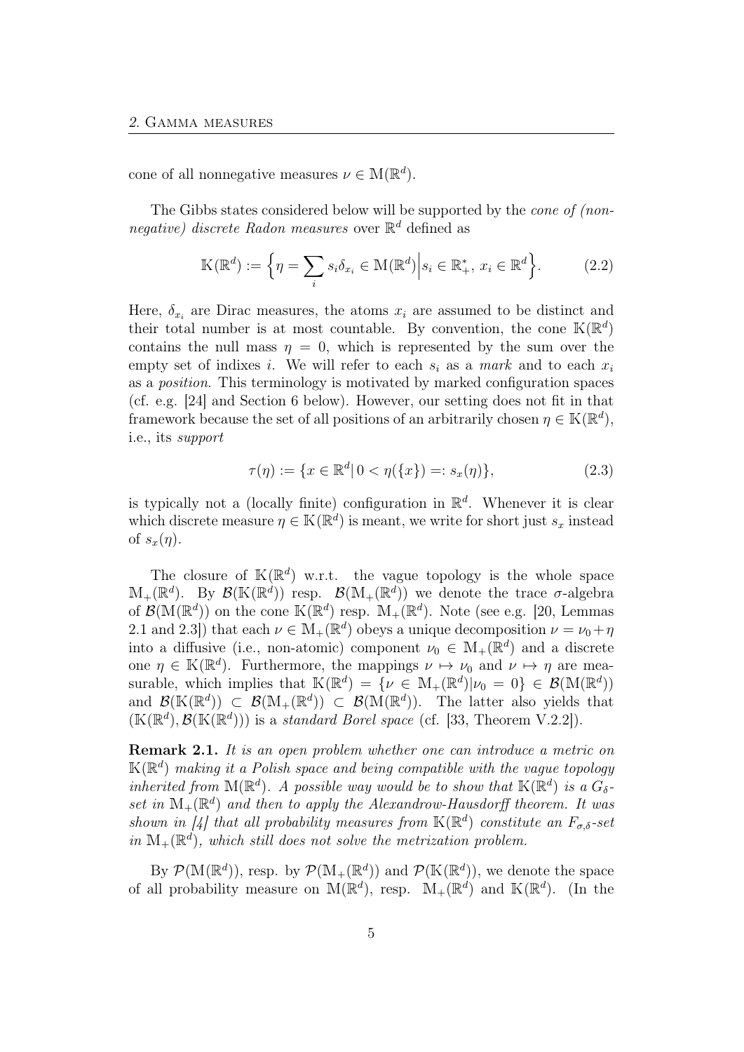cone of all nonnegative measures $\nu \in \mathbb{M}(\mathbb{R}^d)$.

The Gibbs states considered below will be supported by the *cone of (nonnegative) discrete Radon measures* over $\mathbb{R}^d$ defined as

$$\mathbb{K}(\mathbb{R}^d) := \Big\{ \eta = \sum_i s_i \delta_{x_i} \in \mathbb{M}(\mathbb{R}^d) \Big| s_i \in \mathbb{R}_+^*,\ x_i \in \mathbb{R}^d \Big\}. \tag{2.2}$$

Here, $\delta_{x_i}$ are Dirac measures, the atoms $x_i$ are assumed to be distinct and their total number is at most countable. By convention, the cone $\mathbb{K}(\mathbb{R}^d)$ contains the null mass $\eta = 0$, which is represented by the sum over the empty set of indixes $i$. We will refer to each $s_i$ as a *mark* and to each $x_i$ as a *position*. This terminology is motivated by marked configuration spaces (cf. e.g. [24] and Section 6 below). However, our setting does not fit in that framework because the set of all positions of an arbitrarily chosen $\eta \in \mathbb{K}(\mathbb{R}^d)$, i.e., its *support*

$$\tau(\eta) := \{x \in \mathbb{R}^d |\, 0 < \eta(\{x\}) =: s_x(\eta)\}, \tag{2.3}$$

is typically not a (locally finite) configuration in $\mathbb{R}^d$. Whenever it is clear which discrete measure $\eta \in \mathbb{K}(\mathbb{R}^d)$ is meant, we write for short just $s_x$ instead of $s_x(\eta)$.

The closure of $\mathbb{K}(\mathbb{R}^d)$ w.r.t. the vague topology is the whole space $\mathbb{M}_+(\mathbb{R}^d)$. By $\mathcal{B}(\mathbb{K}(\mathbb{R}^d))$ resp. $\mathcal{B}(\mathbb{M}_+(\mathbb{R}^d))$ we denote the trace $\sigma$-algebra of $\mathcal{B}(\mathbb{M}(\mathbb{R}^d))$ on the cone $\mathbb{K}(\mathbb{R}^d)$ resp. $\mathbb{M}_+(\mathbb{R}^d)$. Note (see e.g. [20, Lemmas 2.1 and 2.3]) that each $\nu \in \mathbb{M}_+(\mathbb{R}^d)$ obeys a unique decomposition $\nu = \nu_0 + \eta$ into a diffusive (i.e., non-atomic) component $\nu_0 \in \mathbb{M}_+(\mathbb{R}^d)$ and a discrete one $\eta \in \mathbb{K}(\mathbb{R}^d)$. Furthermore, the mappings $\nu \mapsto \nu_0$ and $\nu \mapsto \eta$ are measurable, which implies that $\mathbb{K}(\mathbb{R}^d) = \{\nu \in \mathbb{M}_+(\mathbb{R}^d) | \nu_0 = 0\} \in \mathcal{B}(\mathbb{M}(\mathbb{R}^d))$ and $\mathcal{B}(\mathbb{K}(\mathbb{R}^d)) \subset \mathcal{B}(\mathbb{M}_+(\mathbb{R}^d)) \subset \mathcal{B}(\mathbb{M}(\mathbb{R}^d))$. The latter also yields that $(\mathbb{K}(\mathbb{R}^d), \mathcal{B}(\mathbb{K}(\mathbb{R}^d)))$ is a *standard Borel space* (cf. [33, Theorem V.2.2]).

**Remark 2.1.** *It is an open problem whether one can introduce a metric on $\mathbb{K}(\mathbb{R}^d)$ making it a Polish space and being compatible with the vague topology inherited from $\mathbb{M}(\mathbb{R}^d)$. A possible way would be to show that $\mathbb{K}(\mathbb{R}^d)$ is a $G_\delta$-set in $\mathbb{M}_+(\mathbb{R}^d)$ and then to apply the Alexandrow-Hausdorff theorem. It was shown in [4] that all probability measures from $\mathbb{K}(\mathbb{R}^d)$ constitute an $F_{\sigma,\delta}$-set in $\mathbb{M}_+(\mathbb{R}^d)$, which still does not solve the metrization problem.*

By $\mathcal{P}(\mathbb{M}(\mathbb{R}^d))$, resp. by $\mathcal{P}(\mathbb{M}_+(\mathbb{R}^d))$ and $\mathcal{P}(\mathbb{K}(\mathbb{R}^d))$, we denote the space of all probability measure on $\mathbb{M}(\mathbb{R}^d)$, resp. $\mathbb{M}_+(\mathbb{R}^d)$ and $\mathbb{K}(\mathbb{R}^d)$. (In the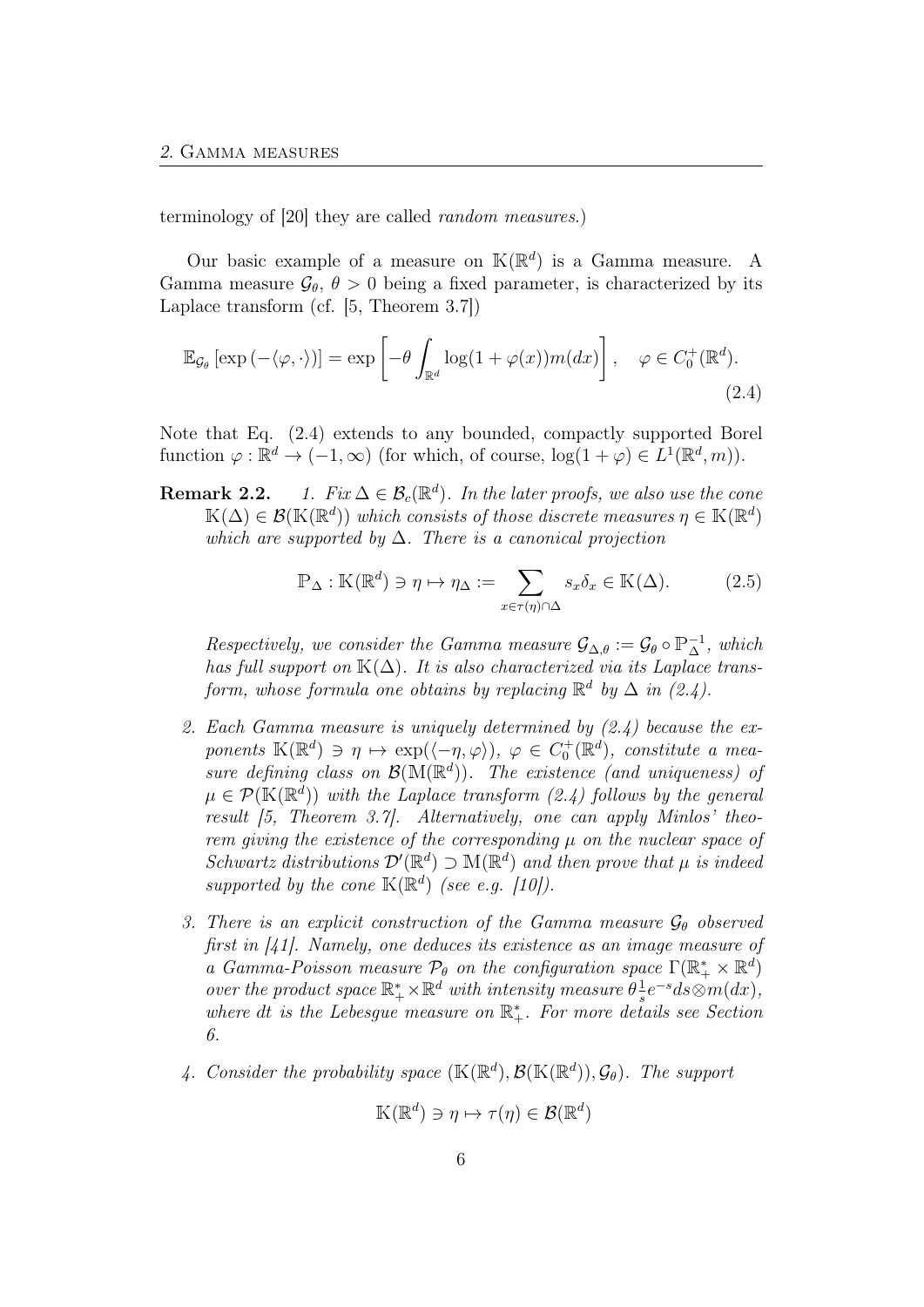terminology of [20] they are called *random measures*.)

Our basic example of a measure on $\mathbb{K}(\mathbb{R}^d)$ is a Gamma measure. A Gamma measure $\mathcal{G}_\theta$, $\theta > 0$ being a fixed parameter, is characterized by its Laplace transform (cf. [5, Theorem 3.7])

$$\mathbb{E}_{\mathcal{G}_\theta}\left[\exp\left(-\langle \varphi, \cdot \rangle\right)\right] = \exp\left[-\theta \int_{\mathbb{R}^d} \log(1+\varphi(x)) m(dx)\right], \quad \varphi \in C_0^+(\mathbb{R}^d). \tag{2.4}$$

Note that Eq. (2.4) extends to any bounded, compactly supported Borel function $\varphi : \mathbb{R}^d \to (-1, \infty)$ (for which, of course, $\log(1+\varphi) \in L^1(\mathbb{R}^d, m)$).

**Remark 2.2.** *1. Fix $\Delta \in \mathcal{B}_c(\mathbb{R}^d)$. In the later proofs, we also use the cone $\mathbb{K}(\Delta) \in \mathcal{B}(\mathbb{K}(\mathbb{R}^d))$ which consists of those discrete measures $\eta \in \mathbb{K}(\mathbb{R}^d)$ which are supported by $\Delta$. There is a canonical projection*

$$\mathbb{P}_\Delta : \mathbb{K}(\mathbb{R}^d) \ni \eta \mapsto \eta_\Delta := \sum_{x \in \tau(\eta) \cap \Delta} s_x \delta_x \in \mathbb{K}(\Delta). \tag{2.5}$$

*Respectively, we consider the Gamma measure $\mathcal{G}_{\Delta,\theta} := \mathcal{G}_\theta \circ \mathbb{P}_\Delta^{-1}$, which has full support on $\mathbb{K}(\Delta)$. It is also characterized via its Laplace transform, whose formula one obtains by replacing $\mathbb{R}^d$ by $\Delta$ in (2.4).*

*2. Each Gamma measure is uniquely determined by (2.4) because the exponents $\mathbb{K}(\mathbb{R}^d) \ni \eta \mapsto \exp(\langle -\eta, \varphi \rangle)$, $\varphi \in C_0^+(\mathbb{R}^d)$, constitute a measure defining class on $\mathcal{B}(\mathbb{M}(\mathbb{R}^d))$. The existence (and uniqueness) of $\mu \in \mathcal{P}(\mathbb{K}(\mathbb{R}^d))$ with the Laplace transform (2.4) follows by the general result [5, Theorem 3.7]. Alternatively, one can apply Minlos' theorem giving the existence of the corresponding $\mu$ on the nuclear space of Schwartz distributions $\mathcal{D}'(\mathbb{R}^d) \supset \mathbb{M}(\mathbb{R}^d)$ and then prove that $\mu$ is indeed supported by the cone $\mathbb{K}(\mathbb{R}^d)$ (see e.g. [10]).*

*3. There is an explicit construction of the Gamma measure $\mathcal{G}_\theta$ observed first in [41]. Namely, one deduces its existence as an image measure of a Gamma-Poisson measure $\mathcal{P}_\theta$ on the configuration space $\Gamma(\mathbb{R}_+^* \times \mathbb{R}^d)$ over the product space $\mathbb{R}_+^* \times \mathbb{R}^d$ with intensity measure $\theta \frac{1}{s} e^{-s} ds \otimes m(dx)$, where $dt$ is the Lebesgue measure on $\mathbb{R}_+^*$. For more details see Section 6.*

*4. Consider the probability space $(\mathbb{K}(\mathbb{R}^d), \mathcal{B}(\mathbb{K}(\mathbb{R}^d)), \mathcal{G}_\theta)$. The support*

$$\mathbb{K}(\mathbb{R}^d) \ni \eta \mapsto \tau(\eta) \in \mathcal{B}(\mathbb{R}^d)$$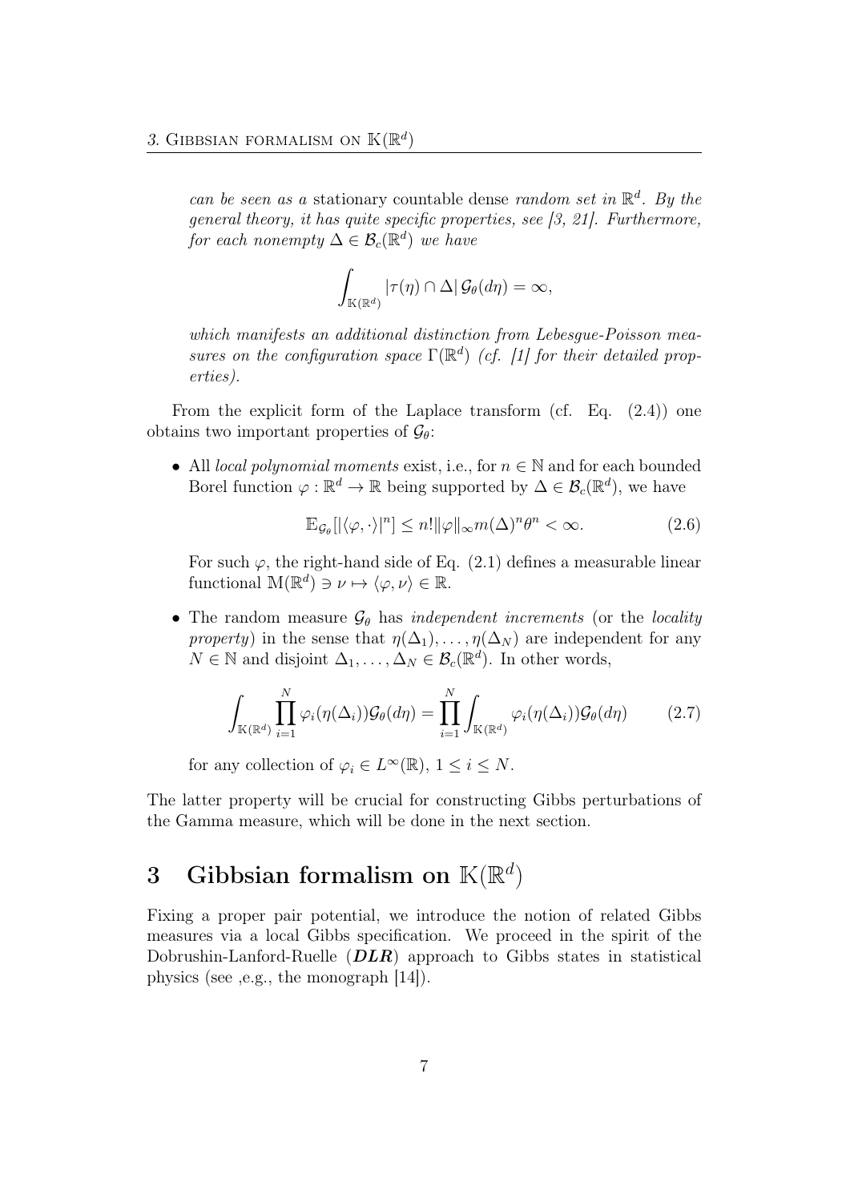*can be seen as a* stationary countable dense *random set in* $\mathbb{R}^d$*. By the general theory, it has quite specific properties, see [3, 21]. Furthermore, for each nonempty* $\Delta \in \mathcal{B}_c(\mathbb{R}^d)$ *we have*

$$\int_{\mathbb{K}(\mathbb{R}^d)} |\tau(\eta) \cap \Delta| \, \mathcal{G}_\theta(d\eta) = \infty,$$

*which manifests an additional distinction from Lebesgue-Poisson measures on the configuration space* $\Gamma(\mathbb{R}^d)$ *(cf. [1] for their detailed properties).*

From the explicit form of the Laplace transform (cf. Eq. (2.4)) one obtains two important properties of $\mathcal{G}_\theta$:

- All *local polynomial moments* exist, i.e., for $n \in \mathbb{N}$ and for each bounded Borel function $\varphi : \mathbb{R}^d \to \mathbb{R}$ being supported by $\Delta \in \mathcal{B}_c(\mathbb{R}^d)$, we have

$$\mathbb{E}_{\mathcal{G}_\theta}[|\langle \varphi, \cdot \rangle|^n] \leq n! \|\varphi\|_\infty m(\Delta)^n \theta^n < \infty. \tag{2.6}$$

  For such $\varphi$, the right-hand side of Eq. (2.1) defines a measurable linear functional $\mathbb{M}(\mathbb{R}^d) \ni \nu \mapsto \langle \varphi, \nu \rangle \in \mathbb{R}$.

- The random measure $\mathcal{G}_\theta$ has *independent increments* (or the *locality property*) in the sense that $\eta(\Delta_1), \ldots, \eta(\Delta_N)$ are independent for any $N \in \mathbb{N}$ and disjoint $\Delta_1, \ldots, \Delta_N \in \mathcal{B}_c(\mathbb{R}^d)$. In other words,

$$\int_{\mathbb{K}(\mathbb{R}^d)} \prod_{i=1}^{N} \varphi_i(\eta(\Delta_i)) \mathcal{G}_\theta(d\eta) = \prod_{i=1}^{N} \int_{\mathbb{K}(\mathbb{R}^d)} \varphi_i(\eta(\Delta_i)) \mathcal{G}_\theta(d\eta) \tag{2.7}$$

  for any collection of $\varphi_i \in L^\infty(\mathbb{R})$, $1 \leq i \leq N$.

The latter property will be crucial for constructing Gibbs perturbations of the Gamma measure, which will be done in the next section.

# 3 Gibbsian formalism on $\mathbb{K}(\mathbb{R}^d)$

Fixing a proper pair potential, we introduce the notion of related Gibbs measures via a local Gibbs specification. We proceed in the spirit of the Dobrushin-Lanford-Ruelle (***DLR***) approach to Gibbs states in statistical physics (see ,e.g., the monograph [14]).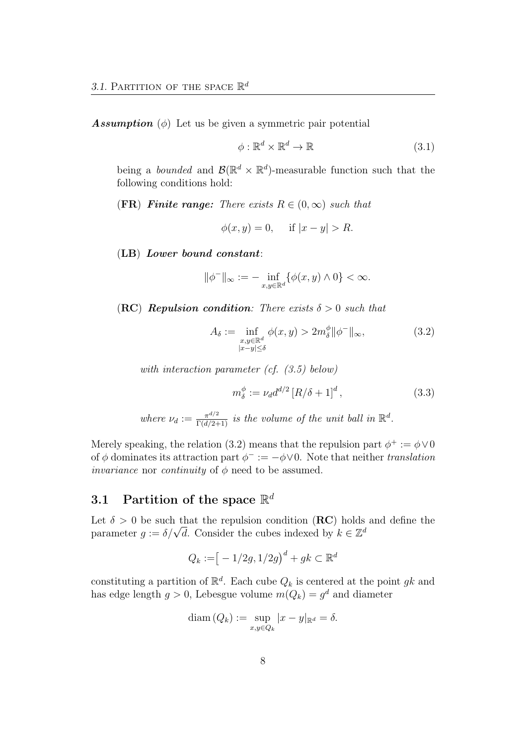***Assumption*** $(\phi)$ Let us be given a symmetric pair potential

$$\phi : \mathbb{R}^d \times \mathbb{R}^d \to \mathbb{R} \tag{3.1}$$

being a *bounded* and $\mathcal{B}(\mathbb{R}^d \times \mathbb{R}^d)$-measurable function such that the following conditions hold:

**(FR)** ***Finite range:*** *There exists* $R \in (0, \infty)$ *such that*

$$\phi(x, y) = 0, \quad \text{if } |x - y| > R.$$

**(LB)** ***Lower bound constant***:

$$\|\phi^-\|_\infty := - \inf_{x,y \in \mathbb{R}^d} \{\phi(x, y) \wedge 0\} < \infty.$$

**(RC)** ***Repulsion condition****: There exists* $\delta > 0$ *such that*

$$A_\delta := \inf_{\substack{x,y \in \mathbb{R}^d \\ |x-y| \leq \delta}} \phi(x, y) > 2m_\delta^\phi \|\phi^-\|_\infty, \tag{3.2}$$

*with interaction parameter (cf. (3.5) below)*

$$m_\delta^\phi := \nu_d d^{d/2} \left[R/\delta + 1\right]^d, \tag{3.3}$$

*where* $\nu_d := \frac{\pi^{d/2}}{\Gamma(d/2+1)}$ *is the volume of the unit ball in* $\mathbb{R}^d$.

Merely speaking, the relation (3.2) means that the repulsion part $\phi^+ := \phi \vee 0$ of $\phi$ dominates its attraction part $\phi^- := -\phi \vee 0$. Note that neither *translation invariance* nor *continuity* of $\phi$ need to be assumed.

## 3.1 Partition of the space $\mathbb{R}^d$

Let $\delta > 0$ be such that the repulsion condition **(RC)** holds and define the parameter $g := \delta/\sqrt{d}$. Consider the cubes indexed by $k \in \mathbb{Z}^d$

$$Q_k := \big[-1/2g, 1/2g\big)^d + gk \subset \mathbb{R}^d$$

constituting a partition of $\mathbb{R}^d$. Each cube $Q_k$ is centered at the point $gk$ and has edge length $g > 0$, Lebesgue volume $m(Q_k) = g^d$ and diameter

$$\operatorname{diam}(Q_k) := \sup_{x,y \in Q_k} |x - y|_{\mathbb{R}^d} = \delta.$$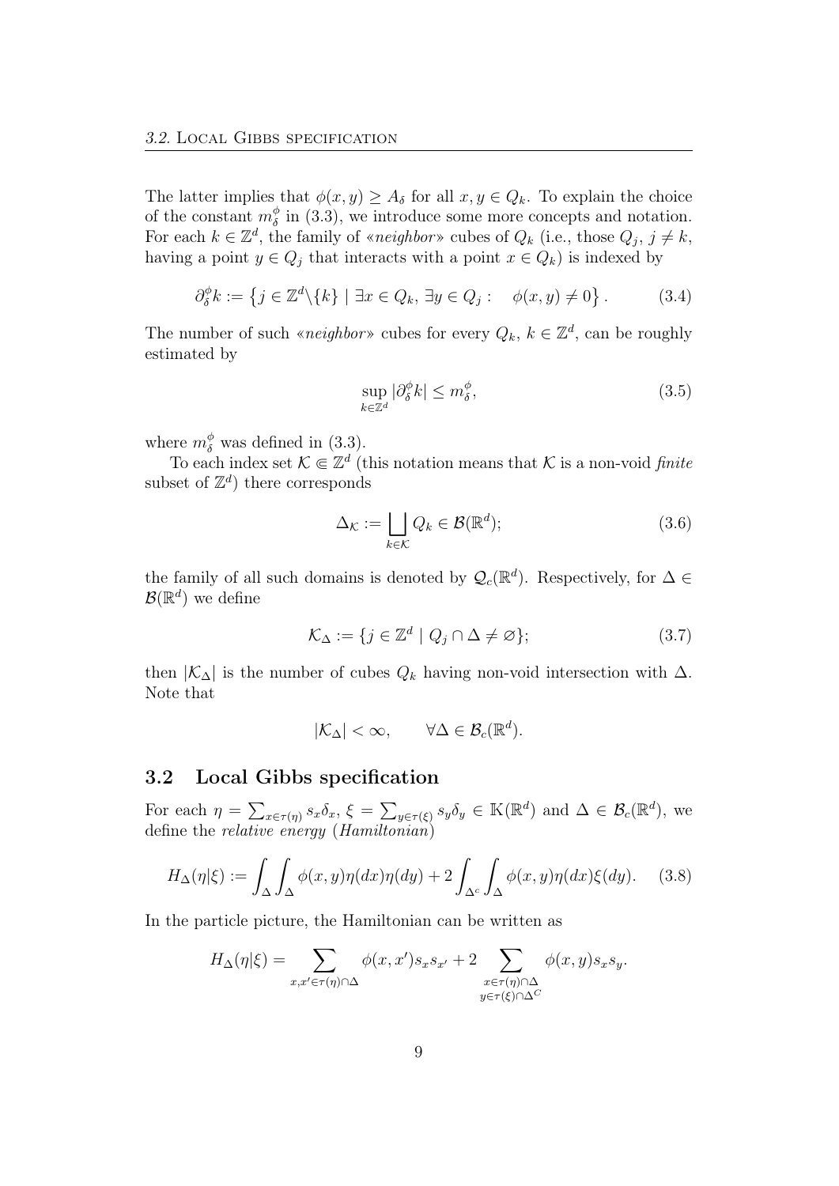The latter implies that $\phi(x,y) \geq A_\delta$ for all $x, y \in Q_k$. To explain the choice of the constant $m_\delta^\phi$ in (3.3), we introduce some more concepts and notation. For each $k \in \mathbb{Z}^d$, the family of «*neighbor*» cubes of $Q_k$ (i.e., those $Q_j$, $j \neq k$, having a point $y \in Q_j$ that interacts with a point $x \in Q_k$) is indexed by

$$\partial_\delta^\phi k := \left\{ j \in \mathbb{Z}^d \backslash \{k\} \mid \exists x \in Q_k,\, \exists y \in Q_j : \quad \phi(x,y) \neq 0 \right\}. \tag{3.4}$$

The number of such «*neighbor*» cubes for every $Q_k$, $k \in \mathbb{Z}^d$, can be roughly estimated by

$$\sup_{k \in \mathbb{Z}^d} |\partial_\delta^\phi k| \leq m_\delta^\phi, \tag{3.5}$$

where $m_\delta^\phi$ was defined in (3.3).

To each index set $\mathcal{K} \Subset \mathbb{Z}^d$ (this notation means that $\mathcal{K}$ is a non-void *finite* subset of $\mathbb{Z}^d$) there corresponds

$$\Delta_\mathcal{K} := \bigsqcup_{k \in \mathcal{K}} Q_k \in \mathcal{B}(\mathbb{R}^d); \tag{3.6}$$

the family of all such domains is denoted by $\mathcal{Q}_c(\mathbb{R}^d)$. Respectively, for $\Delta \in \mathcal{B}(\mathbb{R}^d)$ we define

$$\mathcal{K}_\Delta := \{ j \in \mathbb{Z}^d \mid Q_j \cap \Delta \neq \varnothing \}; \tag{3.7}$$

then $|\mathcal{K}_\Delta|$ is the number of cubes $Q_k$ having non-void intersection with $\Delta$. Note that

$$|\mathcal{K}_\Delta| < \infty, \qquad \forall \Delta \in \mathcal{B}_c(\mathbb{R}^d).$$

## 3.2 Local Gibbs specification

For each $\eta = \sum_{x \in \tau(\eta)} s_x \delta_x$, $\xi = \sum_{y \in \tau(\xi)} s_y \delta_y \in \mathbb{K}(\mathbb{R}^d)$ and $\Delta \in \mathcal{B}_c(\mathbb{R}^d)$, we define the *relative energy* (*Hamiltonian*)

$$H_\Delta(\eta|\xi) := \int_\Delta \int_\Delta \phi(x,y)\eta(dx)\eta(dy) + 2 \int_{\Delta^c} \int_\Delta \phi(x,y)\eta(dx)\xi(dy). \tag{3.8}$$

In the particle picture, the Hamiltonian can be written as

$$H_\Delta(\eta|\xi) = \sum_{x,x' \in \tau(\eta) \cap \Delta} \phi(x,x') s_x s_{x'} + 2 \sum_{\substack{x \in \tau(\eta) \cap \Delta \\ y \in \tau(\xi) \cap \Delta^C}} \phi(x,y) s_x s_y.$$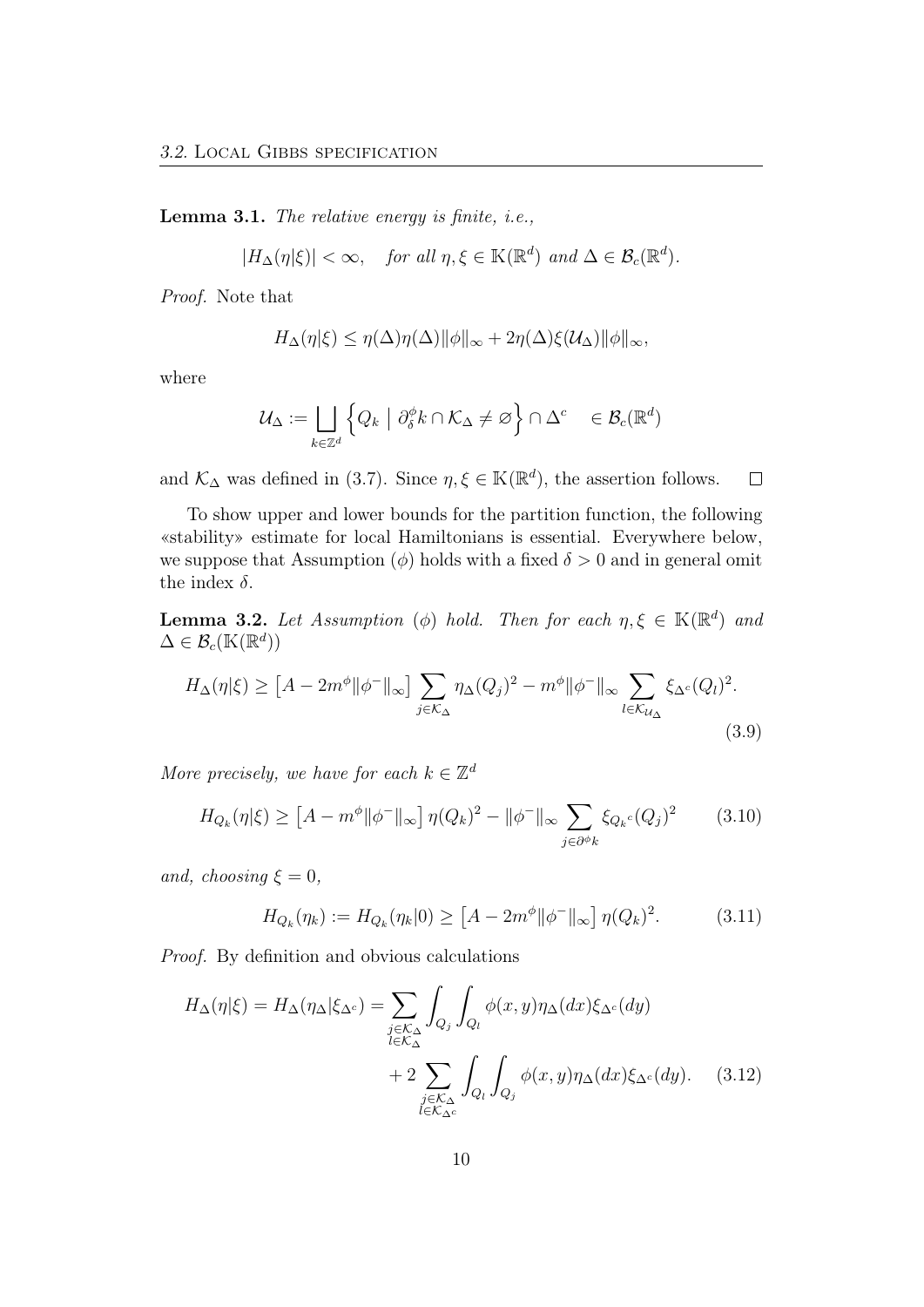**Lemma 3.1.** *The relative energy is finite, i.e.,*

$$|H_\Delta(\eta|\xi)| < \infty, \quad \text{for all } \eta, \xi \in \mathbb{K}(\mathbb{R}^d) \text{ and } \Delta \in \mathcal{B}_c(\mathbb{R}^d).$$

*Proof.* Note that

$$H_\Delta(\eta|\xi) \leq \eta(\Delta)\eta(\Delta)\|\phi\|_\infty + 2\eta(\Delta)\xi(\mathcal{U}_\Delta)\|\phi\|_\infty,$$

where

$$\mathcal{U}_\Delta := \bigsqcup_{k\in\mathbb{Z}^d} \left\{ Q_k \;\middle|\; \partial_\delta^\phi k \cap \mathcal{K}_\Delta \neq \varnothing \right\} \cap \Delta^c \quad \in \mathcal{B}_c(\mathbb{R}^d)$$

and $\mathcal{K}_\Delta$ was defined in (3.7). Since $\eta, \xi \in \mathbb{K}(\mathbb{R}^d)$, the assertion follows. $\square$

To show upper and lower bounds for the partition function, the following «stability» estimate for local Hamiltonians is essential. Everywhere below, we suppose that Assumption $(\phi)$ holds with a fixed $\delta > 0$ and in general omit the index $\delta$.

**Lemma 3.2.** *Let Assumption $(\phi)$ hold. Then for each $\eta, \xi \in \mathbb{K}(\mathbb{R}^d)$ and $\Delta \in \mathcal{B}_c(\mathbb{K}(\mathbb{R}^d))$*

$$H_\Delta(\eta|\xi) \geq \left[A - 2m^\phi\|\phi^-\|_\infty\right] \sum_{j\in\mathcal{K}_\Delta} \eta_\Delta(Q_j)^2 - m^\phi\|\phi^-\|_\infty \sum_{l\in\mathcal{K}_{\mathcal{U}_\Delta}} \xi_{\Delta^c}(Q_l)^2. \tag{3.9}$$

*More precisely, we have for each $k \in \mathbb{Z}^d$*

$$H_{Q_k}(\eta|\xi) \geq \left[A - m^\phi\|\phi^-\|_\infty\right] \eta(Q_k)^2 - \|\phi^-\|_\infty \sum_{j\in\partial^\phi k} \xi_{Q_k{}^c}(Q_j)^2 \tag{3.10}$$

*and, choosing $\xi = 0$,*

$$H_{Q_k}(\eta_k) := H_{Q_k}(\eta_k|0) \geq \left[A - 2m^\phi\|\phi^-\|_\infty\right] \eta(Q_k)^2. \tag{3.11}$$

*Proof.* By definition and obvious calculations

$$\begin{aligned} H_\Delta(\eta|\xi) = H_\Delta(\eta_\Delta|\xi_{\Delta^c}) = &\sum_{\substack{j\in\mathcal{K}_\Delta \\ l\in\mathcal{K}_\Delta}} \int_{Q_j}\int_{Q_l} \phi(x,y)\eta_\Delta(dx)\xi_{\Delta^c}(dy) \\ &+ 2\sum_{\substack{j\in\mathcal{K}_\Delta \\ l\in\mathcal{K}_{\Delta^c}}} \int_{Q_l}\int_{Q_j} \phi(x,y)\eta_\Delta(dx)\xi_{\Delta^c}(dy). \end{aligned} \tag{3.12}$$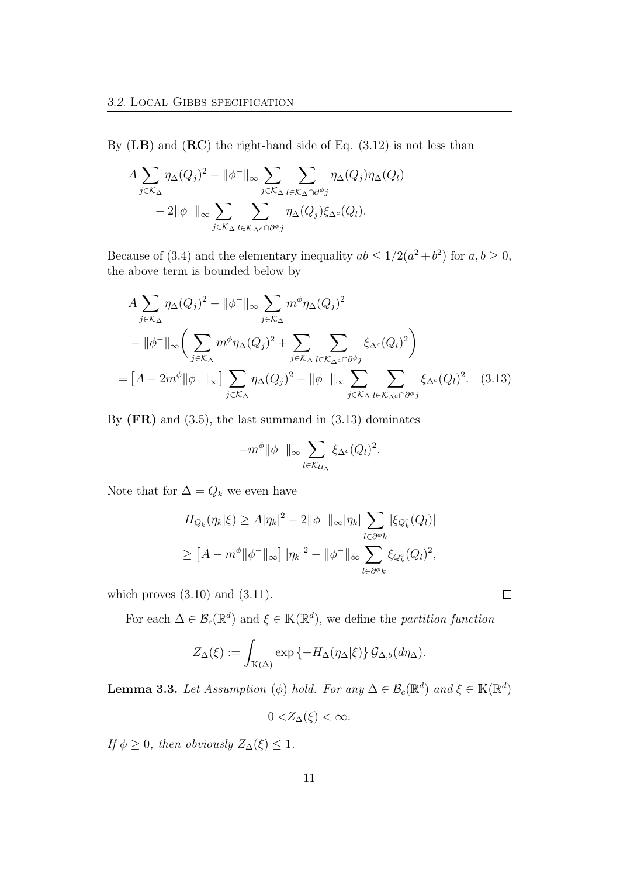By (**LB**) and (**RC**) the right-hand side of Eq. (3.12) is not less than

$$
\begin{aligned}
A \sum_{j\in\mathcal{K}_\Delta} \eta_\Delta(Q_j)^2 - \|\phi^-\|_\infty \sum_{j\in\mathcal{K}_\Delta} \sum_{l\in\mathcal{K}_\Delta\cap\partial^\phi j} \eta_\Delta(Q_j)\eta_\Delta(Q_l) \\
- 2\|\phi^-\|_\infty \sum_{j\in\mathcal{K}_\Delta} \sum_{l\in\mathcal{K}_{\Delta^c}\cap\partial^\phi j} \eta_\Delta(Q_j)\xi_{\Delta^c}(Q_l).
\end{aligned}
$$

Because of (3.4) and the elementary inequality $ab \le 1/2(a^2+b^2)$ for $a,b \ge 0$, the above term is bounded below by

$$
\begin{aligned}
& A \sum_{j\in\mathcal{K}_\Delta} \eta_\Delta(Q_j)^2 - \|\phi^-\|_\infty \sum_{j\in\mathcal{K}_\Delta} m^\phi \eta_\Delta(Q_j)^2 \\
& - \|\phi^-\|_\infty \bigg( \sum_{j\in\mathcal{K}_\Delta} m^\phi \eta_\Delta(Q_j)^2 + \sum_{j\in\mathcal{K}_\Delta} \sum_{l\in\mathcal{K}_{\Delta^c}\cap\partial^\phi j} \xi_{\Delta^c}(Q_l)^2 \bigg) \\
= & \left[A - 2m^\phi \|\phi^-\|_\infty\right] \sum_{j\in\mathcal{K}_\Delta} \eta_\Delta(Q_j)^2 - \|\phi^-\|_\infty \sum_{j\in\mathcal{K}_\Delta} \sum_{l\in\mathcal{K}_{\Delta^c}\cap\partial^\phi j} \xi_{\Delta^c}(Q_l)^2. \quad (3.13)
\end{aligned}
$$

By **(FR)** and (3.5), the last summand in (3.13) dominates

$$
-m^\phi \|\phi^-\|_\infty \sum_{l\in\mathcal{K}_{\mathcal{U}_\Delta}} \xi_{\Delta^c}(Q_l)^2.
$$

Note that for $\Delta = Q_k$ we even have

$$
\begin{aligned}
H_{Q_k}(\eta_k|\xi) &\ge A|\eta_k|^2 - 2\|\phi^-\|_\infty |\eta_k| \sum_{l\in\partial^\phi k} |\xi_{Q_k^c}(Q_l)| \\
&\ge \left[A - m^\phi \|\phi^-\|_\infty\right] |\eta_k|^2 - \|\phi^-\|_\infty \sum_{l\in\partial^\phi k} \xi_{Q_k^c}(Q_l)^2,
\end{aligned}
$$

which proves (3.10) and (3.11). $\square$

For each $\Delta \in \mathcal{B}_c(\mathbb{R}^d)$ and $\xi \in \mathbb{K}(\mathbb{R}^d)$, we define the *partition function*

$$
Z_\Delta(\xi) := \int_{\mathbb{K}(\Delta)} \exp\left\{-H_\Delta(\eta_\Delta|\xi)\right\} \mathcal{G}_{\Delta,\theta}(d\eta_\Delta).
$$

**Lemma 3.3.** *Let Assumption* $(\phi)$ *hold. For any* $\Delta \in \mathcal{B}_c(\mathbb{R}^d)$ *and* $\xi \in \mathbb{K}(\mathbb{R}^d)$

$$
0 < Z_\Delta(\xi) < \infty.
$$

*If* $\phi \ge 0$*, then obviously* $Z_\Delta(\xi) \le 1$.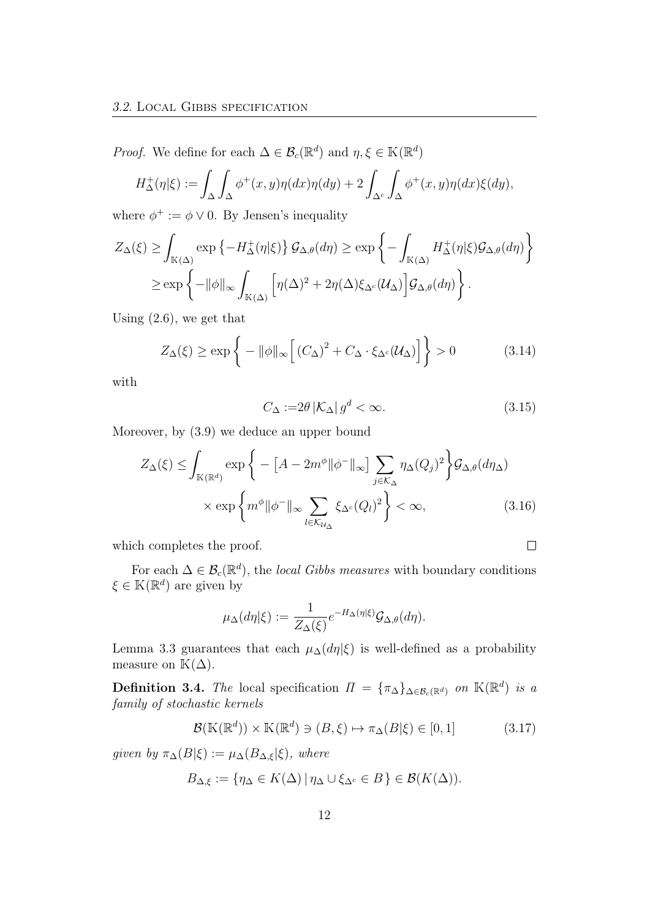*Proof.* We define for each $\Delta \in \mathcal{B}_c(\mathbb{R}^d)$ and $\eta, \xi \in \mathbb{K}(\mathbb{R}^d)$

$$H^+_\Delta(\eta|\xi) := \int_\Delta \int_\Delta \phi^+(x,y)\eta(dx)\eta(dy) + 2\int_{\Delta^c}\int_\Delta \phi^+(x,y)\eta(dx)\xi(dy),$$

where $\phi^+ := \phi \vee 0$. By Jensen's inequality

$$\begin{aligned} Z_\Delta(\xi) &\geq \int_{\mathbb{K}(\Delta)} \exp\left\{-H^+_\Delta(\eta|\xi)\right\} \mathcal{G}_{\Delta,\theta}(d\eta) \geq \exp\left\{-\int_{\mathbb{K}(\Delta)} H^+_\Delta(\eta|\xi)\mathcal{G}_{\Delta,\theta}(d\eta)\right\} \\ &\geq \exp\left\{-\|\phi\|_\infty \int_{\mathbb{K}(\Delta)} \Big[\eta(\Delta)^2 + 2\eta(\Delta)\xi_{\Delta^c}(\mathcal{U}_\Delta)\Big]\mathcal{G}_{\Delta,\theta}(d\eta)\right\}. \end{aligned}$$

Using (2.6), we get that

$$Z_\Delta(\xi) \geq \exp\left\{ -\|\phi\|_\infty \Big[ (C_\Delta)^2 + C_\Delta \cdot \xi_{\Delta^c}(\mathcal{U}_\Delta)\Big]\right\} > 0 \tag{3.14}$$

with

$$C_\Delta := 2\theta\, |\mathcal{K}_\Delta|\, g^d < \infty. \tag{3.15}$$

Moreover, by (3.9) we deduce an upper bound

$$\begin{aligned} Z_\Delta(\xi) \leq &\int_{\mathbb{K}(\mathbb{R}^d)} \exp\left\{ -\left[A - 2m^\phi\|\phi^-\|_\infty\right] \sum_{j\in\mathcal{K}_\Delta} \eta_\Delta(Q_j)^2\right\}\mathcal{G}_{\Delta,\theta}(d\eta_\Delta) \\ &\times \exp\left\{ m^\phi\|\phi^-\|_\infty \sum_{l\in\mathcal{K}_{\mathcal{U}_\Delta}} \xi_{\Delta^c}(Q_l)^2\right\} < \infty, \end{aligned} \tag{3.16}$$

which completes the proof. $\square$

For each $\Delta \in \mathcal{B}_c(\mathbb{R}^d)$, the *local Gibbs measures* with boundary conditions $\xi \in \mathbb{K}(\mathbb{R}^d)$ are given by

$$\mu_\Delta(d\eta|\xi) := \frac{1}{Z_\Delta(\xi)} e^{-H_\Delta(\eta|\xi)}\mathcal{G}_{\Delta,\theta}(d\eta).$$

Lemma 3.3 guarantees that each $\mu_\Delta(d\eta|\xi)$ is well-defined as a probability measure on $\mathbb{K}(\Delta)$.

**Definition 3.4.** *The* local specification $\Pi = \{\pi_\Delta\}_{\Delta\in\mathcal{B}_c(\mathbb{R}^d)}$ *on* $\mathbb{K}(\mathbb{R}^d)$ *is a family of stochastic kernels*

$$\mathcal{B}(\mathbb{K}(\mathbb{R}^d)) \times \mathbb{K}(\mathbb{R}^d) \ni (B,\xi) \mapsto \pi_\Delta(B|\xi) \in [0,1] \tag{3.17}$$

*given by* $\pi_\Delta(B|\xi) := \mu_\Delta(B_{\Delta,\xi}|\xi)$*, where*

$$B_{\Delta,\xi} := \{\eta_\Delta \in K(\Delta)\,|\, \eta_\Delta \cup \xi_{\Delta^c} \in B\} \in \mathcal{B}(K(\Delta)).$$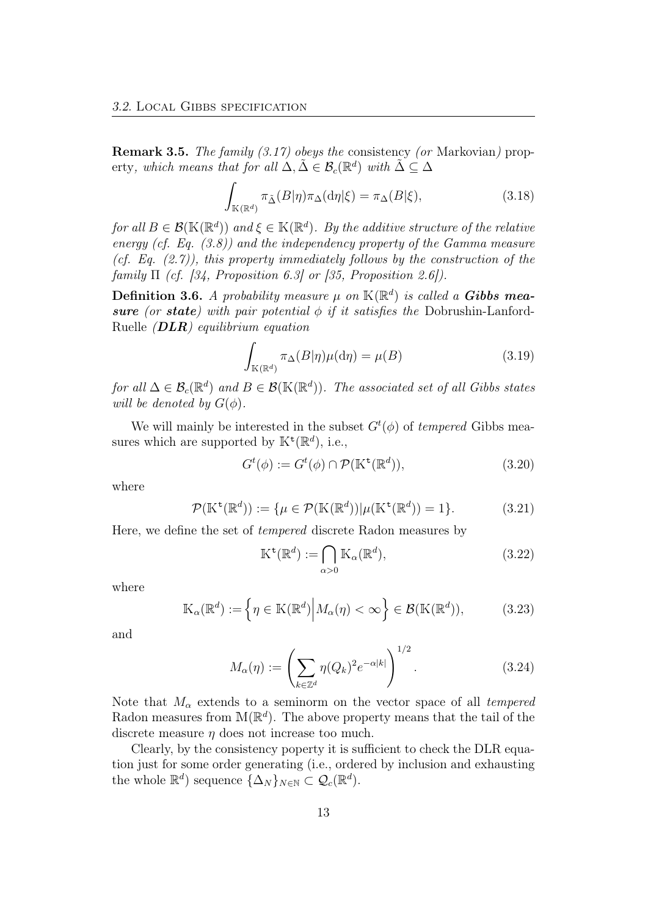**Remark 3.5.** *The family (3.17) obeys the* consistency *(or* Markovian*)* property*, which means that for all $\Delta, \tilde{\Delta} \in \mathcal{B}_c(\mathbb{R}^d)$ with $\tilde{\Delta} \subseteq \Delta$*

$$\int_{\mathbb{K}(\mathbb{R}^d)} \pi_{\tilde{\Delta}}(B|\eta)\pi_{\Delta}(\mathrm{d}\eta|\xi) = \pi_{\Delta}(B|\xi), \tag{3.18}$$

*for all $B \in \mathcal{B}(\mathbb{K}(\mathbb{R}^d))$ and $\xi \in \mathbb{K}(\mathbb{R}^d)$. By the additive structure of the relative energy (cf. Eq. (3.8)) and the independency property of the Gamma measure (cf. Eq. (2.7)), this property immediately follows by the construction of the family $\Pi$ (cf. [34, Proposition 6.3] or [35, Proposition 2.6]).*

**Definition 3.6.** *A probability measure $\mu$ on $\mathbb{K}(\mathbb{R}^d)$ is called a **Gibbs measure** (or **state**) with pair potential $\phi$ if it satisfies the* Dobrushin-Lanford-Ruelle *(**DLR**) equilibrium equation*

$$\int_{\mathbb{K}(\mathbb{R}^d)} \pi_{\Delta}(B|\eta)\mu(\mathrm{d}\eta) = \mu(B) \tag{3.19}$$

*for all $\Delta \in \mathcal{B}_c(\mathbb{R}^d)$ and $B \in \mathcal{B}(\mathbb{K}(\mathbb{R}^d))$. The associated set of all Gibbs states will be denoted by $G(\phi)$.*

We will mainly be interested in the subset $G^t(\phi)$ of *tempered* Gibbs measures which are supported by $\mathbb{K}^{\mathfrak{t}}(\mathbb{R}^d)$, i.e.,

$$G^t(\phi) := G^t(\phi) \cap \mathcal{P}(\mathbb{K}^{\mathfrak{t}}(\mathbb{R}^d)), \tag{3.20}$$

where

$$\mathcal{P}(\mathbb{K}^{\mathfrak{t}}(\mathbb{R}^d)) := \{\mu \in \mathcal{P}(\mathbb{K}(\mathbb{R}^d)) | \mu(\mathbb{K}^{\mathfrak{t}}(\mathbb{R}^d)) = 1\}. \tag{3.21}$$

Here, we define the set of *tempered* discrete Radon measures by

$$\mathbb{K}^{\mathfrak{t}}(\mathbb{R}^d) := \bigcap_{\alpha > 0} \mathbb{K}_{\alpha}(\mathbb{R}^d), \tag{3.22}$$

where

$$\mathbb{K}_{\alpha}(\mathbb{R}^d) := \left\{ \eta \in \mathbb{K}(\mathbb{R}^d) \middle| M_{\alpha}(\eta) < \infty \right\} \in \mathcal{B}(\mathbb{K}(\mathbb{R}^d)), \tag{3.23}$$

and

$$M_{\alpha}(\eta) := \left( \sum_{k \in \mathbb{Z}^d} \eta(Q_k)^2 e^{-\alpha|k|} \right)^{1/2}. \tag{3.24}$$

Note that $M_{\alpha}$ extends to a seminorm on the vector space of all *tempered* Radon measures from $\mathbb{M}(\mathbb{R}^d)$. The above property means that the tail of the discrete measure $\eta$ does not increase too much.

Clearly, by the consistency poperty it is sufficient to check the DLR equation just for some order generating (i.e., ordered by inclusion and exhausting the whole $\mathbb{R}^d$) sequence $\{\Delta_N\}_{N \in \mathbb{N}} \subset \mathcal{Q}_c(\mathbb{R}^d)$.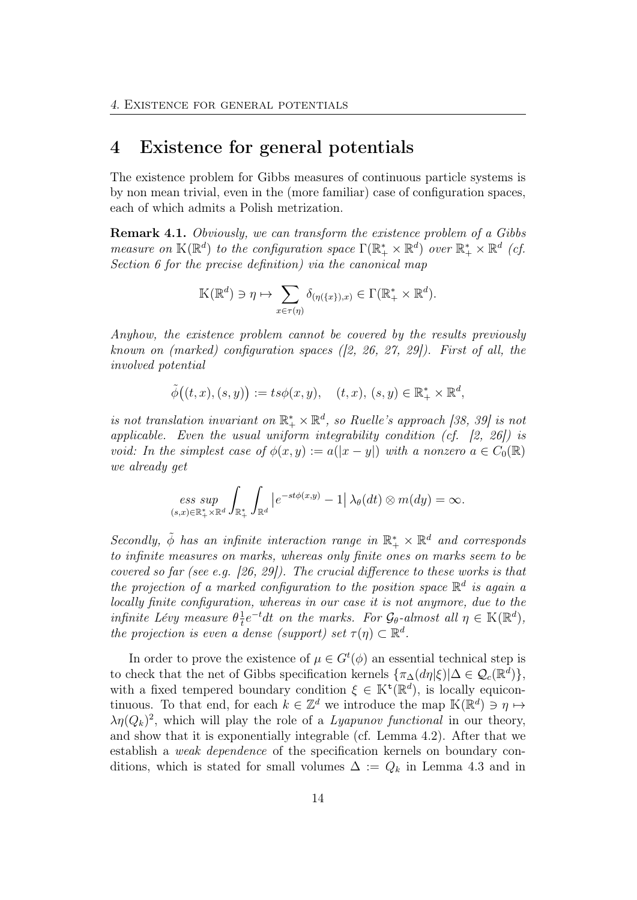# 4 Existence for general potentials

The existence problem for Gibbs measures of continuous particle systems is by non mean trivial, even in the (more familiar) case of configuration spaces, each of which admits a Polish metrization.

**Remark 4.1.** *Obviously, we can transform the existence problem of a Gibbs measure on $\mathbb{K}(\mathbb{R}^d)$ to the configuration space $\Gamma(\mathbb{R}_+^* \times \mathbb{R}^d)$ over $\mathbb{R}_+^* \times \mathbb{R}^d$ (cf. Section 6 for the precise definition) via the canonical map*

$$\mathbb{K}(\mathbb{R}^d) \ni \eta \mapsto \sum_{x \in \tau(\eta)} \delta_{(\eta(\{x\}),x)} \in \Gamma(\mathbb{R}_+^* \times \mathbb{R}^d).$$

*Anyhow, the existence problem cannot be covered by the results previously known on (marked) configuration spaces ([2, 26, 27, 29]). First of all, the involved potential*

$$\tilde{\phi}\big((t,x),(s,y)\big) := ts\phi(x,y), \quad (t,x),\,(s,y) \in \mathbb{R}_+^* \times \mathbb{R}^d,$$

*is not translation invariant on $\mathbb{R}_+^* \times \mathbb{R}^d$, so Ruelle's approach [38, 39] is not applicable. Even the usual uniform integrability condition (cf. [2, 26]) is void: In the simplest case of $\phi(x,y) := a(|x-y|)$ with a nonzero $a \in C_0(\mathbb{R})$ we already get*

$$\operatorname*{ess\,sup}_{(s,x)\in\mathbb{R}_+^*\times\mathbb{R}^d} \int_{\mathbb{R}_+^*}\int_{\mathbb{R}^d} \left|e^{-st\phi(x,y)} - 1\right| \lambda_\theta(dt) \otimes m(dy) = \infty.$$

*Secondly, $\tilde{\phi}$ has an infinite interaction range in $\mathbb{R}_+^* \times \mathbb{R}^d$ and corresponds to infinite measures on marks, whereas only finite ones on marks seem to be covered so far (see e.g. [26, 29]). The crucial difference to these works is that the projection of a marked configuration to the position space $\mathbb{R}^d$ is again a locally finite configuration, whereas in our case it is not anymore, due to the infinite Lévy measure $\theta \frac{1}{t} e^{-t} dt$ on the marks. For $\mathcal{G}_\theta$-almost all $\eta \in \mathbb{K}(\mathbb{R}^d)$, the projection is even a dense (support) set $\tau(\eta) \subset \mathbb{R}^d$.*

In order to prove the existence of $\mu \in G^t(\phi)$ an essential technical step is to check that the net of Gibbs specification kernels $\{\pi_\Delta(d\eta|\xi) | \Delta \in \mathcal{Q}_c(\mathbb{R}^d)\}$, with a fixed tempered boundary condition $\xi \in \mathbb{K}^{\mathfrak{t}}(\mathbb{R}^d)$, is locally equicontinuous. To that end, for each $k \in \mathbb{Z}^d$ we introduce the map $\mathbb{K}(\mathbb{R}^d) \ni \eta \mapsto \lambda\eta(Q_k)^2$, which will play the role of a *Lyapunov functional* in our theory, and show that it is exponentially integrable (cf. Lemma 4.2). After that we establish a *weak dependence* of the specification kernels on boundary conditions, which is stated for small volumes $\Delta := Q_k$ in Lemma 4.3 and in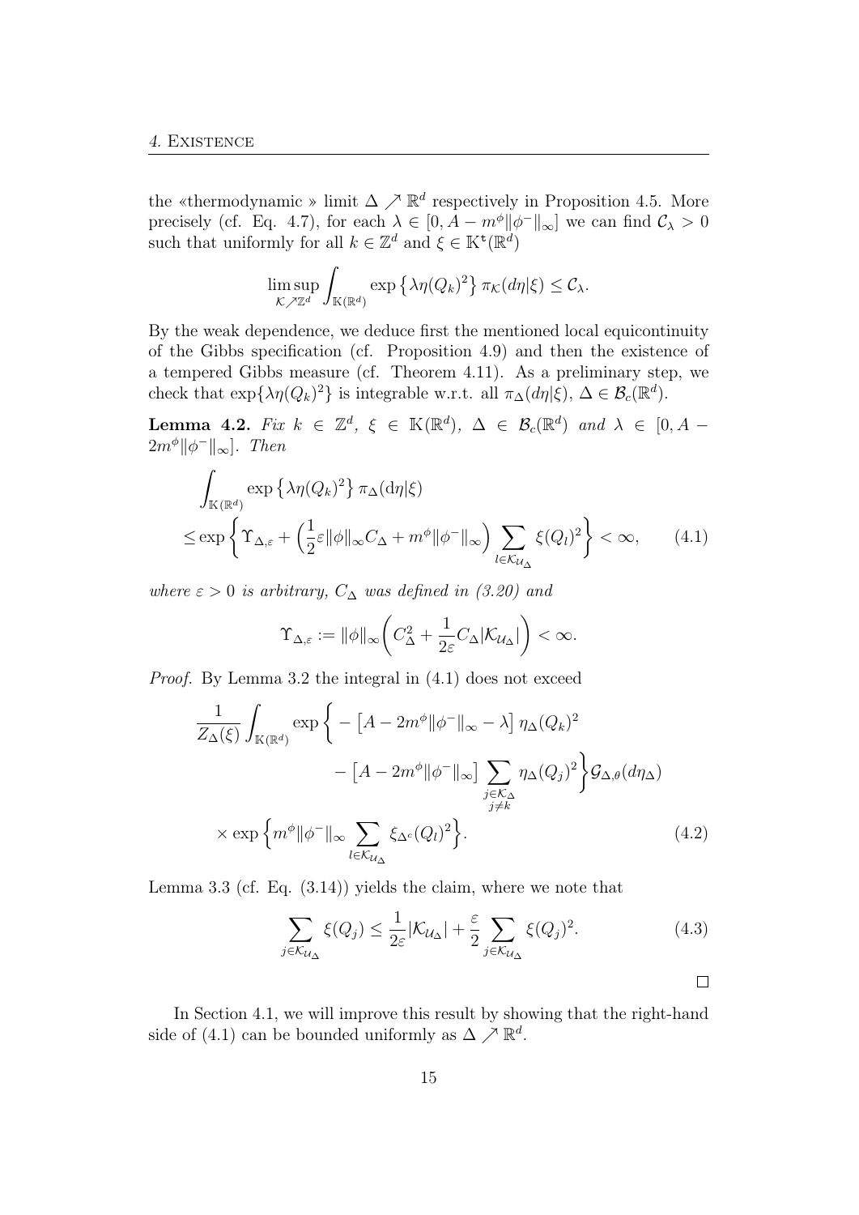the «thermodynamic » limit $\Delta \nearrow \mathbb{R}^d$ respectively in Proposition 4.5. More precisely (cf. Eq. 4.7), for each $\lambda \in [0, A - m^\phi \|\phi^-\|_\infty]$ we can find $\mathcal{C}_\lambda > 0$ such that uniformly for all $k \in \mathbb{Z}^d$ and $\xi \in \mathbb{K}^{\mathfrak{t}}(\mathbb{R}^d)$

$$\limsup_{\mathcal{K} \nearrow \mathbb{Z}^d} \int_{\mathbb{K}(\mathbb{R}^d)} \exp\left\{\lambda \eta(Q_k)^2\right\} \pi_{\mathcal{K}}(d\eta|\xi) \leq \mathcal{C}_\lambda.$$

By the weak dependence, we deduce first the mentioned local equicontinuity of the Gibbs specification (cf. Proposition 4.9) and then the existence of a tempered Gibbs measure (cf. Theorem 4.11). As a preliminary step, we check that $\exp\{\lambda \eta(Q_k)^2\}$ is integrable w.r.t. all $\pi_\Delta(d\eta|\xi)$, $\Delta \in \mathcal{B}_c(\mathbb{R}^d)$.

**Lemma 4.2.** *Fix $k \in \mathbb{Z}^d$, $\xi \in \mathbb{K}(\mathbb{R}^d)$, $\Delta \in \mathcal{B}_c(\mathbb{R}^d)$ and $\lambda \in [0, A - 2m^\phi \|\phi^-\|_\infty]$. Then*

$$\begin{aligned}
&\int_{\mathbb{K}(\mathbb{R}^d)} \exp\left\{\lambda \eta(Q_k)^2\right\} \pi_\Delta(\mathrm{d}\eta|\xi) \\
\leq &\exp\left\{\Upsilon_{\Delta,\varepsilon} + \left(\frac{1}{2}\varepsilon \|\phi\|_\infty C_\Delta + m^\phi \|\phi^-\|_\infty\right) \sum_{l \in \mathcal{K}_{\mathcal{U}_\Delta}} \xi(Q_l)^2\right\} < \infty, \qquad (4.1)
\end{aligned}$$

*where $\varepsilon > 0$ is arbitrary, $C_\Delta$ was defined in (3.20) and*

$$\Upsilon_{\Delta,\varepsilon} := \|\phi\|_\infty \left(C_\Delta^2 + \frac{1}{2\varepsilon} C_\Delta |\mathcal{K}_{\mathcal{U}_\Delta}|\right) < \infty.$$

*Proof.* By Lemma 3.2 the integral in (4.1) does not exceed

$$\begin{aligned}
\frac{1}{Z_\Delta(\xi)} \int_{\mathbb{K}(\mathbb{R}^d)} \exp\bigg\{ &- \left[A - 2m^\phi \|\phi^-\|_\infty - \lambda\right] \eta_\Delta(Q_k)^2 \\
&- \left[A - 2m^\phi \|\phi^-\|_\infty\right] \sum_{\substack{j \in \mathcal{K}_\Delta \\ j \neq k}} \eta_\Delta(Q_j)^2 \bigg\} \mathcal{G}_{\Delta,\theta}(d\eta_\Delta) \\
\times \exp\bigg\{ &m^\phi \|\phi^-\|_\infty \sum_{l \in \mathcal{K}_{\mathcal{U}_\Delta}} \xi_{\Delta^c}(Q_l)^2 \bigg\}. \qquad (4.2)
\end{aligned}$$

Lemma 3.3 (cf. Eq. (3.14)) yields the claim, where we note that

$$\sum_{j \in \mathcal{K}_{\mathcal{U}_\Delta}} \xi(Q_j) \leq \frac{1}{2\varepsilon} |\mathcal{K}_{\mathcal{U}_\Delta}| + \frac{\varepsilon}{2} \sum_{j \in \mathcal{K}_{\mathcal{U}_\Delta}} \xi(Q_j)^2. \qquad (4.3)$$

$\square$

In Section 4.1, we will improve this result by showing that the right-hand side of (4.1) can be bounded uniformly as $\Delta \nearrow \mathbb{R}^d$.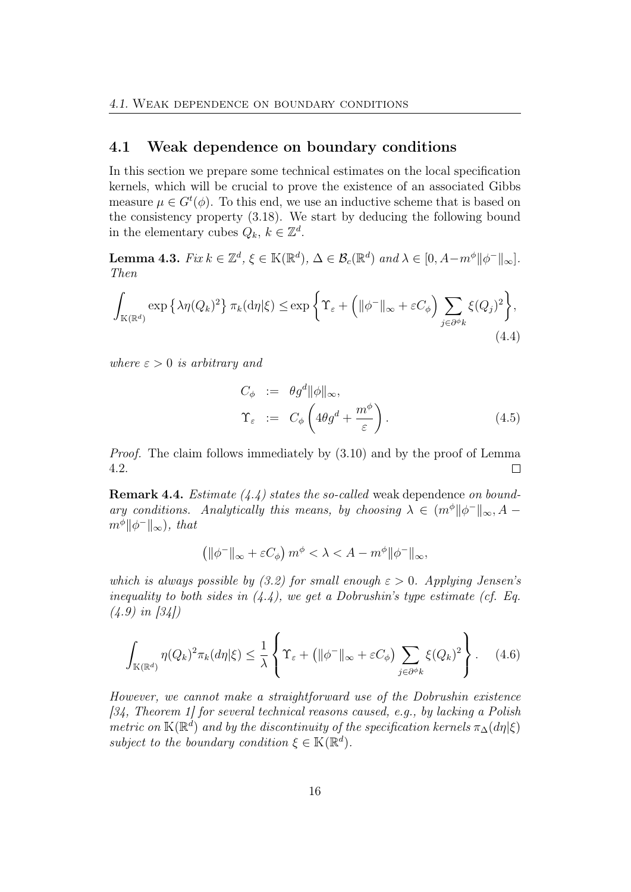## 4.1 Weak dependence on boundary conditions

In this section we prepare some technical estimates on the local specification kernels, which will be crucial to prove the existence of an associated Gibbs measure $\mu \in G^t(\phi)$. To this end, we use an inductive scheme that is based on the consistency property (3.18). We start by deducing the following bound in the elementary cubes $Q_k$, $k \in \mathbb{Z}^d$.

**Lemma 4.3.** *Fix $k \in \mathbb{Z}^d$, $\xi \in \mathbb{K}(\mathbb{R}^d)$, $\Delta \in \mathcal{B}_c(\mathbb{R}^d)$ and $\lambda \in [0, A - m^\phi \|\phi^-\|_\infty]$. Then*

$$\int_{\mathbb{K}(\mathbb{R}^d)} \exp\left\{\lambda \eta(Q_k)^2\right\} \pi_k(\mathrm{d}\eta|\xi) \leq \exp\left\{\Upsilon_\varepsilon + \left(\|\phi^-\|_\infty + \varepsilon C_\phi\right) \sum_{j \in \partial^\phi k} \xi(Q_j)^2\right\}, \tag{4.4}$$

*where $\varepsilon > 0$ is arbitrary and*

$$\begin{aligned} C_\phi &:= \theta g^d \|\phi\|_\infty, \\ \Upsilon_\varepsilon &:= C_\phi \left(4\theta g^d + \frac{m^\phi}{\varepsilon}\right). \end{aligned} \tag{4.5}$$

*Proof.* The claim follows immediately by (3.10) and by the proof of Lemma 4.2. $\square$

**Remark 4.4.** *Estimate (4.4) states the so-called* weak dependence *on boundary conditions. Analytically this means, by choosing $\lambda \in (m^\phi \|\phi^-\|_\infty, A - m^\phi \|\phi^-\|_\infty)$, that*

$$\left(\|\phi^-\|_\infty + \varepsilon C_\phi\right) m^\phi < \lambda < A - m^\phi \|\phi^-\|_\infty,$$

*which is always possible by (3.2) for small enough $\varepsilon > 0$. Applying Jensen's inequality to both sides in (4.4), we get a Dobrushin's type estimate (cf. Eq. (4.9) in [34])*

$$\int_{\mathbb{K}(\mathbb{R}^d)} \eta(Q_k)^2 \pi_k(d\eta|\xi) \leq \frac{1}{\lambda} \left\{ \Upsilon_\varepsilon + \left(\|\phi^-\|_\infty + \varepsilon C_\phi\right) \sum_{j \in \partial^\phi k} \xi(Q_k)^2 \right\}. \tag{4.6}$$

*However, we cannot make a straightforward use of the Dobrushin existence [34, Theorem 1] for several technical reasons caused, e.g., by lacking a Polish metric on $\mathbb{K}(\mathbb{R}^d)$ and by the discontinuity of the specification kernels $\pi_\Delta(d\eta|\xi)$ subject to the boundary condition $\xi \in \mathbb{K}(\mathbb{R}^d)$.*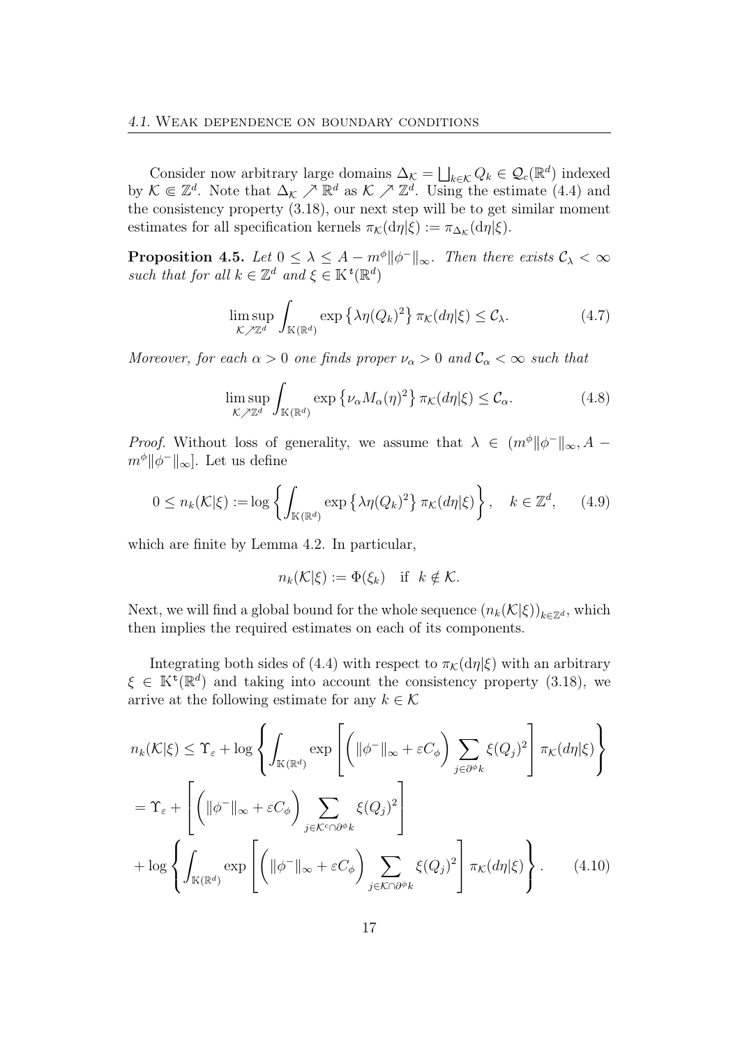Consider now arbitrary large domains $\Delta_{\mathcal{K}} = \bigsqcup_{k\in\mathcal{K}} Q_k \in \mathcal{Q}_c(\mathbb{R}^d)$ indexed by $\mathcal{K} \Subset \mathbb{Z}^d$. Note that $\Delta_{\mathcal{K}} \nearrow \mathbb{R}^d$ as $\mathcal{K} \nearrow \mathbb{Z}^d$. Using the estimate (4.4) and the consistency property (3.18), our next step will be to get similar moment estimates for all specification kernels $\pi_{\mathcal{K}}(\mathrm{d}\eta|\xi) := \pi_{\Delta_{\mathcal{K}}}(\mathrm{d}\eta|\xi)$.

**Proposition 4.5.** *Let $0 \le \lambda \le A - m^{\phi}\|\phi^-\|_\infty$. Then there exists $\mathcal{C}_\lambda < \infty$ such that for all $k \in \mathbb{Z}^d$ and $\xi \in \mathbb{K}^{\mathfrak{t}}(\mathbb{R}^d)$*

$$\limsup_{\mathcal{K}\nearrow\mathbb{Z}^d} \int_{\mathbb{K}(\mathbb{R}^d)} \exp\left\{\lambda \eta(Q_k)^2\right\} \pi_{\mathcal{K}}(d\eta|\xi) \le \mathcal{C}_\lambda. \tag{4.7}$$

*Moreover, for each $\alpha > 0$ one finds proper $\nu_\alpha > 0$ and $\mathcal{C}_\alpha < \infty$ such that*

$$\limsup_{\mathcal{K}\nearrow\mathbb{Z}^d} \int_{\mathbb{K}(\mathbb{R}^d)} \exp\left\{\nu_\alpha M_\alpha(\eta)^2\right\} \pi_{\mathcal{K}}(d\eta|\xi) \le \mathcal{C}_\alpha. \tag{4.8}$$

*Proof.* Without loss of generality, we assume that $\lambda \in (m^{\phi}\|\phi^-\|_\infty, A - m^{\phi}\|\phi^-\|_\infty]$. Let us define

$$0 \le n_k(\mathcal{K}|\xi) := \log\left\{\int_{\mathbb{K}(\mathbb{R}^d)} \exp\left\{\lambda\eta(Q_k)^2\right\} \pi_{\mathcal{K}}(d\eta|\xi)\right\}, \quad k \in \mathbb{Z}^d, \tag{4.9}$$

which are finite by Lemma 4.2. In particular,

$$n_k(\mathcal{K}|\xi) := \Phi(\xi_k) \quad \text{if} \quad k \notin \mathcal{K}.$$

Next, we will find a global bound for the whole sequence $(n_k(\mathcal{K}|\xi))_{k\in\mathbb{Z}^d}$, which then implies the required estimates on each of its components.

Integrating both sides of (4.4) with respect to $\pi_{\mathcal{K}}(\mathrm{d}\eta|\xi)$ with an arbitrary $\xi \in \mathbb{K}^{\mathfrak{t}}(\mathbb{R}^d)$ and taking into account the consistency property (3.18), we arrive at the following estimate for any $k \in \mathcal{K}$

$$\begin{aligned}
n_k(\mathcal{K}|\xi) &\le \Upsilon_\varepsilon + \log\left\{\int_{\mathbb{K}(\mathbb{R}^d)} \exp\left[\left(\|\phi^-\|_\infty + \varepsilon C_\phi\right) \sum_{j\in\partial^\phi k} \xi(Q_j)^2\right] \pi_{\mathcal{K}}(d\eta|\xi)\right\} \\
&= \Upsilon_\varepsilon + \left[\left(\|\phi^-\|_\infty + \varepsilon C_\phi\right) \sum_{j\in\mathcal{K}^c\cap\partial^\phi k} \xi(Q_j)^2\right] \\
&\quad + \log\left\{\int_{\mathbb{K}(\mathbb{R}^d)} \exp\left[\left(\|\phi^-\|_\infty + \varepsilon C_\phi\right) \sum_{j\in\mathcal{K}\cap\partial^\phi k} \xi(Q_j)^2\right] \pi_{\mathcal{K}}(d\eta|\xi)\right\}.
\end{aligned} \tag{4.10}$$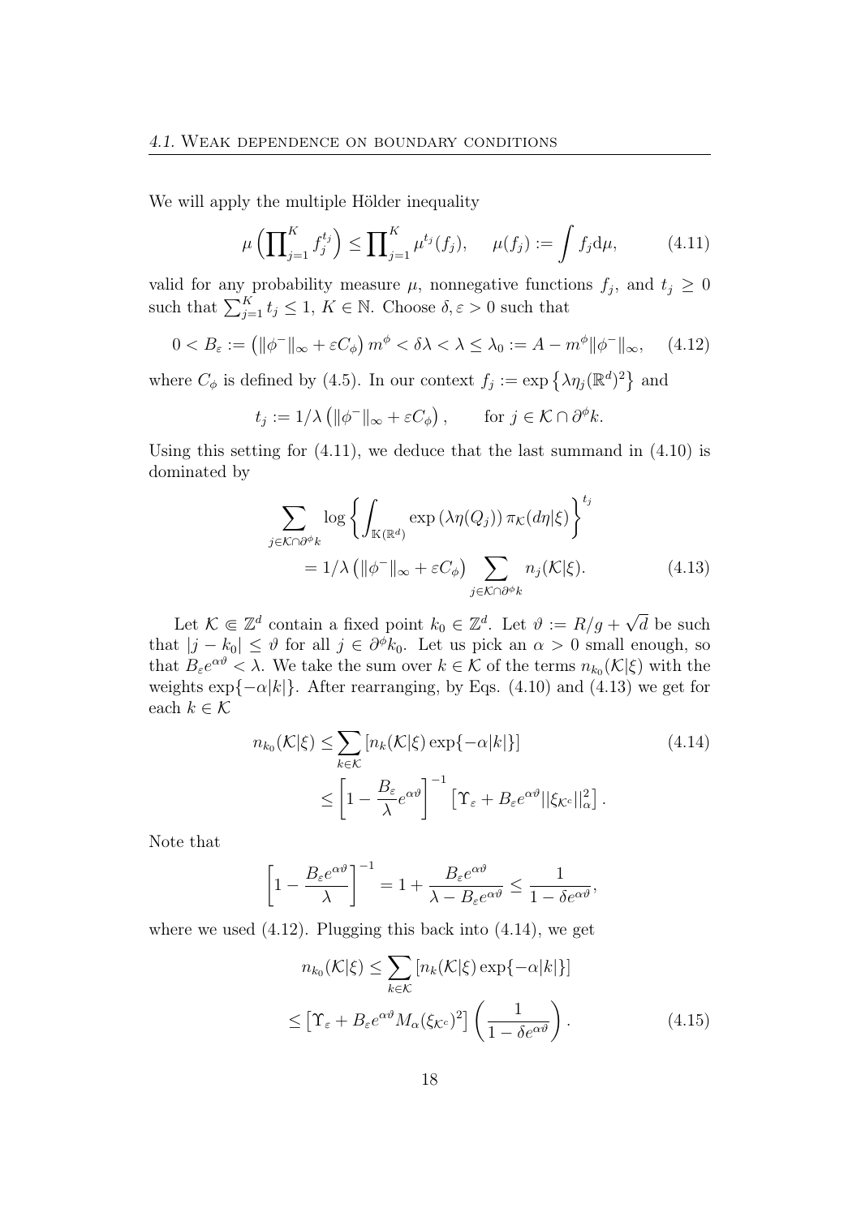We will apply the multiple Hölder inequality

$$\mu\left(\prod_{j=1}^{K} f_j^{t_j}\right) \le \prod_{j=1}^{K} \mu^{t_j}(f_j), \qquad \mu(f_j) := \int f_j \mathrm{d}\mu, \tag{4.11}$$

valid for any probability measure $\mu$, nonnegative functions $f_j$, and $t_j \ge 0$ such that $\sum_{j=1}^{K} t_j \le 1$, $K \in \mathbb{N}$. Choose $\delta, \varepsilon > 0$ such that

$$0 < B_\varepsilon := \left(\|\phi^-\|_\infty + \varepsilon C_\phi\right) m^\phi < \delta\lambda < \lambda \le \lambda_0 := A - m^\phi \|\phi^-\|_\infty, \tag{4.12}$$

where $C_\phi$ is defined by (4.5). In our context $f_j := \exp\left\{\lambda \eta_j(\mathbb{R}^d)^2\right\}$ and

$$t_j := 1/\lambda\left(\|\phi^-\|_\infty + \varepsilon C_\phi\right), \qquad \text{for } j \in \mathcal{K} \cap \partial^\phi k.$$

Using this setting for (4.11), we deduce that the last summand in (4.10) is dominated by

$$\begin{aligned}\sum_{j \in \mathcal{K} \cap \partial^\phi k} \log\left\{\int_{\mathbb{K}(\mathbb{R}^d)} \exp\left(\lambda \eta(Q_j)\right) \pi_{\mathcal{K}}(d\eta|\xi)\right\}^{t_j} \\ = 1/\lambda\left(\|\phi^-\|_\infty + \varepsilon C_\phi\right) \sum_{j \in \mathcal{K} \cap \partial^\phi k} n_j(\mathcal{K}|\xi).\end{aligned} \tag{4.13}$$

Let $\mathcal{K} \Subset \mathbb{Z}^d$ contain a fixed point $k_0 \in \mathbb{Z}^d$. Let $\vartheta := R/g + \sqrt{d}$ be such that $|j - k_0| \le \vartheta$ for all $j \in \partial^\phi k_0$. Let us pick an $\alpha > 0$ small enough, so that $B_\varepsilon e^{\alpha\vartheta} < \lambda$. We take the sum over $k \in \mathcal{K}$ of the terms $n_{k_0}(\mathcal{K}|\xi)$ with the weights $\exp\{-\alpha|k|\}$. After rearranging, by Eqs. (4.10) and (4.13) we get for each $k \in \mathcal{K}$

$$\begin{aligned} n_{k_0}(\mathcal{K}|\xi) &\le \sum_{k \in \mathcal{K}} \left[n_k(\mathcal{K}|\xi) \exp\{-\alpha|k|\}\right] \\ &\le \left[1 - \frac{B_\varepsilon}{\lambda} e^{\alpha\vartheta}\right]^{-1} \left[\Upsilon_\varepsilon + B_\varepsilon e^{\alpha\vartheta} ||\xi_{\mathcal{K}^c}||_\alpha^2\right]. \end{aligned} \tag{4.14}$$

Note that

$$\left[1 - \frac{B_\varepsilon e^{\alpha\vartheta}}{\lambda}\right]^{-1} = 1 + \frac{B_\varepsilon e^{\alpha\vartheta}}{\lambda - B_\varepsilon e^{\alpha\vartheta}} \le \frac{1}{1 - \delta e^{\alpha\vartheta}},$$

where we used (4.12). Plugging this back into (4.14), we get

$$\begin{aligned} n_{k_0}(\mathcal{K}|\xi) &\le \sum_{k \in \mathcal{K}} \left[n_k(\mathcal{K}|\xi) \exp\{-\alpha|k|\}\right] \\ &\le \left[\Upsilon_\varepsilon + B_\varepsilon e^{\alpha\vartheta} M_\alpha(\xi_{\mathcal{K}^c})^2\right] \left(\frac{1}{1 - \delta e^{\alpha\vartheta}}\right). \end{aligned} \tag{4.15}$$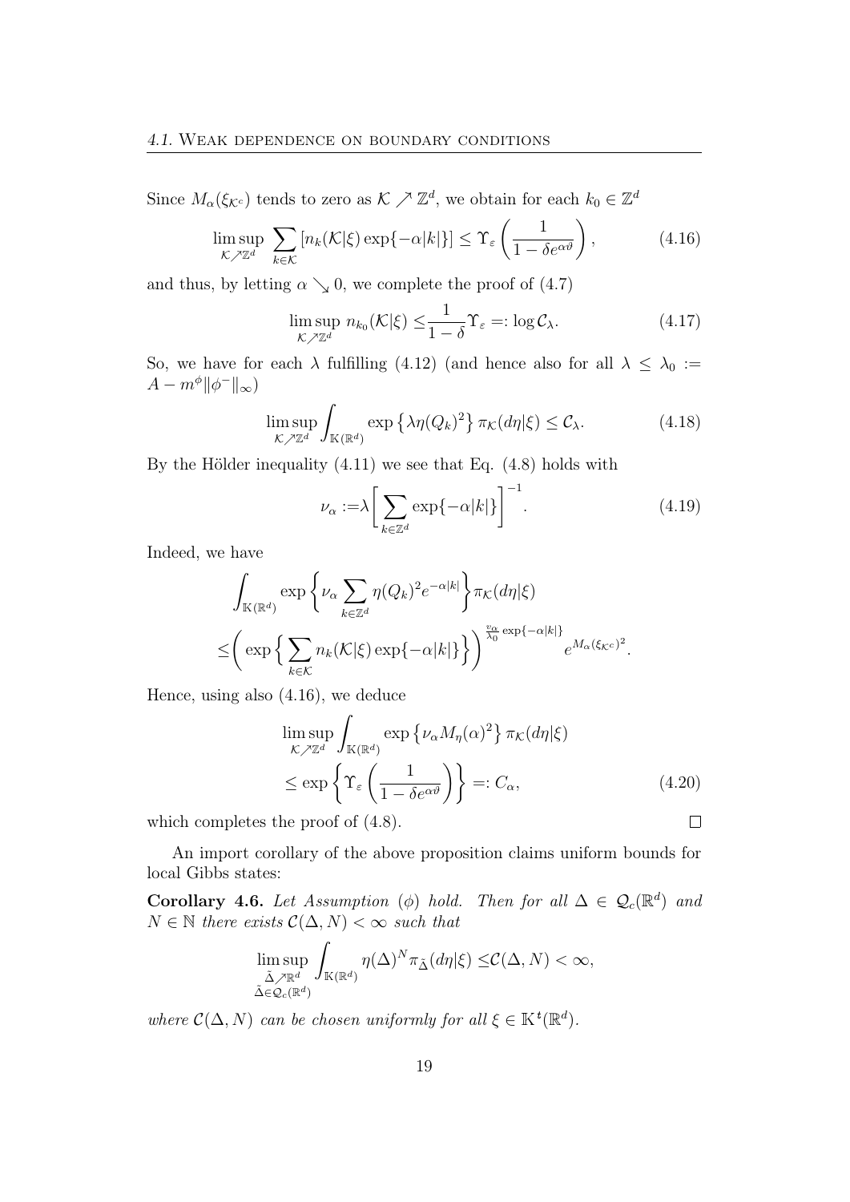Since $M_\alpha(\xi_{\mathcal{K}^c})$ tends to zero as $\mathcal{K} \nearrow \mathbb{Z}^d$, we obtain for each $k_0 \in \mathbb{Z}^d$

$$\limsup_{\mathcal{K}\nearrow\mathbb{Z}^d} \sum_{k\in\mathcal{K}} \left[ n_k(\mathcal{K}|\xi) \exp\{-\alpha|k|\} \right] \leq \Upsilon_\varepsilon \left( \frac{1}{1-\delta e^{\alpha\vartheta}} \right), \tag{4.16}$$

and thus, by letting $\alpha \searrow 0$, we complete the proof of (4.7)

$$\limsup_{\mathcal{K}\nearrow\mathbb{Z}^d} n_{k_0}(\mathcal{K}|\xi) \leq \frac{1}{1-\delta} \Upsilon_\varepsilon =: \log \mathcal{C}_\lambda. \tag{4.17}$$

So, we have for each $\lambda$ fulfilling (4.12) (and hence also for all $\lambda \leq \lambda_0 := A - m^\phi \|\phi^-\|_\infty$)

$$\limsup_{\mathcal{K}\nearrow\mathbb{Z}^d} \int_{\mathbb{K}(\mathbb{R}^d)} \exp\left\{ \lambda \eta(Q_k)^2 \right\} \pi_{\mathcal{K}}(d\eta|\xi) \leq \mathcal{C}_\lambda. \tag{4.18}$$

By the Hölder inequality (4.11) we see that Eq. (4.8) holds with

$$\nu_\alpha := \lambda \left[ \sum_{k\in\mathbb{Z}^d} \exp\{-\alpha|k|\} \right]^{-1}. \tag{4.19}$$

Indeed, we have

$$\begin{aligned}
&\int_{\mathbb{K}(\mathbb{R}^d)} \exp\left\{ \nu_\alpha \sum_{k\in\mathbb{Z}^d} \eta(Q_k)^2 e^{-\alpha|k|} \right\} \pi_{\mathcal{K}}(d\eta|\xi) \\
\leq &\left( \exp\Big\{ \sum_{k\in\mathcal{K}} n_k(\mathcal{K}|\xi) \exp\{-\alpha|k|\} \Big\} \right)^{\frac{v_\alpha}{\lambda_0} \exp\{-\alpha|k|\}} e^{M_\alpha(\xi_{\mathcal{K}^c})^2}.
\end{aligned}$$

Hence, using also (4.16), we deduce

$$\begin{aligned}
&\limsup_{\mathcal{K}\nearrow\mathbb{Z}^d} \int_{\mathbb{K}(\mathbb{R}^d)} \exp\left\{ \nu_\alpha M_\eta(\alpha)^2 \right\} \pi_{\mathcal{K}}(d\eta|\xi) \\
&\leq \exp\left\{ \Upsilon_\varepsilon \left( \frac{1}{1-\delta e^{\alpha\vartheta}} \right) \right\} =: C_\alpha,
\end{aligned} \tag{4.20}$$

which completes the proof of (4.8). $\square$

An import corollary of the above proposition claims uniform bounds for local Gibbs states:

**Corollary 4.6.** *Let Assumption* ($\phi$) *hold. Then for all $\Delta \in \mathcal{Q}_c(\mathbb{R}^d)$ and $N \in \mathbb{N}$ there exists $\mathcal{C}(\Delta, N) < \infty$ such that*

$$\limsup_{\substack{\tilde{\Delta}\nearrow\mathbb{R}^d \\ \tilde{\Delta}\in\mathcal{Q}_c(\mathbb{R}^d)}} \int_{\mathbb{K}(\mathbb{R}^d)} \eta(\Delta)^N \pi_{\tilde{\Delta}}(d\eta|\xi) \leq \mathcal{C}(\Delta, N) < \infty,$$

*where $\mathcal{C}(\Delta, N)$ can be chosen uniformly for all $\xi \in \mathbb{K}^{\mathfrak{t}}(\mathbb{R}^d)$.*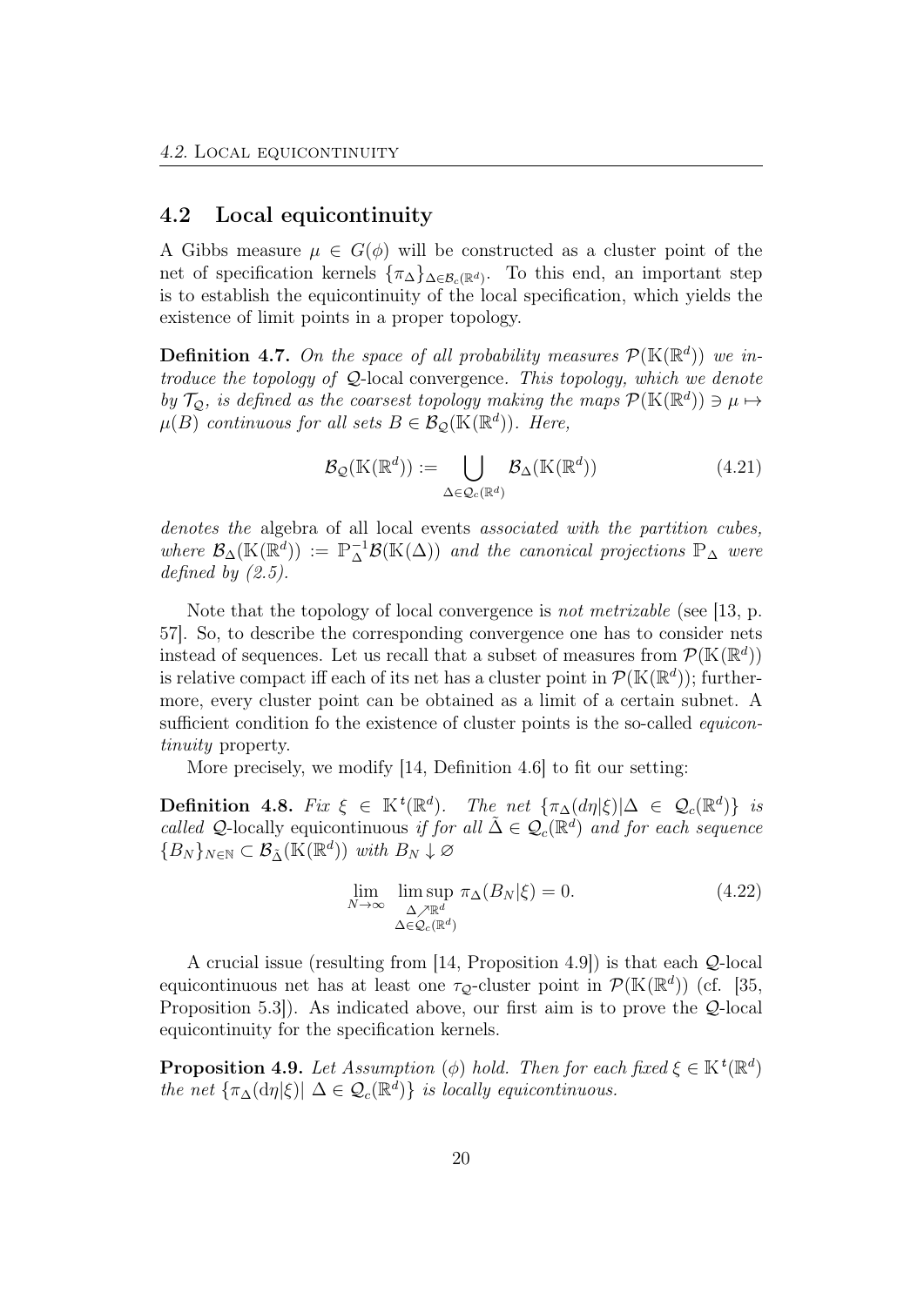## 4.2 Local equicontinuity

A Gibbs measure $\mu \in G(\phi)$ will be constructed as a cluster point of the net of specification kernels $\{\pi_\Delta\}_{\Delta \in \mathcal{B}_c(\mathbb{R}^d)}$. To this end, an important step is to establish the equicontinuity of the local specification, which yields the existence of limit points in a proper topology.

**Definition 4.7.** *On the space of all probability measures $\mathcal{P}(\mathbb{K}(\mathbb{R}^d))$ we introduce the topology of $\mathcal{Q}$-local* convergence*. This topology, which we denote by $\mathcal{T}_\mathcal{Q}$, is defined as the coarsest topology making the maps $\mathcal{P}(\mathbb{K}(\mathbb{R}^d)) \ni \mu \mapsto \mu(B)$ continuous for all sets $B \in \mathcal{B}_\mathcal{Q}(\mathbb{K}(\mathbb{R}^d))$. Here,*

$$\mathcal{B}_\mathcal{Q}(\mathbb{K}(\mathbb{R}^d)) := \bigcup_{\Delta \in \mathcal{Q}_c(\mathbb{R}^d)} \mathcal{B}_\Delta(\mathbb{K}(\mathbb{R}^d)) \tag{4.21}$$

*denotes the* algebra of all local events *associated with the partition cubes, where $\mathcal{B}_\Delta(\mathbb{K}(\mathbb{R}^d)) := \mathbb{P}_\Delta^{-1}\mathcal{B}(\mathbb{K}(\Delta))$ and the canonical projections $\mathbb{P}_\Delta$ were defined by (2.5).*

Note that the topology of local convergence is *not metrizable* (see [13, p. 57]. So, to describe the corresponding convergence one has to consider nets instead of sequences. Let us recall that a subset of measures from $\mathcal{P}(\mathbb{K}(\mathbb{R}^d))$ is relative compact iff each of its net has a cluster point in $\mathcal{P}(\mathbb{K}(\mathbb{R}^d))$; furthermore, every cluster point can be obtained as a limit of a certain subnet. A sufficient condition fo the existence of cluster points is the so-called *equicontinuity* property.

More precisely, we modify [14, Definition 4.6] to fit our setting:

**Definition 4.8.** *Fix $\xi \in \mathbb{K}^\mathfrak{t}(\mathbb{R}^d)$. The net $\{\pi_\Delta(d\eta|\xi) | \Delta \in \mathcal{Q}_c(\mathbb{R}^d)\}$ is called $\mathcal{Q}$-*locally equicontinuous *if for all $\tilde{\Delta} \in \mathcal{Q}_c(\mathbb{R}^d)$ and for each sequence $\{B_N\}_{N \in \mathbb{N}} \subset \mathcal{B}_{\tilde{\Delta}}(\mathbb{K}(\mathbb{R}^d))$ with $B_N \downarrow \varnothing$*

$$\lim_{N \to \infty} \limsup_{\substack{\Delta \nearrow \mathbb{R}^d \\ \Delta \in \mathcal{Q}_c(\mathbb{R}^d)}} \pi_\Delta(B_N|\xi) = 0. \tag{4.22}$$

A crucial issue (resulting from [14, Proposition 4.9]) is that each $\mathcal{Q}$-local equicontinuous net has at least one $\tau_\mathcal{Q}$-cluster point in $\mathcal{P}(\mathbb{K}(\mathbb{R}^d))$ (cf. [35, Proposition 5.3]). As indicated above, our first aim is to prove the $\mathcal{Q}$-local equicontinuity for the specification kernels.

**Proposition 4.9.** *Let Assumption $(\phi)$ hold. Then for each fixed $\xi \in \mathbb{K}^\mathfrak{t}(\mathbb{R}^d)$ the net $\{\pi_\Delta(\mathrm{d}\eta|\xi) | \Delta \in \mathcal{Q}_c(\mathbb{R}^d)\}$ is locally equicontinuous.*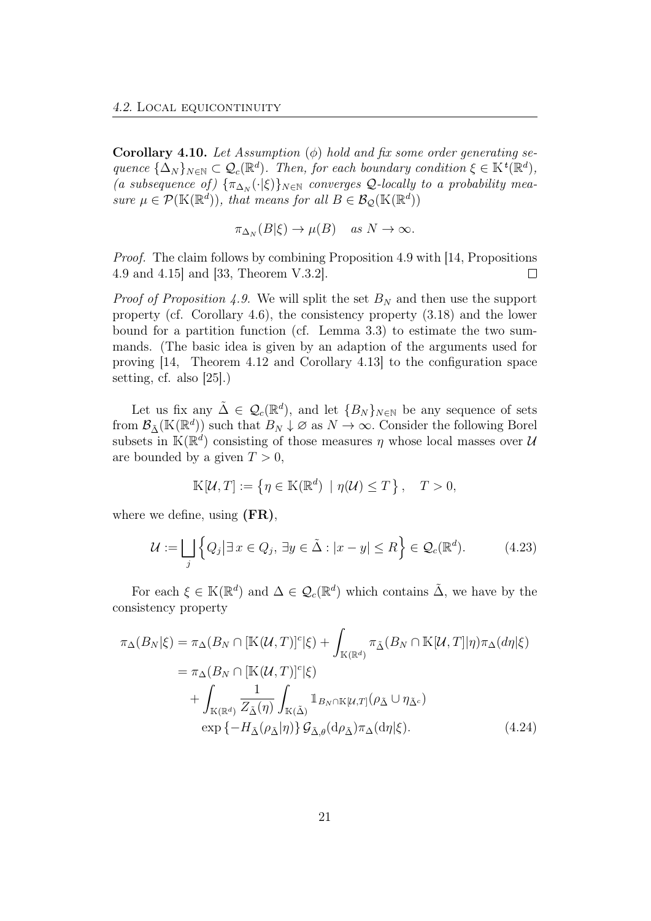**Corollary 4.10.** *Let Assumption ($\phi$) hold and fix some order generating sequence $\{\Delta_N\}_{N\in\mathbb{N}} \subset \mathcal{Q}_c(\mathbb{R}^d)$. Then, for each boundary condition $\xi \in \mathbb{K}^{\mathfrak{t}}(\mathbb{R}^d)$, (a subsequence of) $\{\pi_{\Delta_N}(\cdot|\xi)\}_{N\in\mathbb{N}}$ converges $\mathcal{Q}$-locally to a probability measure $\mu \in \mathcal{P}(\mathbb{K}(\mathbb{R}^d))$, that means for all $B \in \mathcal{B}_{\mathcal{Q}}(\mathbb{K}(\mathbb{R}^d))$*

$$\pi_{\Delta_N}(B|\xi) \to \mu(B) \quad \text{as } N \to \infty.$$

*Proof.* The claim follows by combining Proposition 4.9 with [14, Propositions 4.9 and 4.15] and [33, Theorem V.3.2]. $\square$

*Proof of Proposition 4.9.* We will split the set $B_N$ and then use the support property (cf. Corollary 4.6), the consistency property (3.18) and the lower bound for a partition function (cf. Lemma 3.3) to estimate the two summands. (The basic idea is given by an adaption of the arguments used for proving [14, Theorem 4.12 and Corollary 4.13] to the configuration space setting, cf. also [25].)

Let us fix any $\tilde{\Delta} \in \mathcal{Q}_c(\mathbb{R}^d)$, and let $\{B_N\}_{N\in\mathbb{N}}$ be any sequence of sets from $\mathcal{B}_{\tilde{\Delta}}(\mathbb{K}(\mathbb{R}^d))$ such that $B_N \downarrow \varnothing$ as $N \to \infty$. Consider the following Borel subsets in $\mathbb{K}(\mathbb{R}^d)$ consisting of those measures $\eta$ whose local masses over $\mathcal{U}$ are bounded by a given $T > 0$,

$$\mathbb{K}[\mathcal{U}, T] := \left\{ \eta \in \mathbb{K}(\mathbb{R}^d) \;\mid \eta(\mathcal{U}) \le T \right\}, \quad T > 0,$$

where we define, using **(FR)**,

$$\mathcal{U} := \bigsqcup_j \left\{ Q_j \middle| \exists\, x \in Q_j,\ \exists y \in \tilde{\Delta} : |x - y| \le R \right\} \in \mathcal{Q}_c(\mathbb{R}^d). \tag{4.23}$$

For each $\xi \in \mathbb{K}(\mathbb{R}^d)$ and $\Delta \in \mathcal{Q}_c(\mathbb{R}^d)$ which contains $\tilde{\Delta}$, we have by the consistency property

$$\begin{aligned}
\pi_{\Delta}(B_N|\xi) &= \pi_{\Delta}(B_N \cap [\mathbb{K}(\mathcal{U}, T)]^c|\xi) + \int_{\mathbb{K}(\mathbb{R}^d)} \pi_{\tilde{\Delta}}(B_N \cap \mathbb{K}[\mathcal{U}, T]|\eta)\pi_{\Delta}(d\eta|\xi) \\
&= \pi_{\Delta}(B_N \cap [\mathbb{K}(\mathcal{U}, T)]^c|\xi) \\
&\quad + \int_{\mathbb{K}(\mathbb{R}^d)} \frac{1}{Z_{\tilde{\Delta}}(\eta)} \int_{\mathbb{K}(\tilde{\Delta})} \mathbb{1}_{B_N \cap \mathbb{K}[\mathcal{U}, T]}(\rho_{\tilde{\Delta}} \cup \eta_{\tilde{\Delta}^c}) \\
&\quad \exp\left\{-H_{\tilde{\Delta}}(\rho_{\tilde{\Delta}}|\eta)\right\} \mathcal{G}_{\tilde{\Delta},\theta}(\mathrm{d}\rho_{\tilde{\Delta}})\pi_{\Delta}(\mathrm{d}\eta|\xi).
\end{aligned} \tag{4.24}$$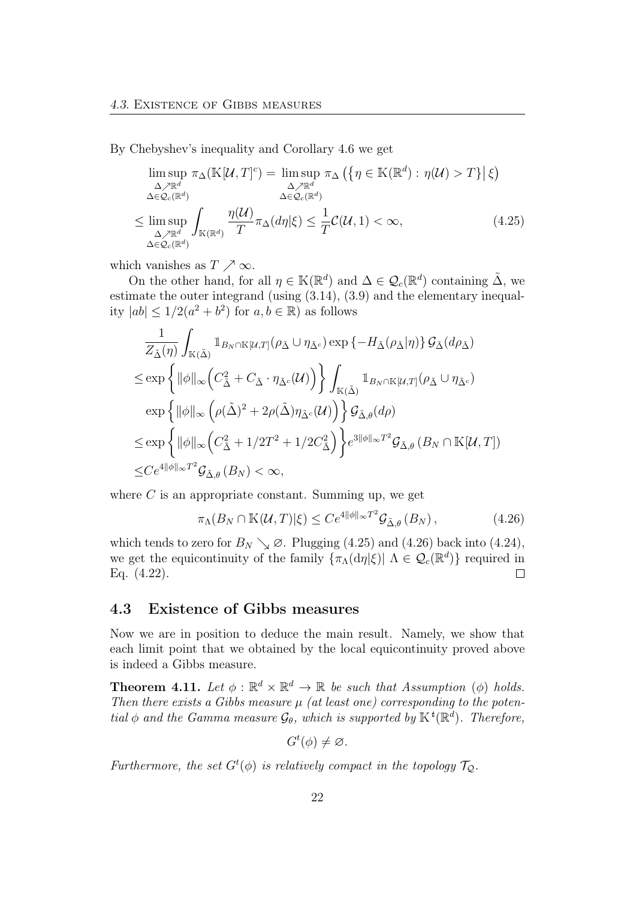By Chebyshev's inequality and Corollary 4.6 we get

$$
\begin{aligned}
&\limsup_{\substack{\Delta\nearrow\mathbb{R}^d\\ \Delta\in\mathcal{Q}_c(\mathbb{R}^d)}} \pi_\Delta(\mathbb{K}[\mathcal{U},T]^c) = \limsup_{\substack{\Delta\nearrow\mathbb{R}^d\\ \Delta\in\mathcal{Q}_c(\mathbb{R}^d)}} \pi_\Delta\left(\left\{\eta\in\mathbb{K}(\mathbb{R}^d):\,\eta(\mathcal{U})>T\right\}\middle|\,\xi\right)\\
&\leq \limsup_{\substack{\Delta\nearrow\mathbb{R}^d\\ \Delta\in\mathcal{Q}_c(\mathbb{R}^d)}} \int_{\mathbb{K}(\mathbb{R}^d)} \frac{\eta(\mathcal{U})}{T}\pi_\Delta(d\eta|\xi) \leq \frac{1}{T}\mathcal{C}(\mathcal{U},1)<\infty, \qquad (4.25)
\end{aligned}
$$

which vanishes as $T\nearrow\infty$.

On the other hand, for all $\eta\in\mathbb{K}(\mathbb{R}^d)$ and $\Delta\in\mathcal{Q}_c(\mathbb{R}^d)$ containing $\tilde{\Delta}$, we estimate the outer integrand (using (3.14), (3.9) and the elementary inequality $|ab|\leq 1/2(a^2+b^2)$ for $a,b\in\mathbb{R}$) as follows

$$
\begin{aligned}
&\frac{1}{Z_{\tilde{\Delta}}(\eta)}\int_{\mathbb{K}(\tilde{\Delta})} \mathbb{1}_{B_N\cap\mathbb{K}[\mathcal{U},T]}(\rho_{\tilde{\Delta}}\cup\eta_{\tilde{\Delta}^c})\exp\left\{-H_{\tilde{\Delta}}(\rho_{\tilde{\Delta}}|\eta)\right\}\mathcal{G}_{\tilde{\Delta}}(d\rho_{\tilde{\Delta}})\\
\leq&\exp\left\{\|\phi\|_\infty\Big(C_{\tilde{\Delta}}^2+C_{\tilde{\Delta}}\cdot\eta_{\tilde{\Delta}^c}(\mathcal{U})\Big)\right\}\int_{\mathbb{K}(\tilde{\Delta})}\mathbb{1}_{B_N\cap\mathbb{K}[\mathcal{U},T]}(\rho_{\tilde{\Delta}}\cup\eta_{\tilde{\Delta}^c})\\
&\exp\left\{\|\phi\|_\infty\left(\rho(\tilde{\Delta})^2+2\rho(\tilde{\Delta})\eta_{\tilde{\Delta}^c}(\mathcal{U})\right)\right\}\mathcal{G}_{\tilde{\Delta},\theta}(d\rho)\\
\leq&\exp\left\{\|\phi\|_\infty\Big(C_{\tilde{\Delta}}^2+1/2T^2+1/2C_{\tilde{\Delta}}^2\Big)\right\}e^{3\|\phi\|_\infty T^2}\mathcal{G}_{\tilde{\Delta},\theta}\left(B_N\cap\mathbb{K}[\mathcal{U},T]\right)\\
\leq& Ce^{4\|\phi\|_\infty T^2}\mathcal{G}_{\tilde{\Delta},\theta}\left(B_N\right)<\infty,
\end{aligned}
$$

where $C$ is an appropriate constant. Summing up, we get

$$
\pi_\Lambda(B_N\cap\mathbb{K}(\mathcal{U},T)|\xi)\leq Ce^{4\|\phi\|_\infty T^2}\mathcal{G}_{\tilde{\Delta},\theta}\left(B_N\right), \qquad (4.26)
$$

which tends to zero for $B_N\searrow\varnothing$. Plugging (4.25) and (4.26) back into (4.24), we get the equicontinuity of the family $\{\pi_\Lambda(\mathrm{d}\eta|\xi)|\ \Lambda\in\mathcal{Q}_c(\mathbb{R}^d)\}$ required in Eq. (4.22). ◻

## 4.3 Existence of Gibbs measures

Now we are in position to deduce the main result. Namely, we show that each limit point that we obtained by the local equicontinuity proved above is indeed a Gibbs measure.

**Theorem 4.11.** *Let $\phi:\mathbb{R}^d\times\mathbb{R}^d\to\mathbb{R}$ be such that Assumption ($\phi$) holds. Then there exists a Gibbs measure $\mu$ (at least one) corresponding to the potential $\phi$ and the Gamma measure $\mathcal{G}_\theta$, which is supported by $\mathbb{K}^t(\mathbb{R}^d)$. Therefore,*

$$
G^t(\phi)\neq\varnothing.
$$

*Furthermore, the set $G^t(\phi)$ is relatively compact in the topology $\mathcal{T}_\mathcal{Q}$.*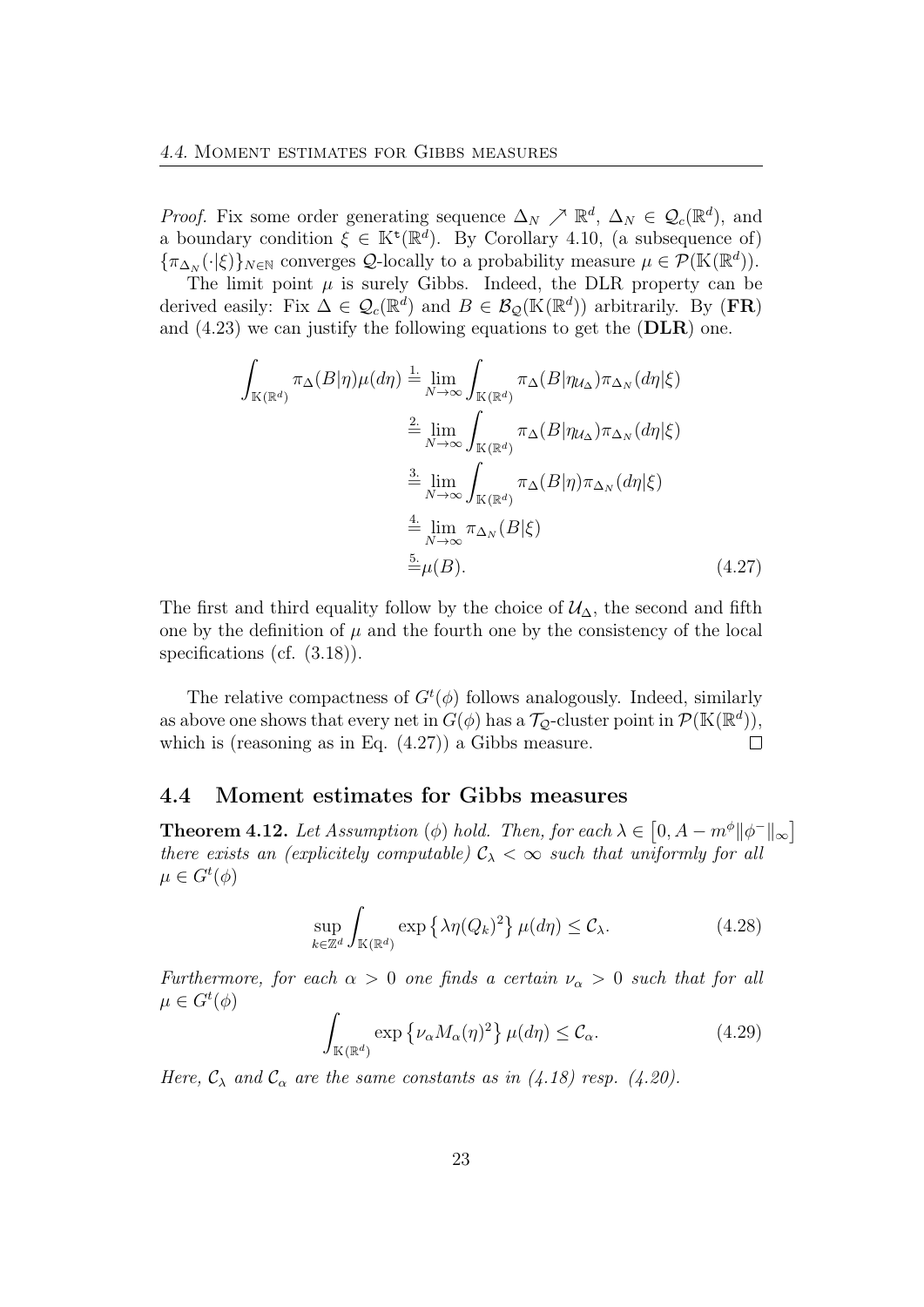*Proof.* Fix some order generating sequence $\Delta_N \nearrow \mathbb{R}^d$, $\Delta_N \in \mathcal{Q}_c(\mathbb{R}^d)$, and a boundary condition $\xi \in \mathbb{K}^{\mathfrak{t}}(\mathbb{R}^d)$. By Corollary 4.10, (a subsequence of) $\{\pi_{\Delta_N}(\cdot|\xi)\}_{N\in\mathbb{N}}$ converges $\mathcal{Q}$-locally to a probability measure $\mu \in \mathcal{P}(\mathbb{K}(\mathbb{R}^d))$.

The limit point $\mu$ is surely Gibbs. Indeed, the DLR property can be derived easily: Fix $\Delta \in \mathcal{Q}_c(\mathbb{R}^d)$ and $B \in \mathcal{B}_{\mathcal{Q}}(\mathbb{K}(\mathbb{R}^d))$ arbitrarily. By **(FR)** and (4.23) we can justify the following equations to get the **(DLR)** one.

$$
\begin{aligned}
\int_{\mathbb{K}(\mathbb{R}^d)} \pi_\Delta(B|\eta)\mu(d\eta) &\overset{1.}{=} \lim_{N\to\infty} \int_{\mathbb{K}(\mathbb{R}^d)} \pi_\Delta(B|\eta_{\mathcal{U}_\Delta})\pi_{\Delta_N}(d\eta|\xi) \\
&\overset{2.}{=} \lim_{N\to\infty} \int_{\mathbb{K}(\mathbb{R}^d)} \pi_\Delta(B|\eta_{\mathcal{U}_\Delta})\pi_{\Delta_N}(d\eta|\xi) \\
&\overset{3.}{=} \lim_{N\to\infty} \int_{\mathbb{K}(\mathbb{R}^d)} \pi_\Delta(B|\eta)\pi_{\Delta_N}(d\eta|\xi) \\
&\overset{4.}{=} \lim_{N\to\infty} \pi_{\Delta_N}(B|\xi) \\
&\overset{5.}{=} \mu(B).
\end{aligned} \tag{4.27}
$$

The first and third equality follow by the choice of $\mathcal{U}_\Delta$, the second and fifth one by the definition of $\mu$ and the fourth one by the consistency of the local specifications (cf. (3.18)).

The relative compactness of $G^t(\phi)$ follows analogously. Indeed, similarly as above one shows that every net in $G(\phi)$ has a $\mathcal{T}_{\mathcal{Q}}$-cluster point in $\mathcal{P}(\mathbb{K}(\mathbb{R}^d))$, which is (reasoning as in Eq. (4.27)) a Gibbs measure. $\square$

## 4.4 Moment estimates for Gibbs measures

**Theorem 4.12.** *Let Assumption* $(\phi)$ *hold. Then, for each* $\lambda \in \left[0, A - m^\phi \|\phi^-\|_\infty\right]$ *there exists an (explicitely computable)* $\mathcal{C}_\lambda < \infty$ *such that uniformly for all* $\mu \in G^t(\phi)$

$$
\sup_{k\in\mathbb{Z}^d} \int_{\mathbb{K}(\mathbb{R}^d)} \exp\left\{\lambda \eta(Q_k)^2\right\} \mu(d\eta) \le \mathcal{C}_\lambda. \tag{4.28}
$$

*Furthermore, for each* $\alpha > 0$ *one finds a certain* $\nu_\alpha > 0$ *such that for all* $\mu \in G^t(\phi)$

$$
\int_{\mathbb{K}(\mathbb{R}^d)} \exp\left\{\nu_\alpha M_\alpha(\eta)^2\right\} \mu(d\eta) \le \mathcal{C}_\alpha. \tag{4.29}
$$

*Here,* $\mathcal{C}_\lambda$ *and* $\mathcal{C}_\alpha$ *are the same constants as in (4.18) resp. (4.20).*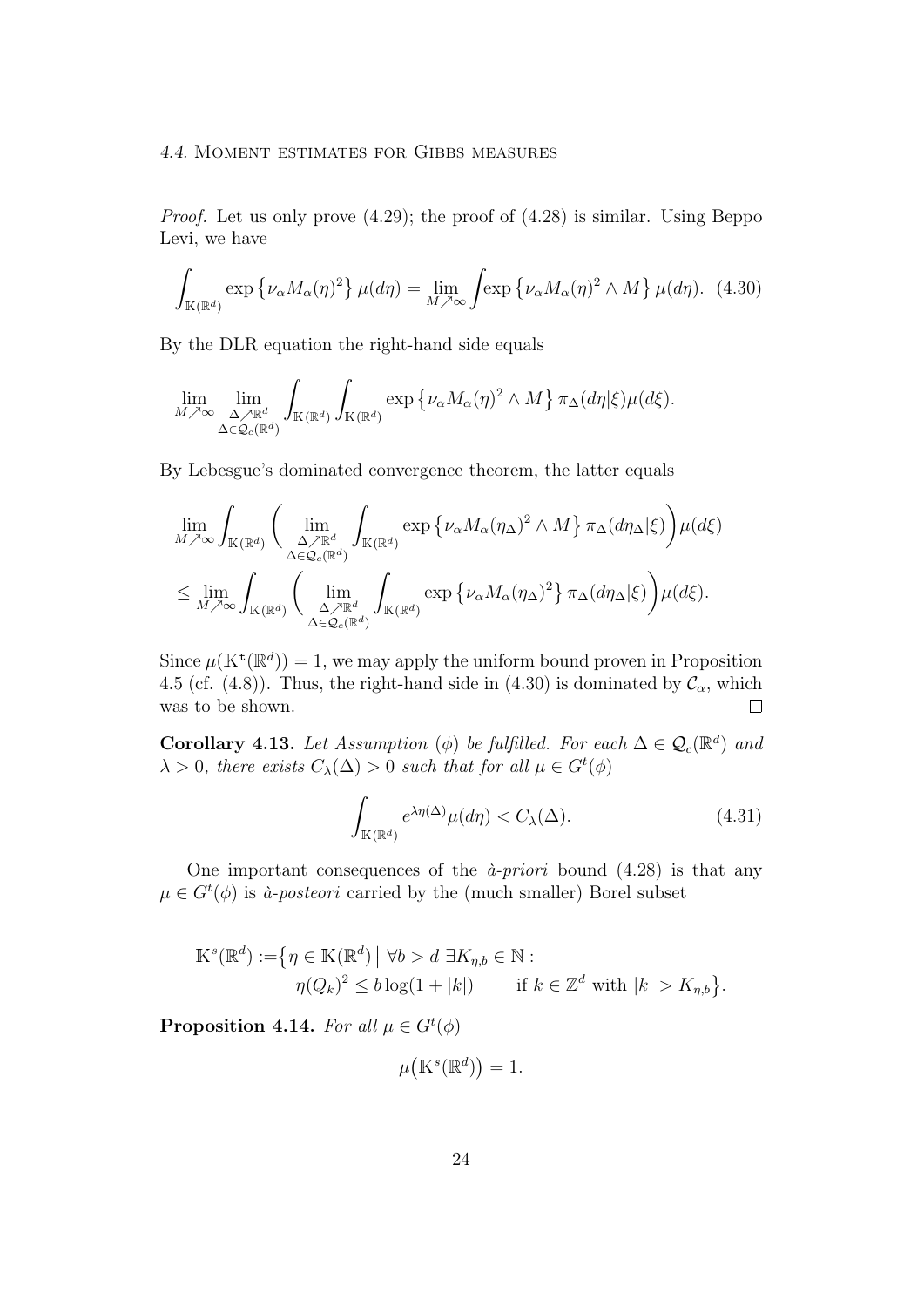*Proof.* Let us only prove (4.29); the proof of (4.28) is similar. Using Beppo Levi, we have

$$\int_{\mathbb{K}(\mathbb{R}^d)} \exp\left\{\nu_\alpha M_\alpha(\eta)^2\right\} \mu(d\eta) = \lim_{M \nearrow \infty} \int \exp\left\{\nu_\alpha M_\alpha(\eta)^2 \wedge M\right\} \mu(d\eta). \quad (4.30)$$

By the DLR equation the right-hand side equals

$$\lim_{M \nearrow \infty} \lim_{\substack{\Delta \nearrow \mathbb{R}^d \\ \Delta \in \mathcal{Q}_c(\mathbb{R}^d)}} \int_{\mathbb{K}(\mathbb{R}^d)} \int_{\mathbb{K}(\mathbb{R}^d)} \exp\left\{\nu_\alpha M_\alpha(\eta)^2 \wedge M\right\} \pi_\Delta(d\eta|\xi)\mu(d\xi).$$

By Lebesgue's dominated convergence theorem, the latter equals

$$\begin{aligned}
&\lim_{M \nearrow \infty} \int_{\mathbb{K}(\mathbb{R}^d)} \Bigg( \lim_{\substack{\Delta \nearrow \mathbb{R}^d \\ \Delta \in \mathcal{Q}_c(\mathbb{R}^d)}} \int_{\mathbb{K}(\mathbb{R}^d)} \exp\left\{\nu_\alpha M_\alpha(\eta_\Delta)^2 \wedge M\right\} \pi_\Delta(d\eta_\Delta|\xi) \Bigg) \mu(d\xi) \\
&\leq \lim_{M \nearrow \infty} \int_{\mathbb{K}(\mathbb{R}^d)} \Bigg( \lim_{\substack{\Delta \nearrow \mathbb{R}^d \\ \Delta \in \mathcal{Q}_c(\mathbb{R}^d)}} \int_{\mathbb{K}(\mathbb{R}^d)} \exp\left\{\nu_\alpha M_\alpha(\eta_\Delta)^2\right\} \pi_\Delta(d\eta_\Delta|\xi) \Bigg) \mu(d\xi).
\end{aligned}$$

Since $\mu(\mathbb{K}^{\mathfrak{t}}(\mathbb{R}^d)) = 1$, we may apply the uniform bound proven in Proposition 4.5 (cf. (4.8)). Thus, the right-hand side in (4.30) is dominated by $\mathcal{C}_\alpha$, which was to be shown. $\square$

**Corollary 4.13.** *Let Assumption $(\phi)$ be fulfilled. For each $\Delta \in \mathcal{Q}_c(\mathbb{R}^d)$ and $\lambda > 0$, there exists $C_\lambda(\Delta) > 0$ such that for all $\mu \in G^t(\phi)$*

$$\int_{\mathbb{K}(\mathbb{R}^d)} e^{\lambda \eta(\Delta)} \mu(d\eta) < C_\lambda(\Delta). \quad (4.31)$$

One important consequences of the *à-priori* bound (4.28) is that any $\mu \in G^t(\phi)$ is *à-posteori* carried by the (much smaller) Borel subset

$$\begin{aligned}
\mathbb{K}^s(\mathbb{R}^d) := \big\{ \eta \in \mathbb{K}(\mathbb{R}^d) \,\big|\, &\forall b > d \ \exists K_{\eta,b} \in \mathbb{N} : \\
&\eta(Q_k)^2 \leq b \log(1 + |k|) \qquad \text{if } k \in \mathbb{Z}^d \text{ with } |k| > K_{\eta,b} \big\}.
\end{aligned}$$

**Proposition 4.14.** *For all $\mu \in G^t(\phi)$*

$$\mu\big(\mathbb{K}^s(\mathbb{R}^d)\big) = 1.$$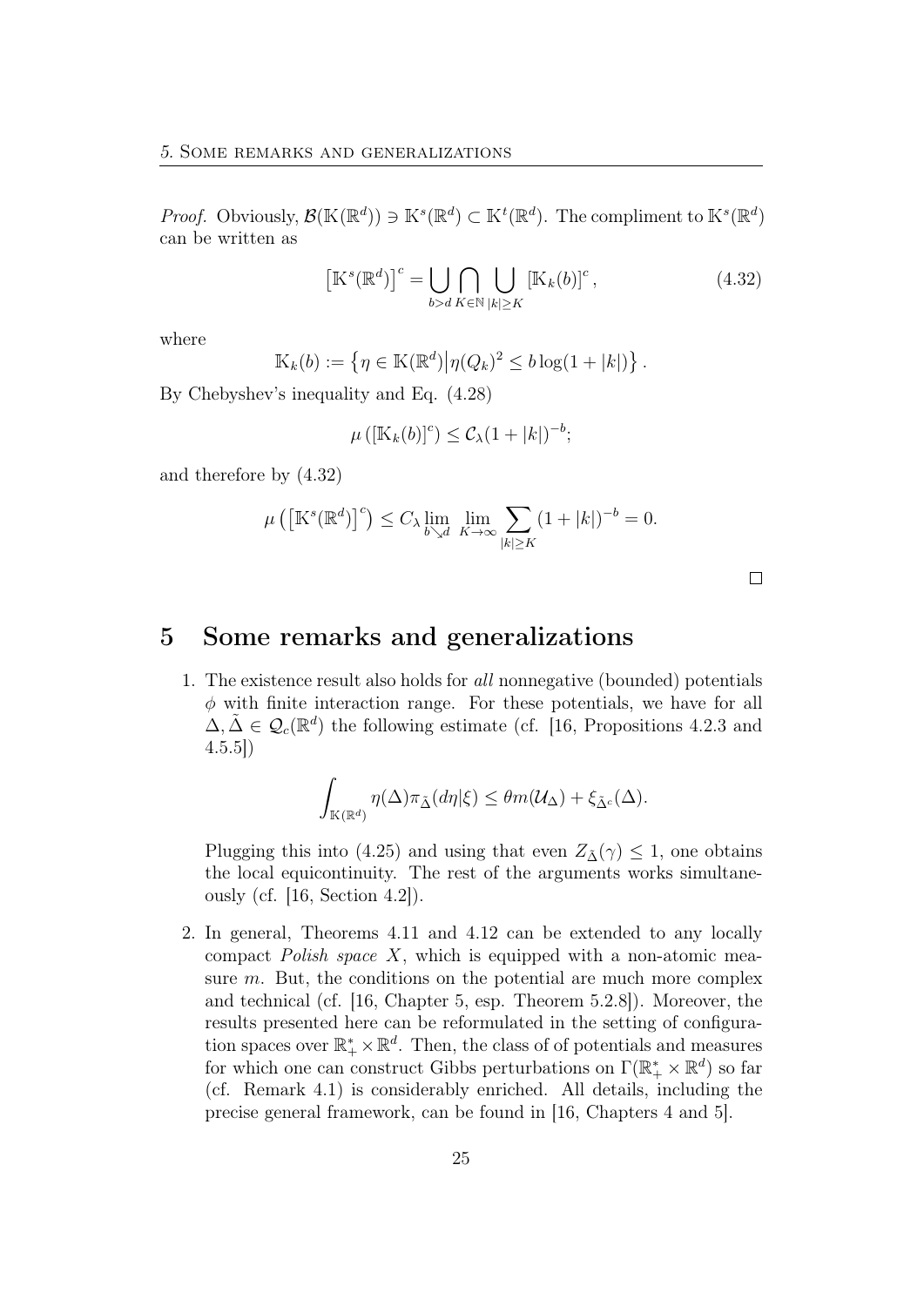*Proof.* Obviously, $\mathcal{B}(\mathbb{K}(\mathbb{R}^d)) \ni \mathbb{K}^s(\mathbb{R}^d) \subset \mathbb{K}^t(\mathbb{R}^d)$. The compliment to $\mathbb{K}^s(\mathbb{R}^d)$ can be written as

$$\left[\mathbb{K}^s(\mathbb{R}^d)\right]^c = \bigcup_{b>d} \bigcap_{K\in\mathbb{N}} \bigcup_{|k|\geq K} \left[\mathbb{K}_k(b)\right]^c, \tag{4.32}$$

where

$$\mathbb{K}_k(b) := \left\{\eta \in \mathbb{K}(\mathbb{R}^d) \middle| \eta(Q_k)^2 \leq b\log(1+|k|)\right\}.$$

By Chebyshev's inequality and Eq. (4.28)

$$\mu\left([\mathbb{K}_k(b)]^c\right) \leq \mathcal{C}_\lambda (1+|k|)^{-b};$$

and therefore by (4.32)

$$\mu\left(\left[\mathbb{K}^s(\mathbb{R}^d)\right]^c\right) \leq C_\lambda \lim_{b\searrow d} \lim_{K\to\infty} \sum_{|k|\geq K} (1+|k|)^{-b} = 0.$$

□

# 5 Some remarks and generalizations

1. The existence result also holds for *all* nonnegative (bounded) potentials $\phi$ with finite interaction range. For these potentials, we have for all $\Delta, \tilde{\Delta} \in \mathcal{Q}_c(\mathbb{R}^d)$ the following estimate (cf. [16, Propositions 4.2.3 and 4.5.5])

$$\int_{\mathbb{K}(\mathbb{R}^d)} \eta(\Delta)\pi_{\tilde{\Delta}}(d\eta|\xi) \leq \theta m(\mathcal{U}_\Delta) + \xi_{\tilde{\Delta}^c}(\Delta).$$

Plugging this into (4.25) and using that even $Z_{\tilde{\Delta}}(\gamma) \leq 1$, one obtains the local equicontinuity. The rest of the arguments works simultaneously (cf. [16, Section 4.2]).

2. In general, Theorems 4.11 and 4.12 can be extended to any locally compact *Polish space* $X$, which is equipped with a non-atomic measure $m$. But, the conditions on the potential are much more complex and technical (cf. [16, Chapter 5, esp. Theorem 5.2.8]). Moreover, the results presented here can be reformulated in the setting of configuration spaces over $\mathbb{R}_+^* \times \mathbb{R}^d$. Then, the class of of potentials and measures for which one can construct Gibbs perturbations on $\Gamma(\mathbb{R}_+^* \times \mathbb{R}^d)$ so far (cf. Remark 4.1) is considerably enriched. All details, including the precise general framework, can be found in [16, Chapters 4 and 5].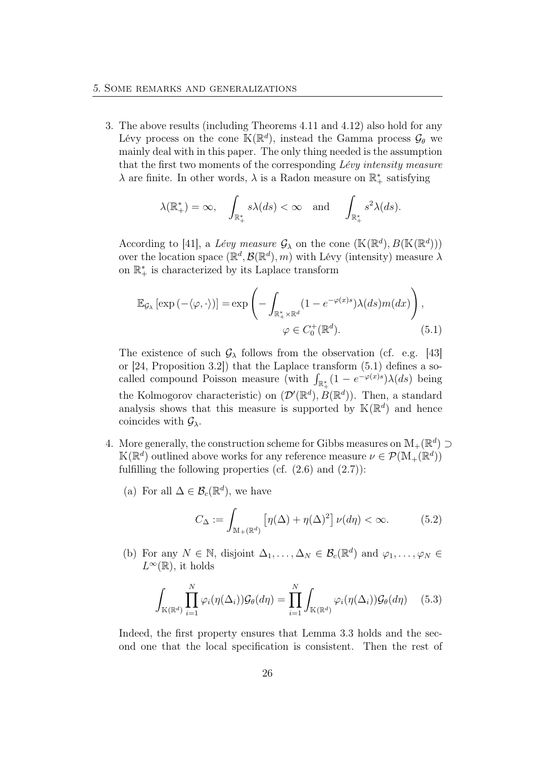3. The above results (including Theorems 4.11 and 4.12) also hold for any Lévy process on the cone $\mathbb{K}(\mathbb{R}^d)$, instead the Gamma process $\mathcal{G}_\theta$ we mainly deal with in this paper. The only thing needed is the assumption that the first two moments of the corresponding *Lévy intensity measure* $\lambda$ are finite. In other words, $\lambda$ is a Radon measure on $\mathbb{R}_+^*$ satisfying

$$\lambda(\mathbb{R}_+^*) = \infty, \quad \int_{\mathbb{R}_+^*} s\lambda(ds) < \infty \quad \text{and} \quad \int_{\mathbb{R}_+^*} s^2 \lambda(ds).$$

According to [41], a *Lévy measure* $\mathcal{G}_\lambda$ on the cone $(\mathbb{K}(\mathbb{R}^d), B(\mathbb{K}(\mathbb{R}^d)))$ over the location space $(\mathbb{R}^d, \mathcal{B}(\mathbb{R}^d), m)$ with Lévy (intensity) measure $\lambda$ on $\mathbb{R}_+^*$ is characterized by its Laplace transform

$$\mathbb{E}_{\mathcal{G}_\lambda}\left[\exp\left(-\langle \varphi, \cdot \rangle\right)\right] = \exp\left(-\int_{\mathbb{R}_+^* \times \mathbb{R}^d} (1 - e^{-\varphi(x)s}) \lambda(ds) m(dx)\right), \qquad \varphi \in C_0^+(\mathbb{R}^d). \tag{5.1}$$

The existence of such $\mathcal{G}_\lambda$ follows from the observation (cf. e.g. [43] or [24, Proposition 3.2]) that the Laplace transform (5.1) defines a so-called compound Poisson measure (with $\int_{\mathbb{R}_+^*}(1 - e^{-\varphi(x)s})\lambda(ds)$ being the Kolmogorov characteristic) on $(\mathcal{D}'(\mathbb{R}^d), B(\mathbb{R}^d))$. Then, a standard analysis shows that this measure is supported by $\mathbb{K}(\mathbb{R}^d)$ and hence coincides with $\mathcal{G}_\lambda$.

4. More generally, the construction scheme for Gibbs measures on $\mathbb{M}_+(\mathbb{R}^d) \supset \mathbb{K}(\mathbb{R}^d)$ outlined above works for any reference measure $\nu \in \mathcal{P}(\mathbb{M}_+(\mathbb{R}^d))$ fulfilling the following properties (cf. (2.6) and (2.7)):

   (a) For all $\Delta \in \mathcal{B}_c(\mathbb{R}^d)$, we have

   $$C_\Delta := \int_{\mathbb{M}_+(\mathbb{R}^d)} \left[\eta(\Delta) + \eta(\Delta)^2\right] \nu(d\eta) < \infty. \tag{5.2}$$

   (b) For any $N \in \mathbb{N}$, disjoint $\Delta_1, \dots, \Delta_N \in \mathcal{B}_c(\mathbb{R}^d)$ and $\varphi_1, \dots, \varphi_N \in L^\infty(\mathbb{R})$, it holds

   $$\int_{\mathbb{K}(\mathbb{R}^d)} \prod_{i=1}^N \varphi_i(\eta(\Delta_i)) \mathcal{G}_\theta(d\eta) = \prod_{i=1}^N \int_{\mathbb{K}(\mathbb{R}^d)} \varphi_i(\eta(\Delta_i)) \mathcal{G}_\theta(d\eta) \tag{5.3}$$

   Indeed, the first property ensures that Lemma 3.3 holds and the second one that the local specification is consistent. Then the rest of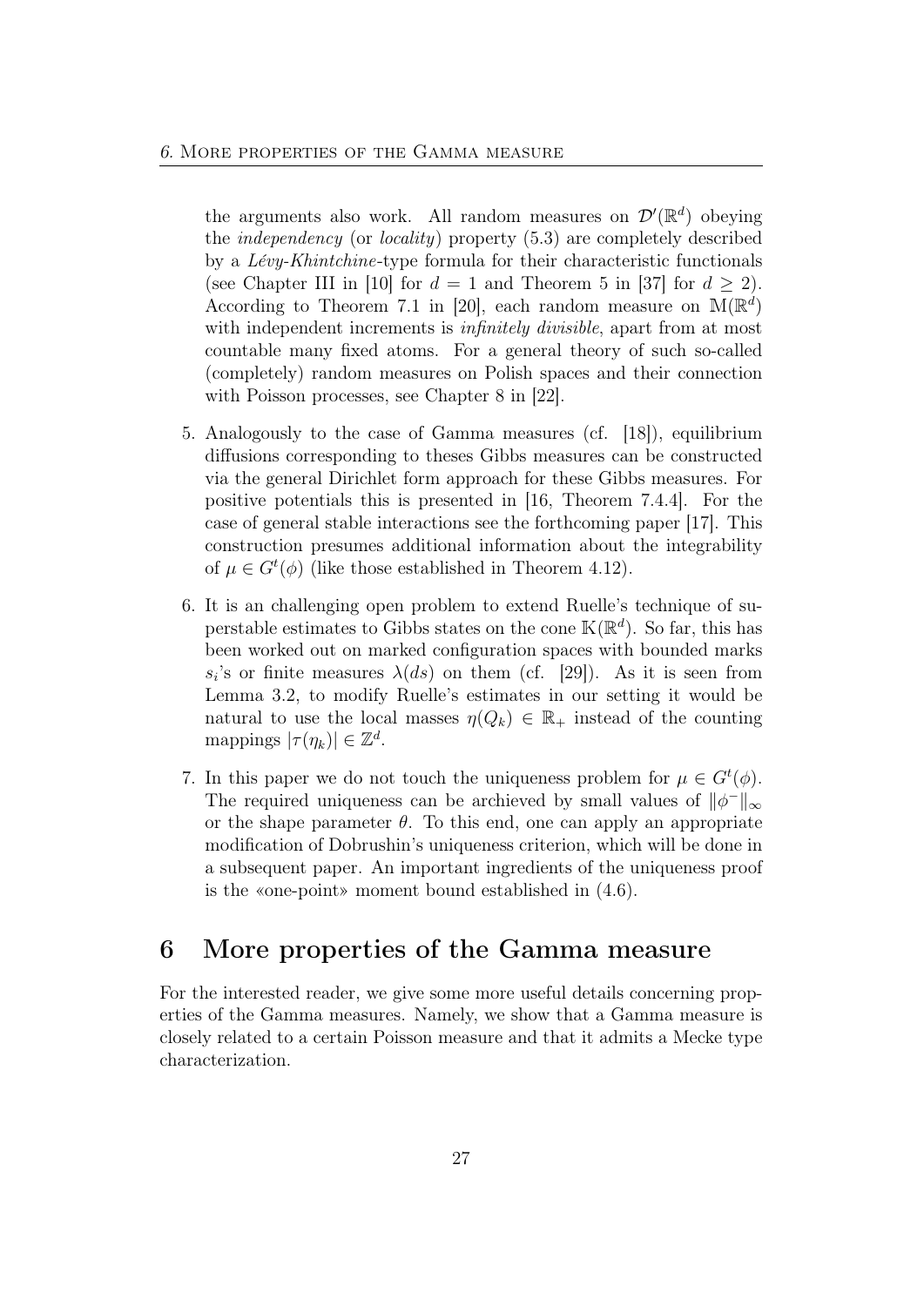the arguments also work. All random measures on $\mathcal{D}'(\mathbb{R}^d)$ obeying the *independency* (or *locality*) property (5.3) are completely described by a *Lévy-Khintchine*-type formula for their characteristic functionals (see Chapter III in [10] for $d = 1$ and Theorem 5 in [37] for $d \geq 2$). According to Theorem 7.1 in [20], each random measure on $\mathbb{M}(\mathbb{R}^d)$ with independent increments is *infinitely divisible*, apart from at most countable many fixed atoms. For a general theory of such so-called (completely) random measures on Polish spaces and their connection with Poisson processes, see Chapter 8 in [22].

5. Analogously to the case of Gamma measures (cf. [18]), equilibrium diffusions corresponding to theses Gibbs measures can be constructed via the general Dirichlet form approach for these Gibbs measures. For positive potentials this is presented in [16, Theorem 7.4.4]. For the case of general stable interactions see the forthcoming paper [17]. This construction presumes additional information about the integrability of $\mu \in G^t(\phi)$ (like those established in Theorem 4.12).

6. It is an challenging open problem to extend Ruelle's technique of superstable estimates to Gibbs states on the cone $\mathbb{K}(\mathbb{R}^d)$. So far, this has been worked out on marked configuration spaces with bounded marks $s_i$'s or finite measures $\lambda(ds)$ on them (cf. [29]). As it is seen from Lemma 3.2, to modify Ruelle's estimates in our setting it would be natural to use the local masses $\eta(Q_k) \in \mathbb{R}_+$ instead of the counting mappings $|\tau(\eta_k)| \in \mathbb{Z}^d$.

7. In this paper we do not touch the uniqueness problem for $\mu \in G^t(\phi)$. The required uniqueness can be archieved by small values of $\|\phi^-\|_\infty$ or the shape parameter $\theta$. To this end, one can apply an appropriate modification of Dobrushin's uniqueness criterion, which will be done in a subsequent paper. An important ingredients of the uniqueness proof is the «one-point» moment bound established in (4.6).

# 6 More properties of the Gamma measure

For the interested reader, we give some more useful details concerning properties of the Gamma measures. Namely, we show that a Gamma measure is closely related to a certain Poisson measure and that it admits a Mecke type characterization.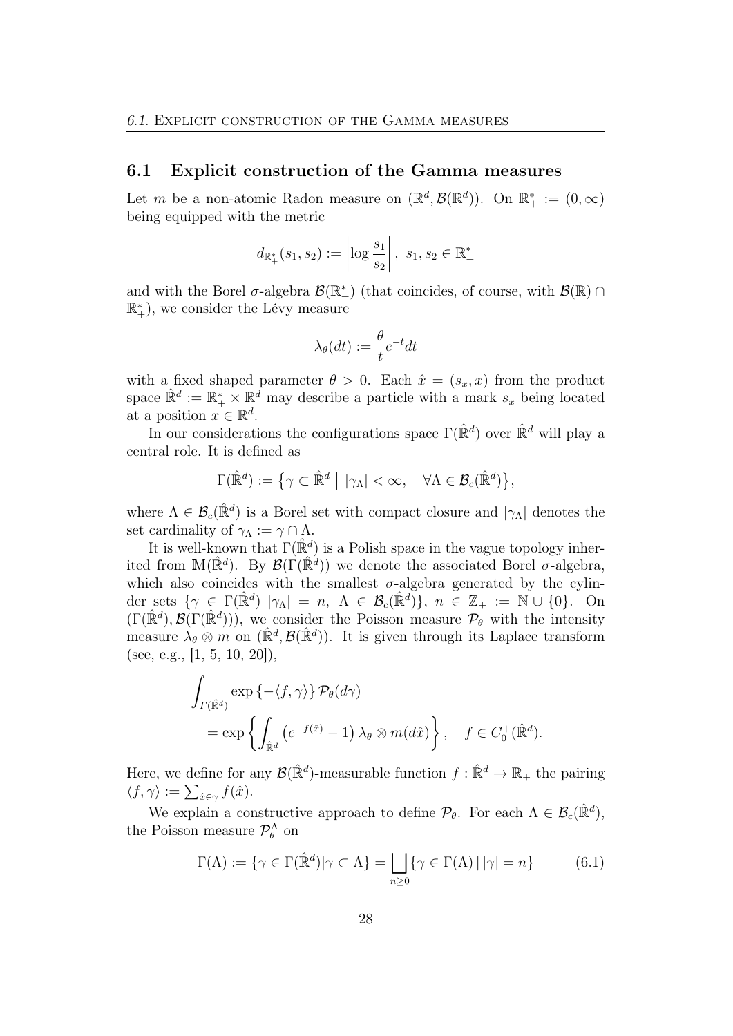## 6.1 Explicit construction of the Gamma measures

Let $m$ be a non-atomic Radon measure on $(\mathbb{R}^d, \mathcal{B}(\mathbb{R}^d))$. On $\mathbb{R}_+^* := (0, \infty)$ being equipped with the metric

$$d_{\mathbb{R}_+^*}(s_1, s_2) := \left| \log \frac{s_1}{s_2} \right|, \; s_1, s_2 \in \mathbb{R}_+^*$$

and with the Borel $\sigma$-algebra $\mathcal{B}(\mathbb{R}_+^*)$ (that coincides, of course, with $\mathcal{B}(\mathbb{R}) \cap \mathbb{R}_+^*$), we consider the Lévy measure

$$\lambda_\theta(dt) := \frac{\theta}{t} e^{-t} dt$$

with a fixed shaped parameter $\theta > 0$. Each $\hat{x} = (s_x, x)$ from the product space $\hat{\mathbb{R}}^d := \mathbb{R}_+^* \times \mathbb{R}^d$ may describe a particle with a mark $s_x$ being located at a position $x \in \mathbb{R}^d$.

In our considerations the configurations space $\Gamma(\hat{\mathbb{R}}^d)$ over $\hat{\mathbb{R}}^d$ will play a central role. It is defined as

$$\Gamma(\hat{\mathbb{R}}^d) := \left\{ \gamma \subset \hat{\mathbb{R}}^d \;\middle|\; |\gamma_\Lambda| < \infty, \quad \forall \Lambda \in \mathcal{B}_c(\hat{\mathbb{R}}^d) \right\},$$

where $\Lambda \in \mathcal{B}_c(\hat{\mathbb{R}}^d)$ is a Borel set with compact closure and $|\gamma_\Lambda|$ denotes the set cardinality of $\gamma_\Lambda := \gamma \cap \Lambda$.

It is well-known that $\Gamma(\hat{\mathbb{R}}^d)$ is a Polish space in the vague topology inherited from $\mathbb{M}(\hat{\mathbb{R}}^d)$. By $\mathcal{B}(\Gamma(\hat{\mathbb{R}}^d))$ we denote the associated Borel $\sigma$-algebra, which also coincides with the smallest $\sigma$-algebra generated by the cylinder sets $\{\gamma \in \Gamma(\hat{\mathbb{R}}^d) \,|\, |\gamma_\Lambda| = n, \; \Lambda \in \mathcal{B}_c(\hat{\mathbb{R}}^d)\}$, $n \in \mathbb{Z}_+ := \mathbb{N} \cup \{0\}$. On $(\Gamma(\hat{\mathbb{R}}^d), \mathcal{B}(\Gamma(\hat{\mathbb{R}}^d)))$, we consider the Poisson measure $\mathcal{P}_\theta$ with the intensity measure $\lambda_\theta \otimes m$ on $(\hat{\mathbb{R}}^d, \mathcal{B}(\hat{\mathbb{R}}^d))$. It is given through its Laplace transform (see, e.g., [1, 5, 10, 20]),

$$\int_{\Gamma(\hat{\mathbb{R}}^d)} \exp\left\{-\langle f, \gamma \rangle\right\} \mathcal{P}_\theta(d\gamma) = \exp\left\{ \int_{\hat{\mathbb{R}}^d} \left(e^{-f(\hat{x})} - 1\right) \lambda_\theta \otimes m(d\hat{x}) \right\}, \quad f \in C_0^+(\hat{\mathbb{R}}^d).$$

Here, we define for any $\mathcal{B}(\hat{\mathbb{R}}^d)$-measurable function $f : \hat{\mathbb{R}}^d \to \mathbb{R}_+$ the pairing $\langle f, \gamma \rangle := \sum_{\hat{x} \in \gamma} f(\hat{x})$.

We explain a constructive approach to define $\mathcal{P}_\theta$. For each $\Lambda \in \mathcal{B}_c(\hat{\mathbb{R}}^d)$, the Poisson measure $\mathcal{P}_\theta^\Lambda$ on

$$\Gamma(\Lambda) := \{\gamma \in \Gamma(\hat{\mathbb{R}}^d) | \gamma \subset \Lambda\} = \bigsqcup_{n \geq 0} \{\gamma \in \Gamma(\Lambda) \,|\, |\gamma| = n\} \tag{6.1}$$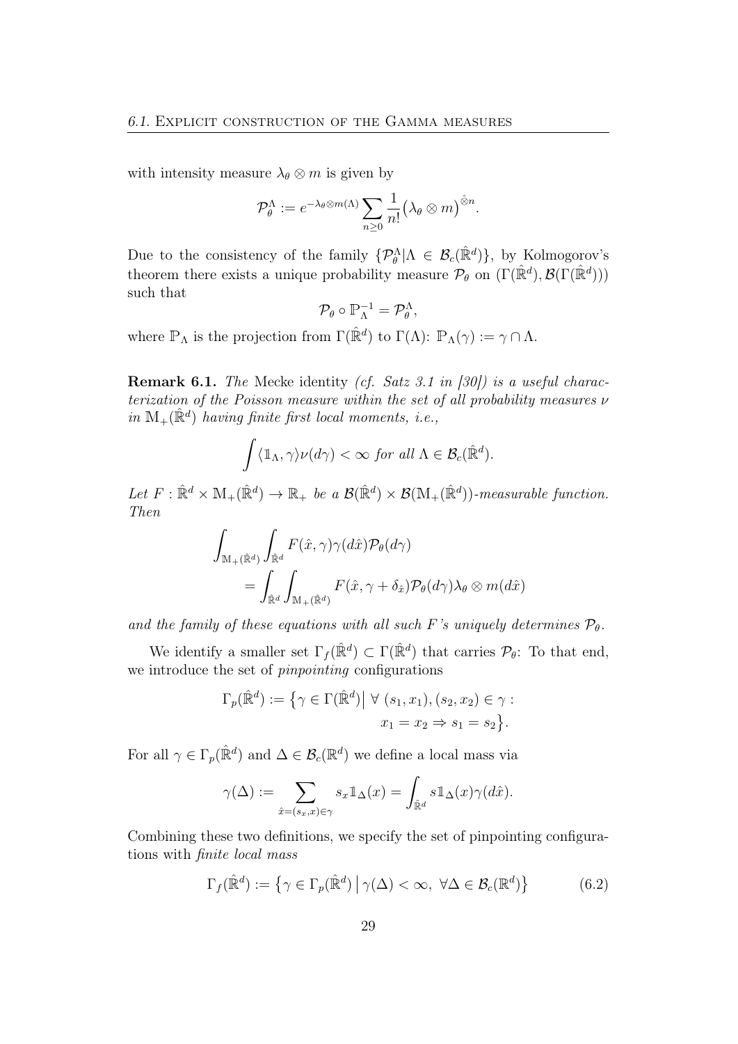with intensity measure $\lambda_\theta \otimes m$ is given by

$$\mathcal{P}_\theta^\Lambda := e^{-\lambda_\theta \otimes m(\Lambda)} \sum_{n \geq 0} \frac{1}{n!} \big(\lambda_\theta \otimes m\big)^{\hat{\otimes} n}.$$

Due to the consistency of the family $\{\mathcal{P}_\theta^\Lambda | \Lambda \in \mathcal{B}_c(\hat{\mathbb{R}}^d)\}$, by Kolmogorov's theorem there exists a unique probability measure $\mathcal{P}_\theta$ on $(\Gamma(\hat{\mathbb{R}}^d), \mathcal{B}(\Gamma(\hat{\mathbb{R}}^d)))$ such that

$$\mathcal{P}_\theta \circ \mathbb{P}_\Lambda^{-1} = \mathcal{P}_\theta^\Lambda,$$

where $\mathbb{P}_\Lambda$ is the projection from $\Gamma(\hat{\mathbb{R}}^d)$ to $\Gamma(\Lambda)$: $\mathbb{P}_\Lambda(\gamma) := \gamma \cap \Lambda$.

**Remark 6.1.** *The* Mecke identity *(cf. Satz 3.1 in [30]) is a useful characterization of the Poisson measure within the set of all probability measures $\nu$ in $\mathbb{M}_+(\hat{\mathbb{R}}^d)$ having finite first local moments, i.e.,*

$$\int \langle \mathbb{1}_\Lambda, \gamma \rangle \nu(d\gamma) < \infty \text{ for all } \Lambda \in \mathcal{B}_c(\hat{\mathbb{R}}^d).$$

*Let $F : \hat{\mathbb{R}}^d \times \mathbb{M}_+(\hat{\mathbb{R}}^d) \to \mathbb{R}_+$ be a $\mathcal{B}(\hat{\mathbb{R}}^d) \times \mathcal{B}(\mathbb{M}_+(\hat{\mathbb{R}}^d))$-measurable function. Then*

$$\begin{aligned}
\int_{\mathbb{M}_+(\hat{\mathbb{R}}^d)} \int_{\hat{\mathbb{R}}^d} & F(\hat{x}, \gamma) \gamma(d\hat{x}) \mathcal{P}_\theta(d\gamma) \\
&= \int_{\hat{\mathbb{R}}^d} \int_{\mathbb{M}_+(\hat{\mathbb{R}}^d)} F(\hat{x}, \gamma + \delta_{\hat{x}}) \mathcal{P}_\theta(d\gamma) \lambda_\theta \otimes m(d\hat{x})
\end{aligned}$$

*and the family of these equations with all such $F$'s uniquely determines $\mathcal{P}_\theta$.*

We identify a smaller set $\Gamma_f(\hat{\mathbb{R}}^d) \subset \Gamma(\hat{\mathbb{R}}^d)$ that carries $\mathcal{P}_\theta$: To that end, we introduce the set of *pinpointing* configurations

$$\begin{aligned}
\Gamma_p(\hat{\mathbb{R}}^d) := \big\{ \gamma \in \Gamma(\hat{\mathbb{R}}^d) \big| \ \forall \ (s_1, x_1), (s_2, x_2) \in \gamma : \\
x_1 = x_2 \Rightarrow s_1 = s_2 \big\}.
\end{aligned}$$

For all $\gamma \in \Gamma_p(\hat{\mathbb{R}}^d)$ and $\Delta \in \mathcal{B}_c(\mathbb{R}^d)$ we define a local mass via

$$\gamma(\Delta) := \sum_{\hat{x} = (s_x, x) \in \gamma} s_x \mathbb{1}_\Delta(x) = \int_{\hat{\mathbb{R}}^d} s \mathbb{1}_\Delta(x) \gamma(d\hat{x}).$$

Combining these two definitions, we specify the set of pinpointing configurations with *finite local mass*

$$\Gamma_f(\hat{\mathbb{R}}^d) := \big\{ \gamma \in \Gamma_p(\hat{\mathbb{R}}^d) \, \big| \, \gamma(\Delta) < \infty, \ \forall \Delta \in \mathcal{B}_c(\mathbb{R}^d) \big\} \tag{6.2}$$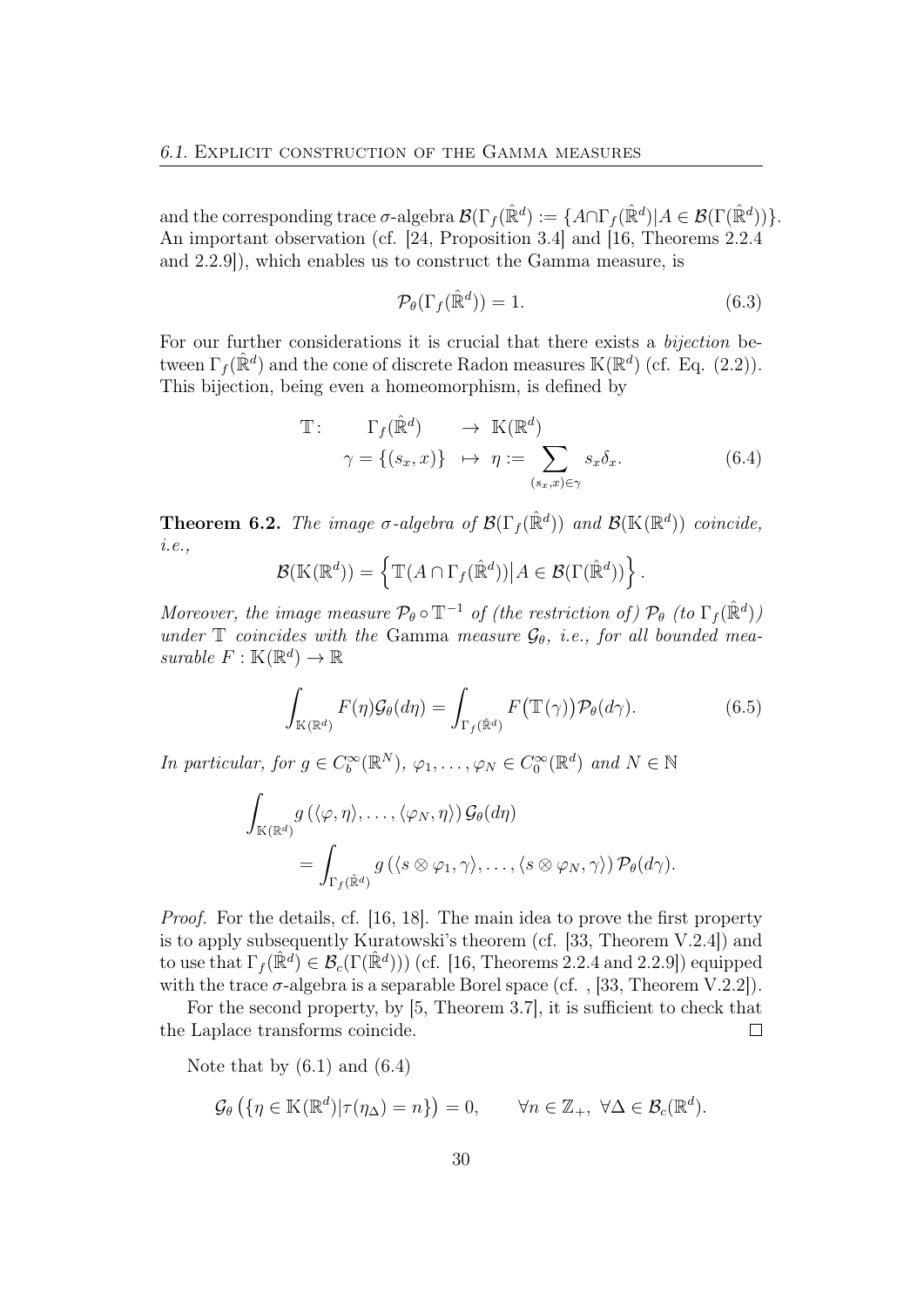and the corresponding trace $\sigma$-algebra $\mathcal{B}(\Gamma_f(\hat{\mathbb{R}}^d) := \{A \cap \Gamma_f(\hat{\mathbb{R}}^d) | A \in \mathcal{B}(\Gamma(\hat{\mathbb{R}}^d))\}$. An important observation (cf. [24, Proposition 3.4] and [16, Theorems 2.2.4 and 2.2.9]), which enables us to construct the Gamma measure, is

$$\mathcal{P}_\theta(\Gamma_f(\hat{\mathbb{R}}^d)) = 1. \tag{6.3}$$

For our further considerations it is crucial that there exists a *bijection* between $\Gamma_f(\hat{\mathbb{R}}^d)$ and the cone of discrete Radon measures $\mathbb{K}(\mathbb{R}^d)$ (cf. Eq. (2.2)). This bijection, being even a homeomorphism, is defined by

$$\begin{aligned}
\mathbb{T}: \quad \Gamma_f(\hat{\mathbb{R}}^d) \quad &\to \mathbb{K}(\mathbb{R}^d) \\
\gamma = \{(s_x, x)\} \quad &\mapsto \eta := \sum_{(s_x,x)\in\gamma} s_x \delta_x.
\end{aligned} \tag{6.4}$$

**Theorem 6.2.** *The image $\sigma$-algebra of $\mathcal{B}(\Gamma_f(\hat{\mathbb{R}}^d))$ and $\mathcal{B}(\mathbb{K}(\mathbb{R}^d))$ coincide, i.e.,*

$$\mathcal{B}(\mathbb{K}(\mathbb{R}^d)) = \left\{ \mathbb{T}(A \cap \Gamma_f(\hat{\mathbb{R}}^d)) \middle| A \in \mathcal{B}(\Gamma(\hat{\mathbb{R}}^d)) \right\}.$$

*Moreover, the image measure $\mathcal{P}_\theta \circ \mathbb{T}^{-1}$ of (the restriction of) $\mathcal{P}_\theta$ (to $\Gamma_f(\hat{\mathbb{R}}^d)$) under $\mathbb{T}$ coincides with the* Gamma *measure $\mathcal{G}_\theta$, i.e., for all bounded measurable $F : \mathbb{K}(\mathbb{R}^d) \to \mathbb{R}$*

$$\int_{\mathbb{K}(\mathbb{R}^d)} F(\eta) \mathcal{G}_\theta(d\eta) = \int_{\Gamma_f(\hat{\mathbb{R}}^d)} F\big(\mathbb{T}(\gamma)\big) \mathcal{P}_\theta(d\gamma). \tag{6.5}$$

*In particular, for $g \in C_b^\infty(\mathbb{R}^N)$, $\varphi_1, \ldots, \varphi_N \in C_0^\infty(\mathbb{R}^d)$ and $N \in \mathbb{N}$*

$$\begin{aligned}
\int_{\mathbb{K}(\mathbb{R}^d)} & g\left(\langle \varphi, \eta\rangle, \ldots, \langle \varphi_N, \eta\rangle\right) \mathcal{G}_\theta(d\eta) \\
&= \int_{\Gamma_f(\hat{\mathbb{R}}^d)} g\left(\langle s \otimes \varphi_1, \gamma\rangle, \ldots, \langle s \otimes \varphi_N, \gamma\rangle\right) \mathcal{P}_\theta(d\gamma).
\end{aligned}$$

*Proof.* For the details, cf. [16, 18]. The main idea to prove the first property is to apply subsequently Kuratowski's theorem (cf. [33, Theorem V.2.4]) and to use that $\Gamma_f(\hat{\mathbb{R}}^d) \in \mathcal{B}_c(\Gamma(\hat{\mathbb{R}}^d)))$ (cf. [16, Theorems 2.2.4 and 2.2.9]) equipped with the trace $\sigma$-algebra is a separable Borel space (cf. , [33, Theorem V.2.2]).

For the second property, by [5, Theorem 3.7], it is sufficient to check that the Laplace transforms coincide. $\square$

Note that by (6.1) and (6.4)

$$\mathcal{G}_\theta\left(\{\eta \in \mathbb{K}(\mathbb{R}^d) | \tau(\eta_\Delta) = n\}\right) = 0, \qquad \forall n \in \mathbb{Z}_+, \ \forall \Delta \in \mathcal{B}_c(\mathbb{R}^d).$$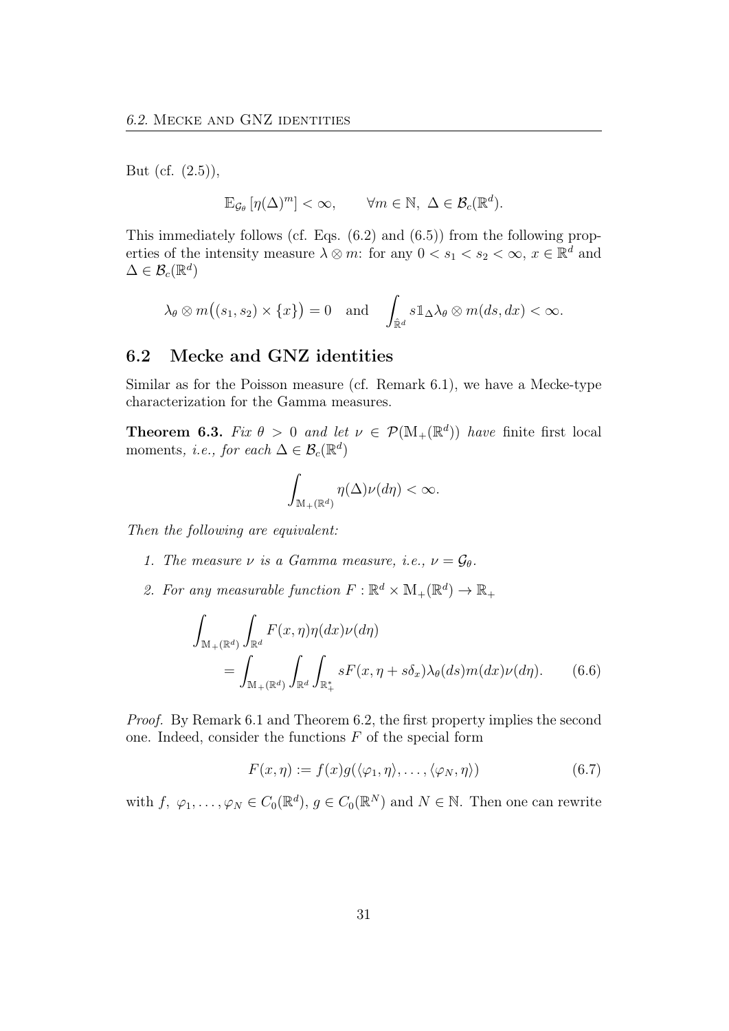But (cf. (2.5)),

$$\mathbb{E}_{\mathcal{G}_\theta}\left[\eta(\Delta)^m\right] < \infty, \qquad \forall m \in \mathbb{N},\ \Delta \in \mathcal{B}_c(\mathbb{R}^d).$$

This immediately follows (cf. Eqs. (6.2) and (6.5)) from the following properties of the intensity measure $\lambda \otimes m$: for any $0 < s_1 < s_2 < \infty$, $x \in \mathbb{R}^d$ and $\Delta \in \mathcal{B}_c(\mathbb{R}^d)$

$$\lambda_\theta \otimes m\big((s_1, s_2) \times \{x\}\big) = 0 \quad \text{and} \quad \int_{\hat{\mathbb{R}}^d} s \mathbb{1}_\Delta \lambda_\theta \otimes m(ds, dx) < \infty.$$

## 6.2 Mecke and GNZ identities

Similar as for the Poisson measure (cf. Remark 6.1), we have a Mecke-type characterization for the Gamma measures.

**Theorem 6.3.** *Fix $\theta > 0$ and let $\nu \in \mathcal{P}(\mathbb{M}_+(\mathbb{R}^d))$ have* finite first local moments*, i.e., for each $\Delta \in \mathcal{B}_c(\mathbb{R}^d)$*

$$\int_{\mathbb{M}_+(\mathbb{R}^d)} \eta(\Delta)\nu(d\eta) < \infty.$$

*Then the following are equivalent:*

1. *The measure $\nu$ is a Gamma measure, i.e., $\nu = \mathcal{G}_\theta$.*
2. *For any measurable function $F : \mathbb{R}^d \times \mathbb{M}_+(\mathbb{R}^d) \to \mathbb{R}_+$*

$$\begin{aligned}\int_{\mathbb{M}_+(\mathbb{R}^d)} \int_{\mathbb{R}^d} & F(x, \eta)\eta(dx)\nu(d\eta) \\ &= \int_{\mathbb{M}_+(\mathbb{R}^d)} \int_{\mathbb{R}^d} \int_{\mathbb{R}_+^*} sF(x, \eta + s\delta_x)\lambda_\theta(ds)m(dx)\nu(d\eta). \qquad (6.6)\end{aligned}$$

*Proof.* By Remark 6.1 and Theorem 6.2, the first property implies the second one. Indeed, consider the functions $F$ of the special form

$$F(x, \eta) := f(x)g(\langle\varphi_1, \eta\rangle, \ldots, \langle\varphi_N, \eta\rangle) \qquad (6.7)$$

with $f,\ \varphi_1, \ldots, \varphi_N \in C_0(\mathbb{R}^d)$, $g \in C_0(\mathbb{R}^N)$ and $N \in \mathbb{N}$. Then one can rewrite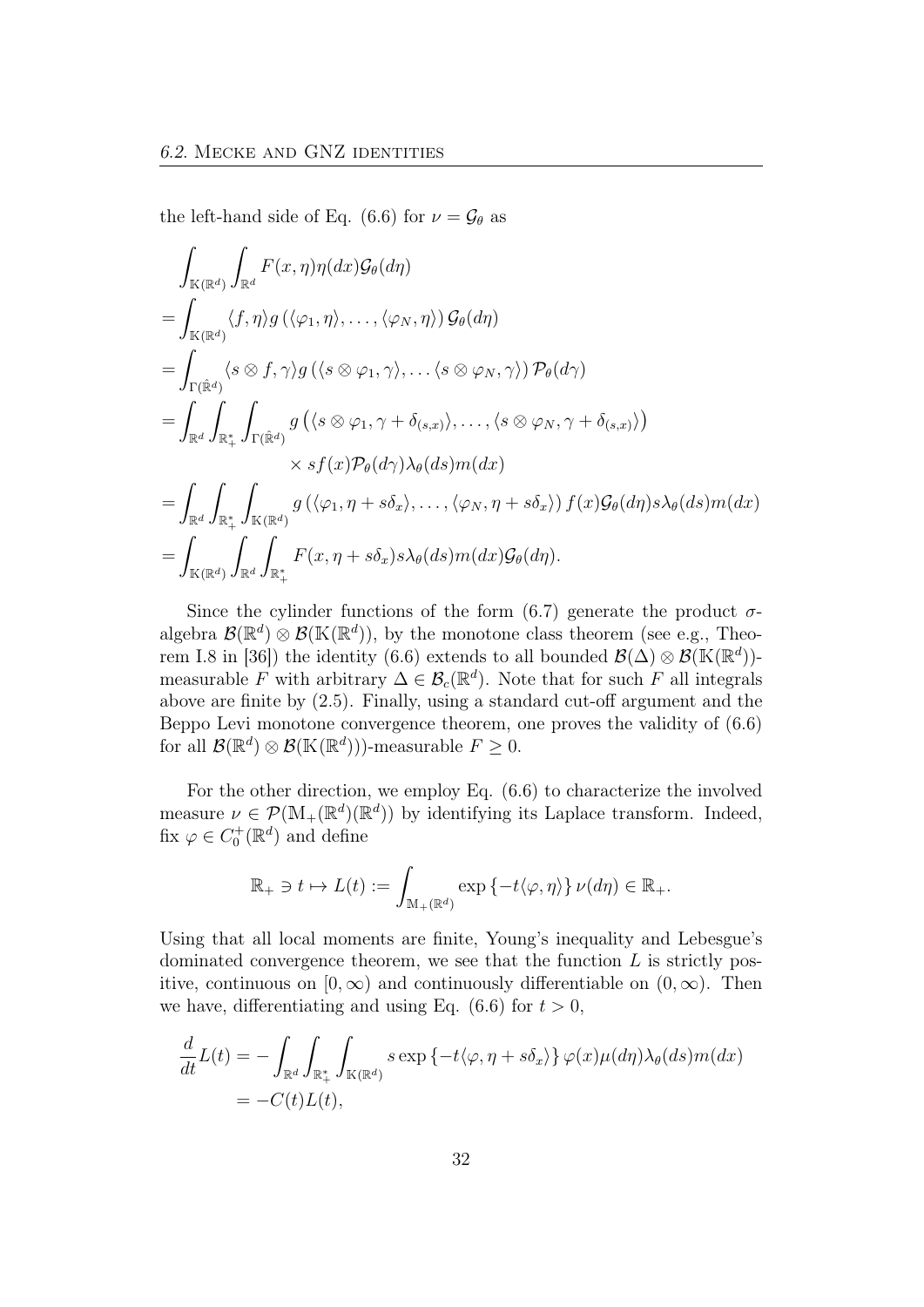the left-hand side of Eq. (6.6) for $\nu = \mathcal{G}_\theta$ as

$$
\begin{aligned}
&\int_{\mathbb{K}(\mathbb{R}^d)} \int_{\mathbb{R}^d} F(x,\eta)\eta(dx)\mathcal{G}_\theta(d\eta) \\
&= \int_{\mathbb{K}(\mathbb{R}^d)} \langle f,\eta\rangle g\left(\langle \varphi_1,\eta\rangle,\ldots,\langle\varphi_N,\eta\rangle\right)\mathcal{G}_\theta(d\eta) \\
&= \int_{\Gamma(\hat{\mathbb{R}}^d)} \langle s\otimes f,\gamma\rangle g\left(\langle s\otimes\varphi_1,\gamma\rangle,\ldots\langle s\otimes\varphi_N,\gamma\rangle\right)\mathcal{P}_\theta(d\gamma) \\
&= \int_{\mathbb{R}^d}\int_{\mathbb{R}_+^*}\int_{\Gamma(\hat{\mathbb{R}}^d)} g\left(\langle s\otimes\varphi_1,\gamma+\delta_{(s,x)}\rangle,\ldots,\langle s\otimes\varphi_N,\gamma+\delta_{(s,x)}\rangle\right) \\
&\qquad\qquad \times sf(x)\mathcal{P}_\theta(d\gamma)\lambda_\theta(ds)m(dx) \\
&= \int_{\mathbb{R}^d}\int_{\mathbb{R}_+^*}\int_{\mathbb{K}(\mathbb{R}^d)} g\left(\langle\varphi_1,\eta+s\delta_x\rangle,\ldots,\langle\varphi_N,\eta+s\delta_x\rangle\right)f(x)\mathcal{G}_\theta(d\eta)s\lambda_\theta(ds)m(dx) \\
&= \int_{\mathbb{K}(\mathbb{R}^d)}\int_{\mathbb{R}^d}\int_{\mathbb{R}_+^*} F(x,\eta+s\delta_x)s\lambda_\theta(ds)m(dx)\mathcal{G}_\theta(d\eta).
\end{aligned}
$$

Since the cylinder functions of the form (6.7) generate the product $\sigma$-algebra $\mathcal{B}(\mathbb{R}^d)\otimes\mathcal{B}(\mathbb{K}(\mathbb{R}^d))$, by the monotone class theorem (see e.g., Theorem I.8 in [36]) the identity (6.6) extends to all bounded $\mathcal{B}(\Delta)\otimes\mathcal{B}(\mathbb{K}(\mathbb{R}^d))$-measurable $F$ with arbitrary $\Delta\in\mathcal{B}_c(\mathbb{R}^d)$. Note that for such $F$ all integrals above are finite by (2.5). Finally, using a standard cut-off argument and the Beppo Levi monotone convergence theorem, one proves the validity of (6.6) for all $\mathcal{B}(\mathbb{R}^d)\otimes\mathcal{B}(\mathbb{K}(\mathbb{R}^d)))$-measurable $F\geq 0$.

For the other direction, we employ Eq. (6.6) to characterize the involved measure $\nu\in\mathcal{P}(\mathbb{M}_+(\mathbb{R}^d)(\mathbb{R}^d))$ by identifying its Laplace transform. Indeed, fix $\varphi\in C_0^+(\mathbb{R}^d)$ and define

$$
\mathbb{R}_+ \ni t\mapsto L(t) := \int_{\mathbb{M}_+(\mathbb{R}^d)} \exp\left\{-t\langle\varphi,\eta\rangle\right\}\nu(d\eta)\in\mathbb{R}_+.
$$

Using that all local moments are finite, Young's inequality and Lebesgue's dominated convergence theorem, we see that the function $L$ is strictly positive, continuous on $[0,\infty)$ and continuously differentiable on $(0,\infty)$. Then we have, differentiating and using Eq. (6.6) for $t>0$,

$$
\begin{aligned}
\frac{d}{dt}L(t) &= -\int_{\mathbb{R}^d}\int_{\mathbb{R}_+^*}\int_{\mathbb{K}(\mathbb{R}^d)} s\exp\left\{-t\langle\varphi,\eta+s\delta_x\rangle\right\}\varphi(x)\mu(d\eta)\lambda_\theta(ds)m(dx) \\
&= -C(t)L(t),
\end{aligned}
$$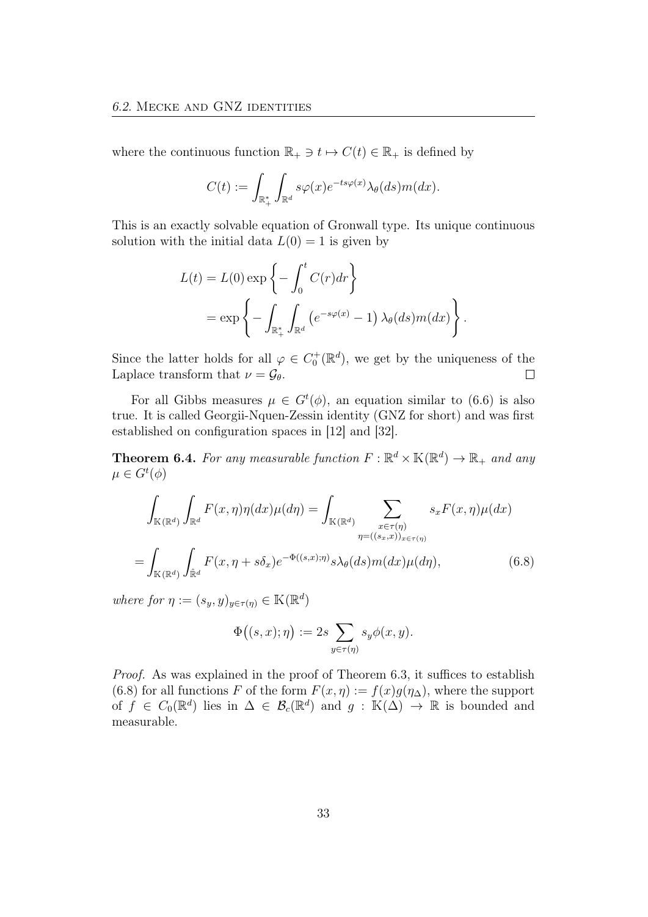where the continuous function $\mathbb{R}_+ \ni t \mapsto C(t) \in \mathbb{R}_+$ is defined by

$$
C(t) := \int_{\mathbb{R}_+^*} \int_{\mathbb{R}^d} s\varphi(x) e^{-ts\varphi(x)} \lambda_\theta(ds) m(dx).
$$

This is an exactly solvable equation of Gronwall type. Its unique continuous solution with the initial data $L(0) = 1$ is given by

$$
\begin{aligned}
L(t) &= L(0) \exp\left\{ -\int_0^t C(r) dr \right\} \\
&= \exp\left\{ -\int_{\mathbb{R}_+^*} \int_{\mathbb{R}^d} \left( e^{-s\varphi(x)} - 1 \right) \lambda_\theta(ds) m(dx) \right\}.
\end{aligned}
$$

Since the latter holds for all $\varphi \in C_0^+(\mathbb{R}^d)$, we get by the uniqueness of the Laplace transform that $\nu = \mathcal{G}_\theta$. $\square$

For all Gibbs measures $\mu \in G^t(\phi)$, an equation similar to (6.6) is also true. It is called Georgii-Nquen-Zessin identity (GNZ for short) and was first established on configuration spaces in [12] and [32].

**Theorem 6.4.** *For any measurable function $F : \mathbb{R}^d \times \mathbb{K}(\mathbb{R}^d) \to \mathbb{R}_+$ and any $\mu \in G^t(\phi)$*

$$
\begin{aligned}
\int_{\mathbb{K}(\mathbb{R}^d)} \int_{\mathbb{R}^d} F(x, \eta) \eta(dx) \mu(d\eta) &= \int_{\mathbb{K}(\mathbb{R}^d)} \sum_{\substack{x \in \tau(\eta) \\ \eta = ((s_x, x))_{x \in \tau(\eta)}}} s_x F(x, \eta) \mu(dx) \\
= \int_{\mathbb{K}(\mathbb{R}^d)} \int_{\hat{\mathbb{R}}^d} F(x, \eta + s\delta_x) & e^{-\Phi((s,x);\eta)} s \lambda_\theta(ds) m(dx) \mu(d\eta), \qquad (6.8)
\end{aligned}
$$

*where for $\eta := (s_y, y)_{y \in \tau(\eta)} \in \mathbb{K}(\mathbb{R}^d)$*

$$
\Phi\big((s, x); \eta\big) := 2s \sum_{y \in \tau(\eta)} s_y \phi(x, y).
$$

*Proof.* As was explained in the proof of Theorem 6.3, it suffices to establish (6.8) for all functions $F$ of the form $F(x, \eta) := f(x) g(\eta_\Delta)$, where the support of $f \in C_0(\mathbb{R}^d)$ lies in $\Delta \in \mathcal{B}_c(\mathbb{R}^d)$ and $g : \mathbb{K}(\Delta) \to \mathbb{R}$ is bounded and measurable.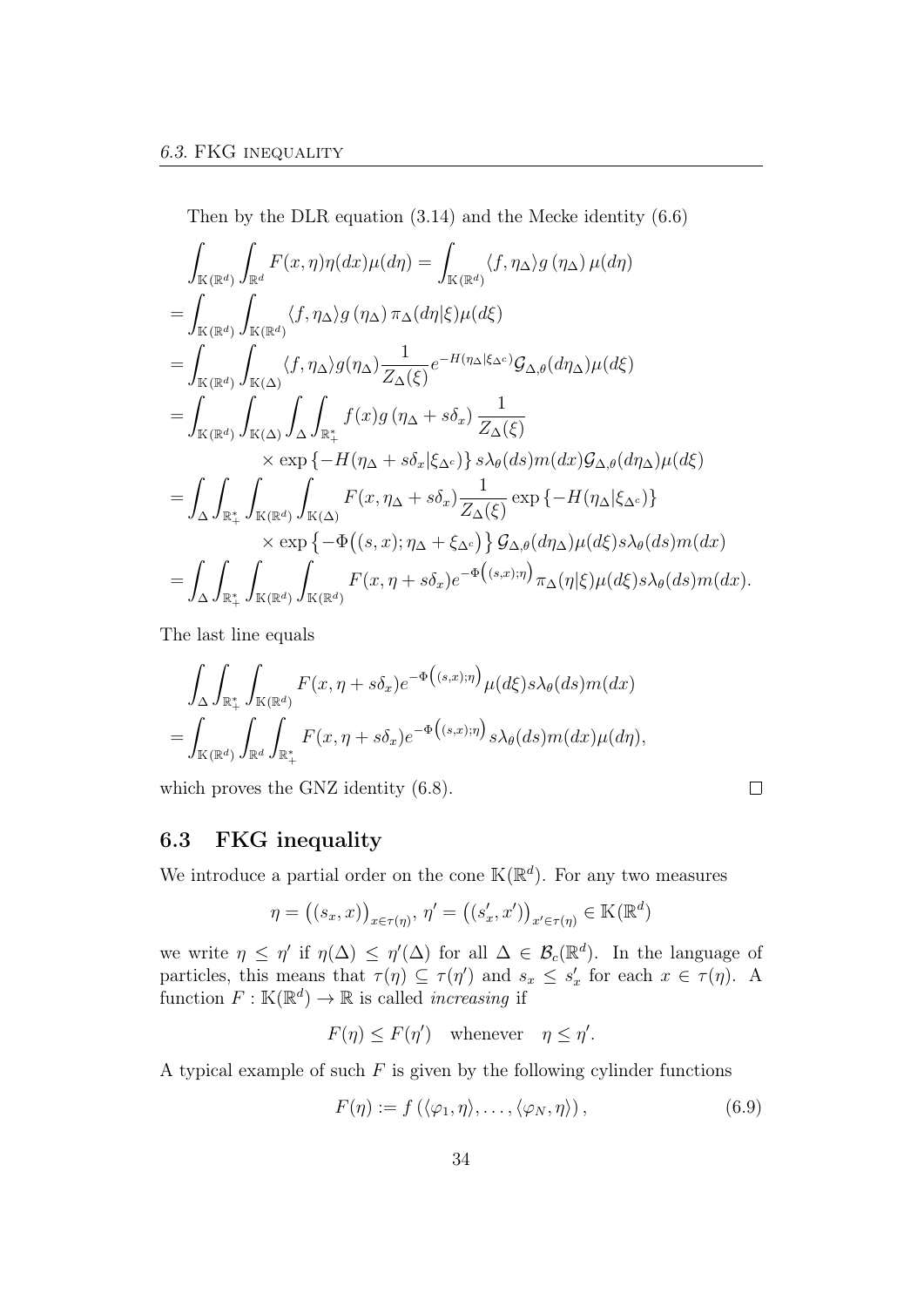Then by the DLR equation (3.14) and the Mecke identity (6.6)

$$
\begin{aligned}
&\int_{\mathbb{K}(\mathbb{R}^d)} \int_{\mathbb{R}^d} F(x,\eta)\eta(dx)\mu(d\eta) = \int_{\mathbb{K}(\mathbb{R}^d)} \langle f, \eta_\Delta\rangle g\left(\eta_\Delta\right)\mu(d\eta) \\
&= \int_{\mathbb{K}(\mathbb{R}^d)} \int_{\mathbb{K}(\mathbb{R}^d)} \langle f, \eta_\Delta\rangle g\left(\eta_\Delta\right)\pi_\Delta(d\eta|\xi)\mu(d\xi) \\
&= \int_{\mathbb{K}(\mathbb{R}^d)} \int_{\mathbb{K}(\Delta)} \langle f, \eta_\Delta\rangle g(\eta_\Delta)\frac{1}{Z_\Delta(\xi)} e^{-H(\eta_\Delta|\xi_{\Delta^c})}\mathcal{G}_{\Delta,\theta}(d\eta_\Delta)\mu(d\xi) \\
&= \int_{\mathbb{K}(\mathbb{R}^d)} \int_{\mathbb{K}(\Delta)} \int_\Delta \int_{\mathbb{R}_+^*} f(x) g\left(\eta_\Delta + s\delta_x\right)\frac{1}{Z_\Delta(\xi)} \\
&\qquad\qquad \times \exp\left\{-H(\eta_\Delta + s\delta_x|\xi_{\Delta^c})\right\} s\lambda_\theta(ds) m(dx)\mathcal{G}_{\Delta,\theta}(d\eta_\Delta)\mu(d\xi) \\
&= \int_\Delta \int_{\mathbb{R}_+^*} \int_{\mathbb{K}(\mathbb{R}^d)} \int_{\mathbb{K}(\Delta)} F(x, \eta_\Delta + s\delta_x)\frac{1}{Z_\Delta(\xi)} \exp\left\{-H(\eta_\Delta|\xi_{\Delta^c})\right\} \\
&\qquad\qquad \times \exp\left\{-\Phi\big((s,x);\eta_\Delta + \xi_{\Delta^c}\big)\right\}\mathcal{G}_{\Delta,\theta}(d\eta_\Delta)\mu(d\xi)s\lambda_\theta(ds)m(dx) \\
&= \int_\Delta \int_{\mathbb{R}_+^*} \int_{\mathbb{K}(\mathbb{R}^d)} \int_{\mathbb{K}(\mathbb{R}^d)} F(x, \eta + s\delta_x) e^{-\Phi\left((s,x);\eta\right)}\pi_\Delta(\eta|\xi)\mu(d\xi)s\lambda_\theta(ds)m(dx).
\end{aligned}
$$

The last line equals

$$
\begin{aligned}
&\int_\Delta \int_{\mathbb{R}_+^*} \int_{\mathbb{K}(\mathbb{R}^d)} F(x, \eta + s\delta_x) e^{-\Phi\left((s,x);\eta\right)}\mu(d\xi)s\lambda_\theta(ds)m(dx) \\
&= \int_{\mathbb{K}(\mathbb{R}^d)} \int_{\mathbb{R}^d} \int_{\mathbb{R}_+^*} F(x, \eta + s\delta_x) e^{-\Phi\left((s,x);\eta\right)} s\lambda_\theta(ds)m(dx)\mu(d\eta),
\end{aligned}
$$

which proves the GNZ identity (6.8). □

## 6.3 FKG inequality

We introduce a partial order on the cone $\mathbb{K}(\mathbb{R}^d)$. For any two measures

$$
\eta = \big((s_x, x)\big)_{x\in\tau(\eta)},\ \eta' = \big((s'_x, x')\big)_{x'\in\tau(\eta)} \in \mathbb{K}(\mathbb{R}^d)
$$

we write $\eta \le \eta'$ if $\eta(\Delta) \le \eta'(\Delta)$ for all $\Delta \in \mathcal{B}_c(\mathbb{R}^d)$. In the language of particles, this means that $\tau(\eta) \subseteq \tau(\eta')$ and $s_x \le s'_x$ for each $x \in \tau(\eta)$. A function $F : \mathbb{K}(\mathbb{R}^d) \to \mathbb{R}$ is called *increasing* if

$$
F(\eta) \le F(\eta') \quad \text{whenever} \quad \eta \le \eta'.
$$

A typical example of such $F$ is given by the following cylinder functions

$$
F(\eta) := f\left(\langle\varphi_1, \eta\rangle, \ldots, \langle\varphi_N, \eta\rangle\right), \tag{6.9}
$$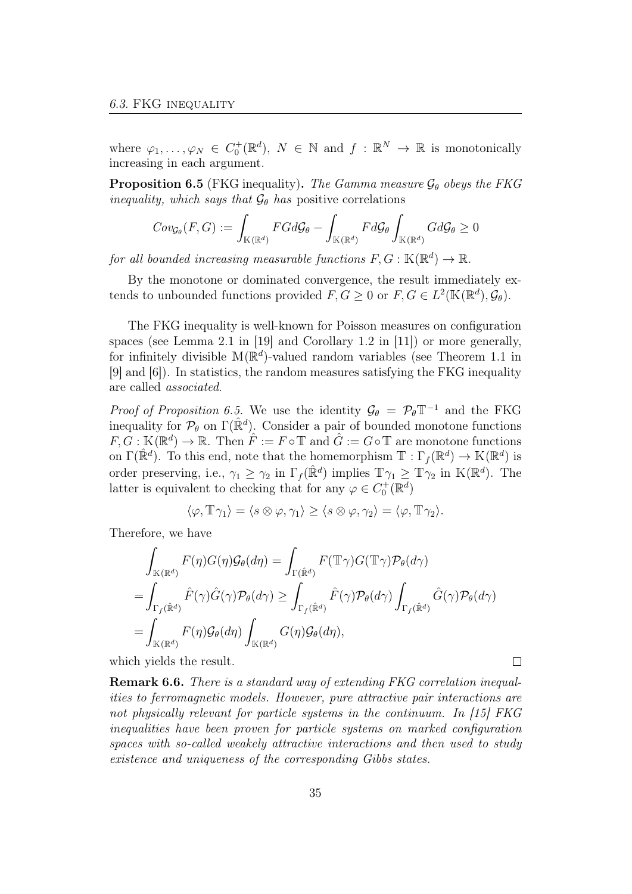where $\varphi_1, \ldots, \varphi_N \in C_0^+(\mathbb{R}^d)$, $N \in \mathbb{N}$ and $f : \mathbb{R}^N \to \mathbb{R}$ is monotonically increasing in each argument.

**Proposition 6.5** (FKG inequality)**.** *The Gamma measure $\mathcal{G}_\theta$ obeys the FKG inequality, which says that $\mathcal{G}_\theta$ has* positive correlations

$$Cov_{\mathcal{G}_\theta}(F, G) := \int_{\mathbb{K}(\mathbb{R}^d)} FG d\mathcal{G}_\theta - \int_{\mathbb{K}(\mathbb{R}^d)} F d\mathcal{G}_\theta \int_{\mathbb{K}(\mathbb{R}^d)} G d\mathcal{G}_\theta \geq 0$$

*for all bounded increasing measurable functions $F, G : \mathbb{K}(\mathbb{R}^d) \to \mathbb{R}$.*

By the monotone or dominated convergence, the result immediately extends to unbounded functions provided $F, G \geq 0$ or $F, G \in L^2(\mathbb{K}(\mathbb{R}^d), \mathcal{G}_\theta)$.

The FKG inequality is well-known for Poisson measures on configuration spaces (see Lemma 2.1 in [19] and Corollary 1.2 in [11]) or more generally, for infinitely divisible $\mathbb{M}(\mathbb{R}^d)$-valued random variables (see Theorem 1.1 in [9] and [6]). In statistics, the random measures satisfying the FKG inequality are called *associated*.

*Proof of Proposition 6.5.* We use the identity $\mathcal{G}_\theta = \mathcal{P}_\theta \mathbb{T}^{-1}$ and the FKG inequality for $\mathcal{P}_\theta$ on $\Gamma(\hat{\mathbb{R}}^d)$. Consider a pair of bounded monotone functions $F, G : \mathbb{K}(\mathbb{R}^d) \to \mathbb{R}$. Then $\hat{F} := F \circ \mathbb{T}$ and $\hat{G} := G \circ \mathbb{T}$ are monotone functions on $\Gamma(\hat{\mathbb{R}}^d)$. To this end, note that the homemorphism $\mathbb{T} : \Gamma_f(\mathbb{R}^d) \to \mathbb{K}(\mathbb{R}^d)$ is order preserving, i.e., $\gamma_1 \geq \gamma_2$ in $\Gamma_f(\hat{\mathbb{R}}^d)$ implies $\mathbb{T}\gamma_1 \geq \mathbb{T}\gamma_2$ in $\mathbb{K}(\mathbb{R}^d)$. The latter is equivalent to checking that for any $\varphi \in C_0^+(\mathbb{R}^d)$

$$\langle \varphi, \mathbb{T}\gamma_1 \rangle = \langle s \otimes \varphi, \gamma_1 \rangle \geq \langle s \otimes \varphi, \gamma_2 \rangle = \langle \varphi, \mathbb{T}\gamma_2 \rangle.$$

Therefore, we have

$$\begin{aligned}
&\int_{\mathbb{K}(\mathbb{R}^d)} F(\eta) G(\eta) \mathcal{G}_\theta(d\eta) = \int_{\Gamma(\hat{\mathbb{R}}^d)} F(\mathbb{T}\gamma) G(\mathbb{T}\gamma) \mathcal{P}_\theta(d\gamma) \\
=& \int_{\Gamma_f(\hat{\mathbb{R}}^d)} \hat{F}(\gamma) \hat{G}(\gamma) \mathcal{P}_\theta(d\gamma) \geq \int_{\Gamma_f(\hat{\mathbb{R}}^d)} \hat{F}(\gamma) \mathcal{P}_\theta(d\gamma) \int_{\Gamma_f(\hat{\mathbb{R}}^d)} \hat{G}(\gamma) \mathcal{P}_\theta(d\gamma) \\
=& \int_{\mathbb{K}(\mathbb{R}^d)} F(\eta) \mathcal{G}_\theta(d\eta) \int_{\mathbb{K}(\mathbb{R}^d)} G(\eta) \mathcal{G}_\theta(d\eta),
\end{aligned}$$

which yields the result. $\square$

**Remark 6.6.** *There is a standard way of extending FKG correlation inequalities to ferromagnetic models. However, pure attractive pair interactions are not physically relevant for particle systems in the continuum. In [15] FKG inequalities have been proven for particle systems on marked configuration spaces with so-called weakely attractive interactions and then used to study existence and uniqueness of the corresponding Gibbs states.*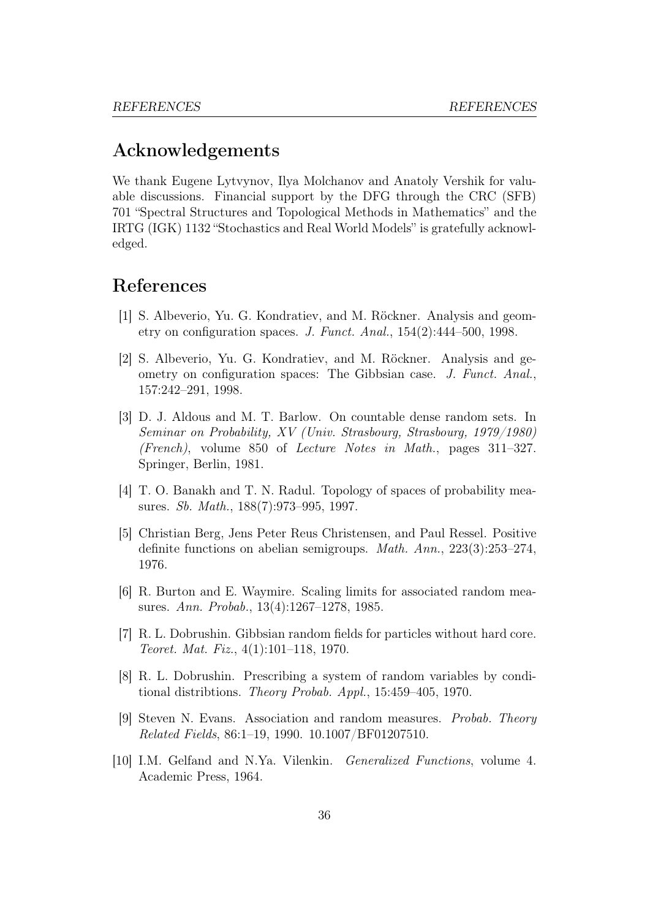## Acknowledgements

We thank Eugene Lytvynov, Ilya Molchanov and Anatoly Vershik for valuable discussions. Financial support by the DFG through the CRC (SFB) 701 "Spectral Structures and Topological Methods in Mathematics" and the IRTG (IGK) 1132 "Stochastics and Real World Models" is gratefully acknowledged.

## References

[1] S. Albeverio, Yu. G. Kondratiev, and M. Röckner. Analysis and geometry on configuration spaces. *J. Funct. Anal.*, 154(2):444–500, 1998.

[2] S. Albeverio, Yu. G. Kondratiev, and M. Röckner. Analysis and geometry on configuration spaces: The Gibbsian case. *J. Funct. Anal.*, 157:242–291, 1998.

[3] D. J. Aldous and M. T. Barlow. On countable dense random sets. In *Seminar on Probability, XV (Univ. Strasbourg, Strasbourg, 1979/1980) (French)*, volume 850 of *Lecture Notes in Math.*, pages 311–327. Springer, Berlin, 1981.

[4] T. O. Banakh and T. N. Radul. Topology of spaces of probability measures. *Sb. Math.*, 188(7):973–995, 1997.

[5] Christian Berg, Jens Peter Reus Christensen, and Paul Ressel. Positive definite functions on abelian semigroups. *Math. Ann.*, 223(3):253–274, 1976.

[6] R. Burton and E. Waymire. Scaling limits for associated random measures. *Ann. Probab.*, 13(4):1267–1278, 1985.

[7] R. L. Dobrushin. Gibbsian random fields for particles without hard core. *Teoret. Mat. Fiz.*, 4(1):101–118, 1970.

[8] R. L. Dobrushin. Prescribing a system of random variables by conditional distribtions. *Theory Probab. Appl.*, 15:459–405, 1970.

[9] Steven N. Evans. Association and random measures. *Probab. Theory Related Fields*, 86:1–19, 1990. 10.1007/BF01207510.

[10] I.M. Gelfand and N.Ya. Vilenkin. *Generalized Functions*, volume 4. Academic Press, 1964.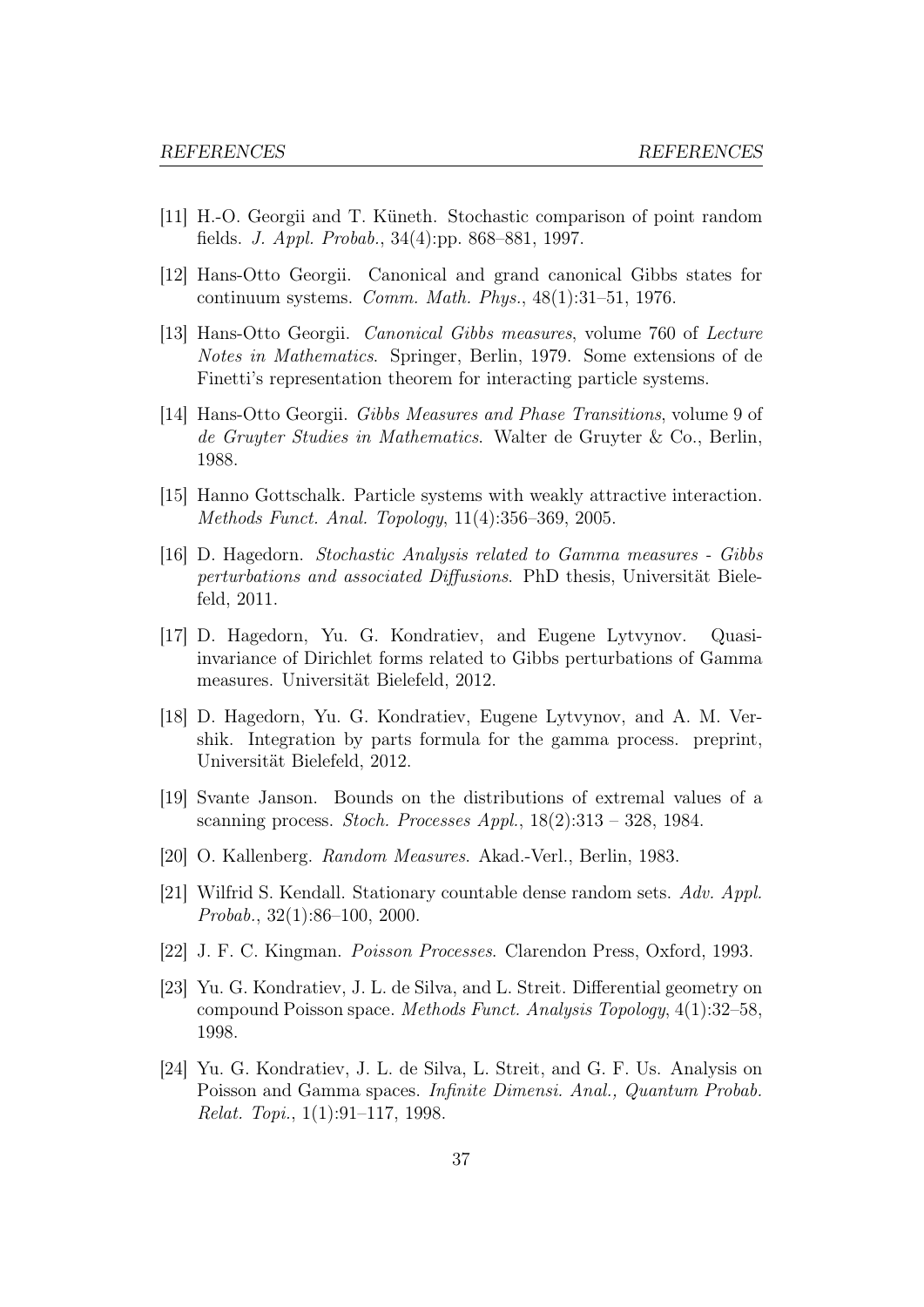[11] H.-O. Georgii and T. Küneth. Stochastic comparison of point random fields. *J. Appl. Probab.*, 34(4):pp. 868–881, 1997.

[12] Hans-Otto Georgii. Canonical and grand canonical Gibbs states for continuum systems. *Comm. Math. Phys.*, 48(1):31–51, 1976.

[13] Hans-Otto Georgii. *Canonical Gibbs measures*, volume 760 of *Lecture Notes in Mathematics*. Springer, Berlin, 1979. Some extensions of de Finetti's representation theorem for interacting particle systems.

[14] Hans-Otto Georgii. *Gibbs Measures and Phase Transitions*, volume 9 of *de Gruyter Studies in Mathematics*. Walter de Gruyter & Co., Berlin, 1988.

[15] Hanno Gottschalk. Particle systems with weakly attractive interaction. *Methods Funct. Anal. Topology*, 11(4):356–369, 2005.

[16] D. Hagedorn. *Stochastic Analysis related to Gamma measures - Gibbs perturbations and associated Diffusions*. PhD thesis, Universität Bielefeld, 2011.

[17] D. Hagedorn, Yu. G. Kondratiev, and Eugene Lytvynov. Quasi-invariance of Dirichlet forms related to Gibbs perturbations of Gamma measures. Universität Bielefeld, 2012.

[18] D. Hagedorn, Yu. G. Kondratiev, Eugene Lytvynov, and A. M. Vershik. Integration by parts formula for the gamma process. preprint, Universität Bielefeld, 2012.

[19] Svante Janson. Bounds on the distributions of extremal values of a scanning process. *Stoch. Processes Appl.*, 18(2):313 – 328, 1984.

[20] O. Kallenberg. *Random Measures*. Akad.-Verl., Berlin, 1983.

[21] Wilfrid S. Kendall. Stationary countable dense random sets. *Adv. Appl. Probab.*, 32(1):86–100, 2000.

[22] J. F. C. Kingman. *Poisson Processes*. Clarendon Press, Oxford, 1993.

[23] Yu. G. Kondratiev, J. L. de Silva, and L. Streit. Differential geometry on compound Poisson space. *Methods Funct. Analysis Topology*, 4(1):32–58, 1998.

[24] Yu. G. Kondratiev, J. L. de Silva, L. Streit, and G. F. Us. Analysis on Poisson and Gamma spaces. *Infinite Dimensi. Anal., Quantum Probab. Relat. Topi.*, 1(1):91–117, 1998.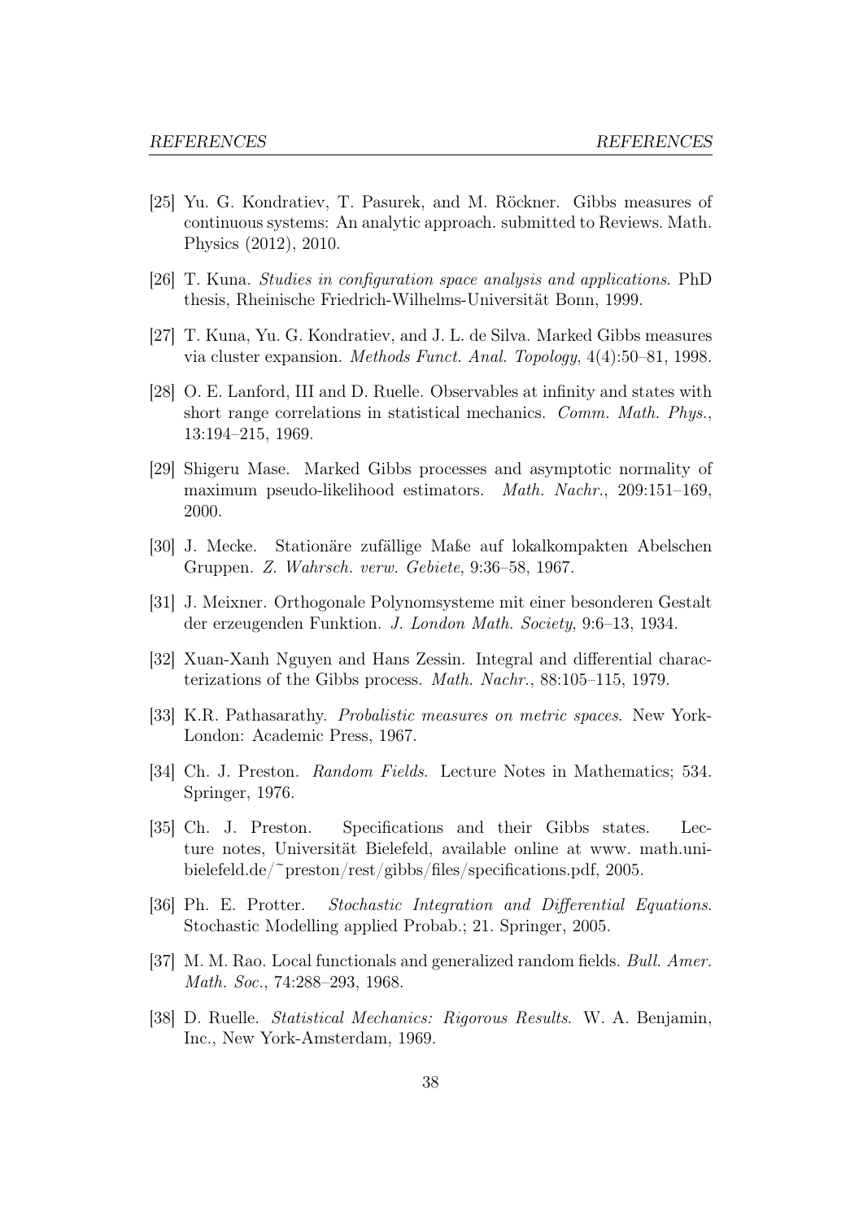[25] Yu. G. Kondratiev, T. Pasurek, and M. Röckner. Gibbs measures of continuous systems: An analytic approach. submitted to Reviews. Math. Physics (2012), 2010.

[26] T. Kuna. *Studies in configuration space analysis and applications*. PhD thesis, Rheinische Friedrich-Wilhelms-Universität Bonn, 1999.

[27] T. Kuna, Yu. G. Kondratiev, and J. L. de Silva. Marked Gibbs measures via cluster expansion. *Methods Funct. Anal. Topology*, 4(4):50–81, 1998.

[28] O. E. Lanford, III and D. Ruelle. Observables at infinity and states with short range correlations in statistical mechanics. *Comm. Math. Phys.*, 13:194–215, 1969.

[29] Shigeru Mase. Marked Gibbs processes and asymptotic normality of maximum pseudo-likelihood estimators. *Math. Nachr.*, 209:151–169, 2000.

[30] J. Mecke. Stationäre zufällige Maße auf lokalkompakten Abelschen Gruppen. *Z. Wahrsch. verw. Gebiete*, 9:36–58, 1967.

[31] J. Meixner. Orthogonale Polynomsysteme mit einer besonderen Gestalt der erzeugenden Funktion. *J. London Math. Society*, 9:6–13, 1934.

[32] Xuan-Xanh Nguyen and Hans Zessin. Integral and differential characterizations of the Gibbs process. *Math. Nachr.*, 88:105–115, 1979.

[33] K.R. Pathasarathy. *Probalistic measures on metric spaces*. New York-London: Academic Press, 1967.

[34] Ch. J. Preston. *Random Fields*. Lecture Notes in Mathematics; 534. Springer, 1976.

[35] Ch. J. Preston. Specifications and their Gibbs states. Lecture notes, Universität Bielefeld, available online at www. math.uni-bielefeld.de/~preston/rest/gibbs/files/specifications.pdf, 2005.

[36] Ph. E. Protter. *Stochastic Integration and Differential Equations*. Stochastic Modelling applied Probab.; 21. Springer, 2005.

[37] M. M. Rao. Local functionals and generalized random fields. *Bull. Amer. Math. Soc.*, 74:288–293, 1968.

[38] D. Ruelle. *Statistical Mechanics: Rigorous Results*. W. A. Benjamin, Inc., New York-Amsterdam, 1969.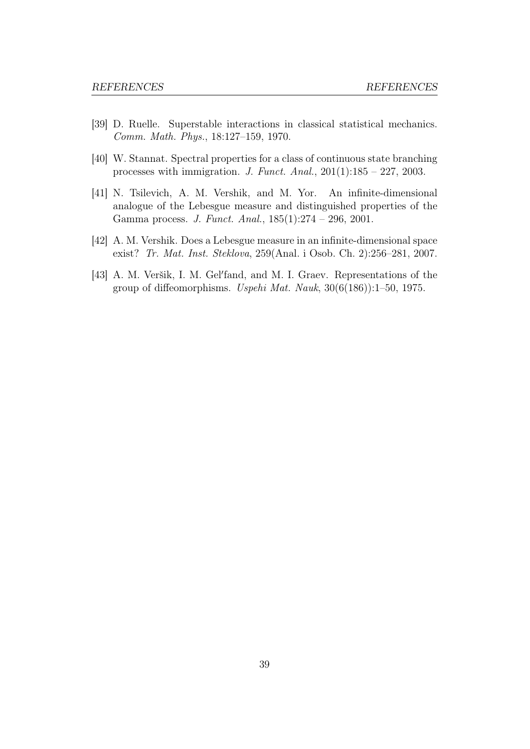[39] D. Ruelle. Superstable interactions in classical statistical mechanics. *Comm. Math. Phys.*, 18:127–159, 1970.

[40] W. Stannat. Spectral properties for a class of continuous state branching processes with immigration. *J. Funct. Anal.*, 201(1):185 – 227, 2003.

[41] N. Tsilevich, A. M. Vershik, and M. Yor. An infinite-dimensional analogue of the Lebesgue measure and distinguished properties of the Gamma process. *J. Funct. Anal.*, 185(1):274 – 296, 2001.

[42] A. M. Vershik. Does a Lebesgue measure in an infinite-dimensional space exist? *Tr. Mat. Inst. Steklova*, 259(Anal. i Osob. Ch. 2):256–281, 2007.

[43] A. M. Veršik, I. M. Gel′fand, and M. I. Graev. Representations of the group of diffeomorphisms. *Uspehi Mat. Nauk*, 30(6(186)):1–50, 1975.